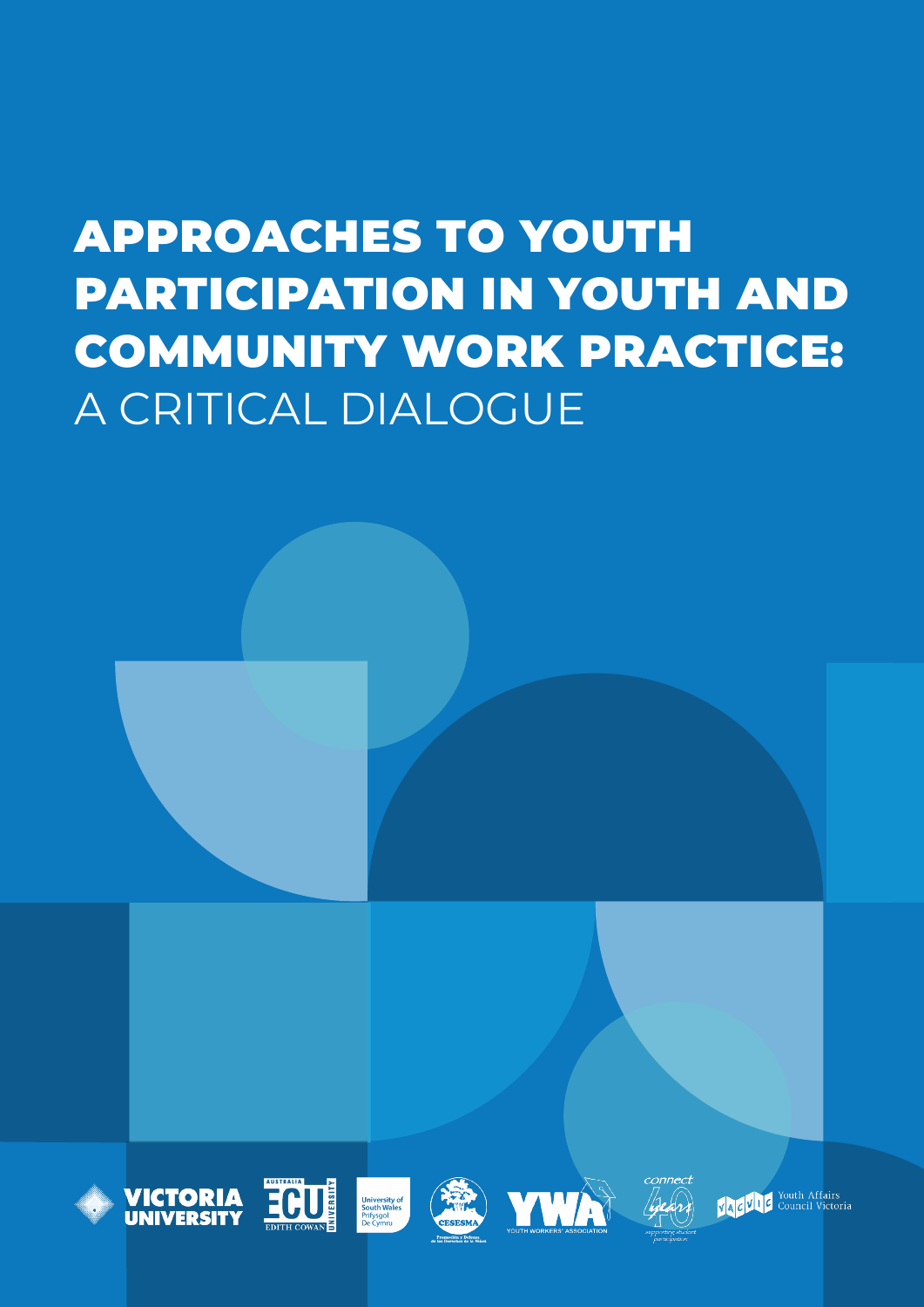# APPROACHES TO YOUTH PARTICIPATION IN YOUTH AND COMMUNITY WORK PRACTICE: A CRITICAL DIALOGUE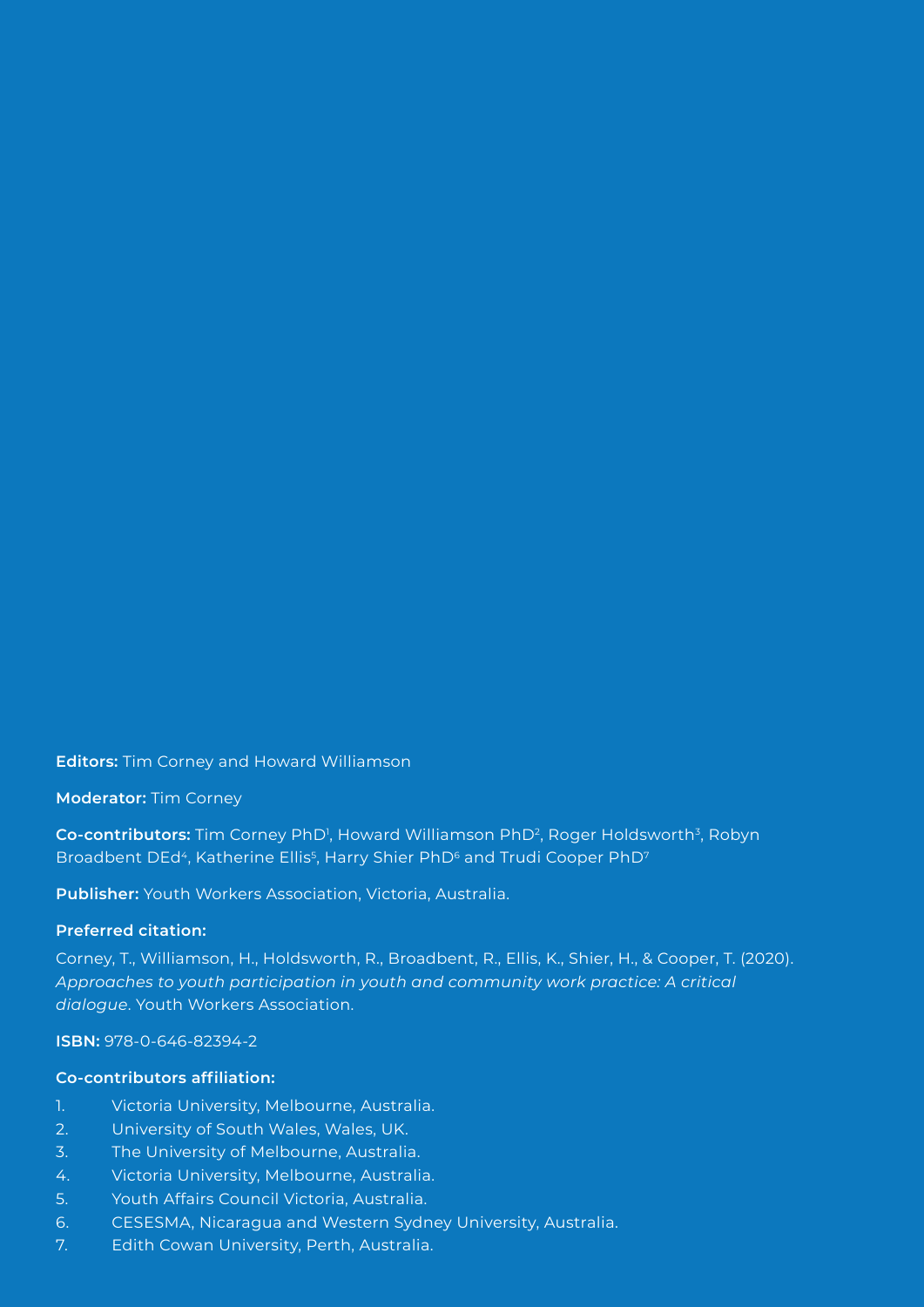**Editors:** Tim Corney and Howard Williamson

**Moderator:** Tim Corney

**Co-contributors:** Tim Corney PhD[1], Howard Williamson PhD[2], Roger Holdsworth[3], Robyn Broadbent DEd[4], Katherine Ellis[5], Harry Shier PhD[6] and Trudi Cooper PhD[7]

**Publisher:** Youth Workers Association, Victoria, Australia.

**Preferred citation:**

Corney, T., Williamson, H., Holdsworth, R., Broadbent, R., Ellis, K., Shier, H., & Cooper, T. (2020). *Approaches to youth participation in youth and community work practice: A critical dialogue*. Youth Workers Association.

**ISBN:** 978-0-646-82394-2

**Co-contributors affiliation:**

1. Victoria University, Melbourne, Australia.
2. University of South Wales, Wales, UK.
3. The University of Melbourne, Australia.
4. Victoria University, Melbourne, Australia.
5. Youth Affairs Council Victoria, Australia.
6. CESESMA, Nicaragua and Western Sydney University, Australia.
7. Edith Cowan University, Perth, Australia.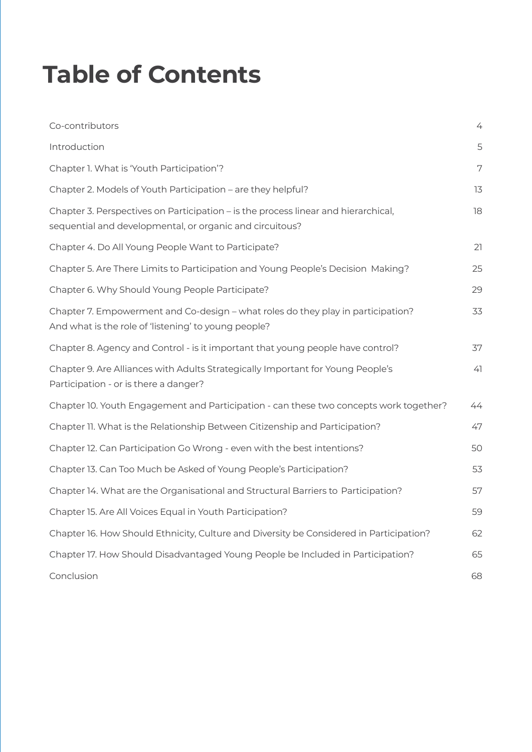# Table of Contents

| | |
|---|---|
| Co-contributors | 4 |
| Introduction | 5 |
| Chapter 1. What is 'Youth Participation'? | 7 |
| Chapter 2. Models of Youth Participation – are they helpful? | 13 |
| Chapter 3. Perspectives on Participation – is the process linear and hierarchical, sequential and developmental, or organic and circuitous? | 18 |
| Chapter 4. Do All Young People Want to Participate? | 21 |
| Chapter 5. Are There Limits to Participation and Young People's Decision Making? | 25 |
| Chapter 6. Why Should Young People Participate? | 29 |
| Chapter 7. Empowerment and Co-design – what roles do they play in participation? And what is the role of 'listening' to young people? | 33 |
| Chapter 8. Agency and Control - is it important that young people have control? | 37 |
| Chapter 9. Are Alliances with Adults Strategically Important for Young People's Participation - or is there a danger? | 41 |
| Chapter 10. Youth Engagement and Participation - can these two concepts work together? | 44 |
| Chapter 11. What is the Relationship Between Citizenship and Participation? | 47 |
| Chapter 12. Can Participation Go Wrong - even with the best intentions? | 50 |
| Chapter 13. Can Too Much be Asked of Young People's Participation? | 53 |
| Chapter 14. What are the Organisational and Structural Barriers to Participation? | 57 |
| Chapter 15. Are All Voices Equal in Youth Participation? | 59 |
| Chapter 16. How Should Ethnicity, Culture and Diversity be Considered in Participation? | 62 |
| Chapter 17. How Should Disadvantaged Young People be Included in Participation? | 65 |
| Conclusion | 68 |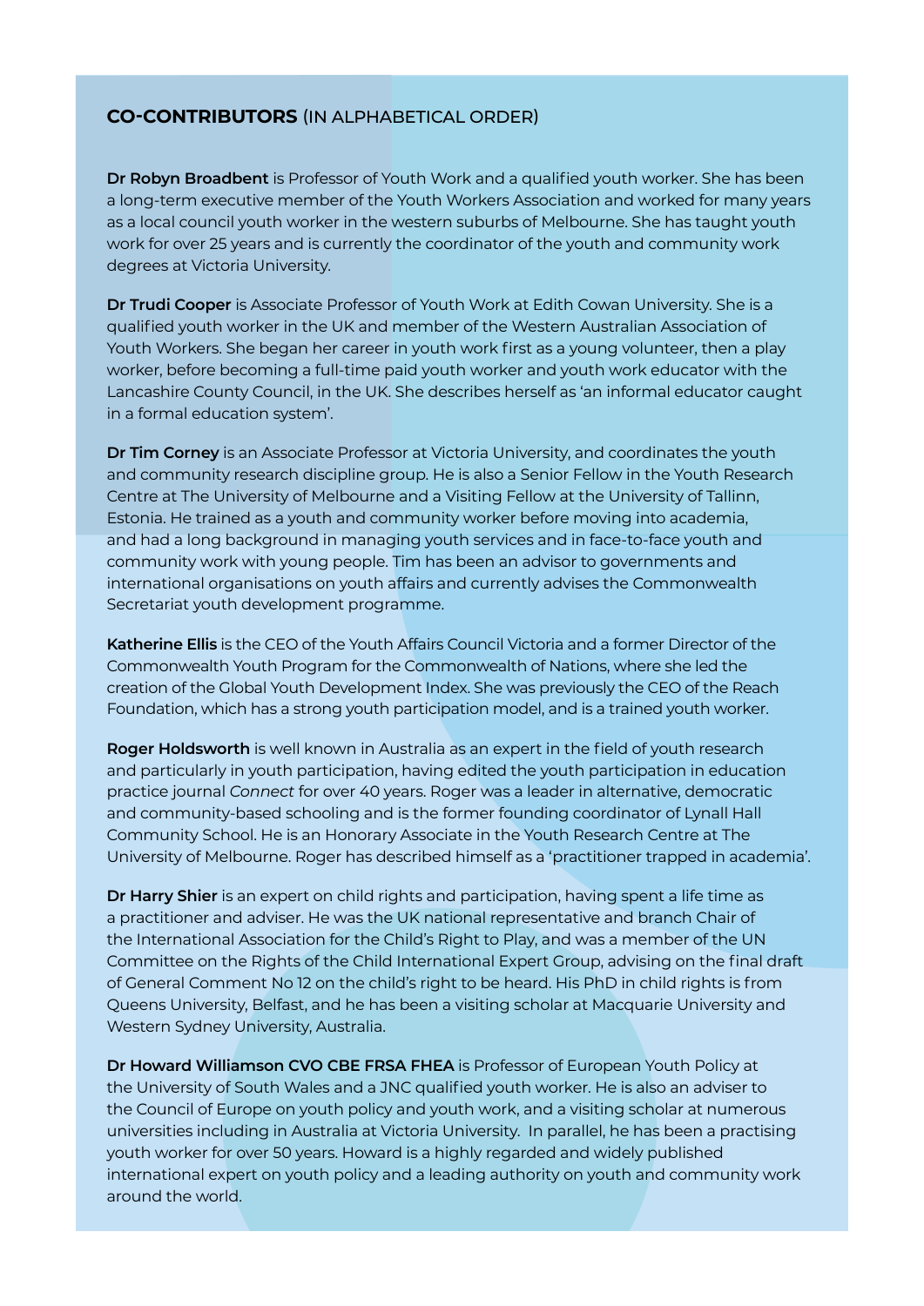## **CO-CONTRIBUTORS** (IN ALPHABETICAL ORDER)

**Dr Robyn Broadbent** is Professor of Youth Work and a qualified youth worker. She has been a long-term executive member of the Youth Workers Association and worked for many years as a local council youth worker in the western suburbs of Melbourne. She has taught youth work for over 25 years and is currently the coordinator of the youth and community work degrees at Victoria University.

**Dr Trudi Cooper** is Associate Professor of Youth Work at Edith Cowan University. She is a qualified youth worker in the UK and member of the Western Australian Association of Youth Workers. She began her career in youth work first as a young volunteer, then a play worker, before becoming a full-time paid youth worker and youth work educator with the Lancashire County Council, in the UK. She describes herself as 'an informal educator caught in a formal education system'.

**Dr Tim Corney** is an Associate Professor at Victoria University, and coordinates the youth and community research discipline group. He is also a Senior Fellow in the Youth Research Centre at The University of Melbourne and a Visiting Fellow at the University of Tallinn, Estonia. He trained as a youth and community worker before moving into academia, and had a long background in managing youth services and in face-to-face youth and community work with young people. Tim has been an advisor to governments and international organisations on youth affairs and currently advises the Commonwealth Secretariat youth development programme.

**Katherine Ellis** is the CEO of the Youth Affairs Council Victoria and a former Director of the Commonwealth Youth Program for the Commonwealth of Nations, where she led the creation of the Global Youth Development Index. She was previously the CEO of the Reach Foundation, which has a strong youth participation model, and is a trained youth worker.

**Roger Holdsworth** is well known in Australia as an expert in the field of youth research and particularly in youth participation, having edited the youth participation in education practice journal *Connect* for over 40 years. Roger was a leader in alternative, democratic and community-based schooling and is the former founding coordinator of Lynall Hall Community School. He is an Honorary Associate in the Youth Research Centre at The University of Melbourne. Roger has described himself as a 'practitioner trapped in academia'.

**Dr Harry Shier** is an expert on child rights and participation, having spent a life time as a practitioner and adviser. He was the UK national representative and branch Chair of the International Association for the Child's Right to Play, and was a member of the UN Committee on the Rights of the Child International Expert Group, advising on the final draft of General Comment No 12 on the child's right to be heard. His PhD in child rights is from Queens University, Belfast, and he has been a visiting scholar at Macquarie University and Western Sydney University, Australia.

**Dr Howard Williamson CVO CBE FRSA FHEA** is Professor of European Youth Policy at the University of South Wales and a JNC qualified youth worker. He is also an adviser to the Council of Europe on youth policy and youth work, and a visiting scholar at numerous universities including in Australia at Victoria University. In parallel, he has been a practising youth worker for over 50 years. Howard is a highly regarded and widely published international expert on youth policy and a leading authority on youth and community work around the world.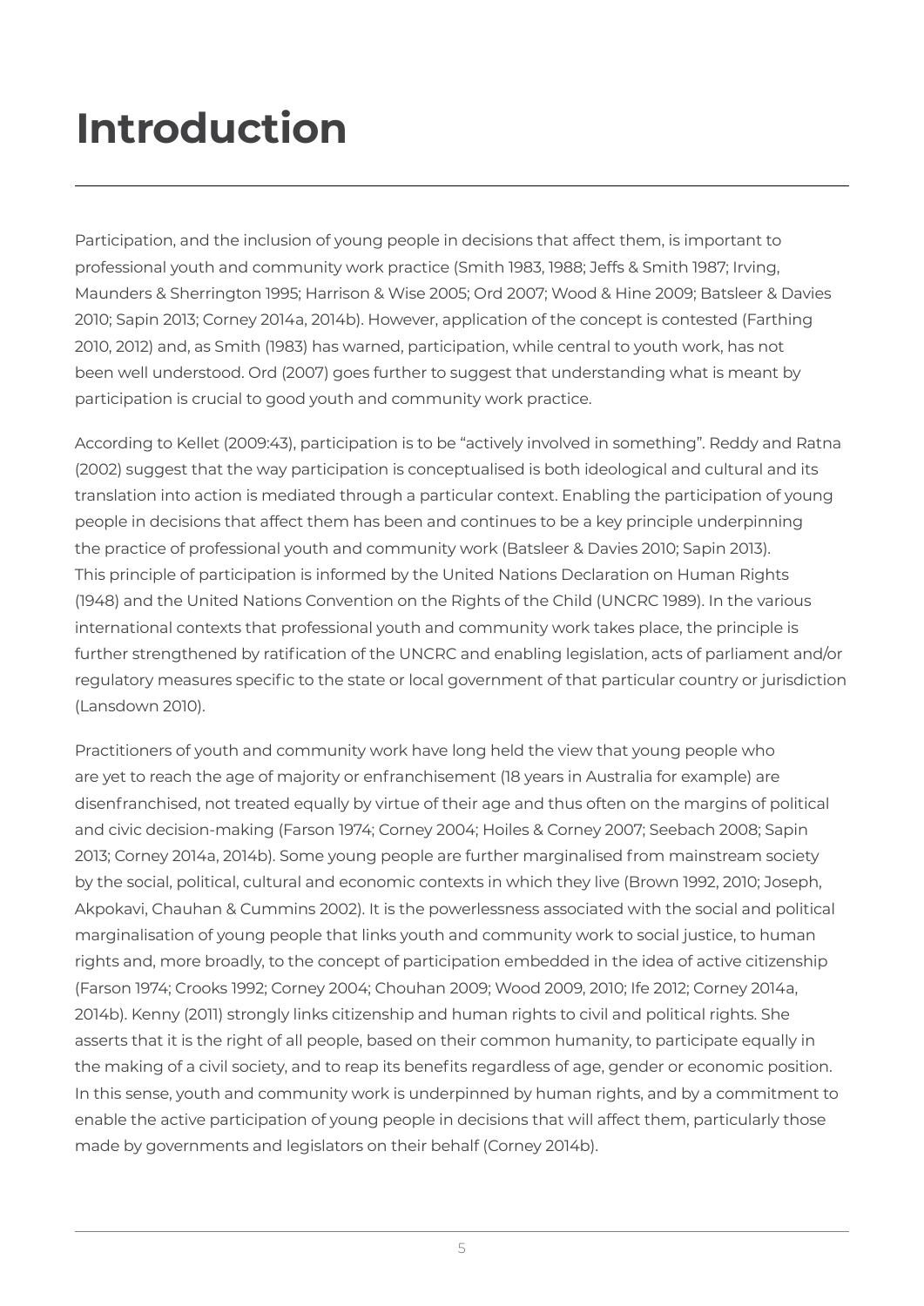# Introduction

Participation, and the inclusion of young people in decisions that affect them, is important to professional youth and community work practice (Smith 1983, 1988; Jeffs & Smith 1987; Irving, Maunders & Sherrington 1995; Harrison & Wise 2005; Ord 2007; Wood & Hine 2009; Batsleer & Davies 2010; Sapin 2013; Corney 2014a, 2014b). However, application of the concept is contested (Farthing 2010, 2012) and, as Smith (1983) has warned, participation, while central to youth work, has not been well understood. Ord (2007) goes further to suggest that understanding what is meant by participation is crucial to good youth and community work practice.

According to Kellet (2009:43), participation is to be "actively involved in something". Reddy and Ratna (2002) suggest that the way participation is conceptualised is both ideological and cultural and its translation into action is mediated through a particular context. Enabling the participation of young people in decisions that affect them has been and continues to be a key principle underpinning the practice of professional youth and community work (Batsleer & Davies 2010; Sapin 2013). This principle of participation is informed by the United Nations Declaration on Human Rights (1948) and the United Nations Convention on the Rights of the Child (UNCRC 1989). In the various international contexts that professional youth and community work takes place, the principle is further strengthened by ratification of the UNCRC and enabling legislation, acts of parliament and/or regulatory measures specific to the state or local government of that particular country or jurisdiction (Lansdown 2010).

Practitioners of youth and community work have long held the view that young people who are yet to reach the age of majority or enfranchisement (18 years in Australia for example) are disenfranchised, not treated equally by virtue of their age and thus often on the margins of political and civic decision-making (Farson 1974; Corney 2004; Hoiles & Corney 2007; Seebach 2008; Sapin 2013; Corney 2014a, 2014b). Some young people are further marginalised from mainstream society by the social, political, cultural and economic contexts in which they live (Brown 1992, 2010; Joseph, Akpokavi, Chauhan & Cummins 2002). It is the powerlessness associated with the social and political marginalisation of young people that links youth and community work to social justice, to human rights and, more broadly, to the concept of participation embedded in the idea of active citizenship (Farson 1974; Crooks 1992; Corney 2004; Chouhan 2009; Wood 2009, 2010; Ife 2012; Corney 2014a, 2014b). Kenny (2011) strongly links citizenship and human rights to civil and political rights. She asserts that it is the right of all people, based on their common humanity, to participate equally in the making of a civil society, and to reap its benefits regardless of age, gender or economic position. In this sense, youth and community work is underpinned by human rights, and by a commitment to enable the active participation of young people in decisions that will affect them, particularly those made by governments and legislators on their behalf (Corney 2014b).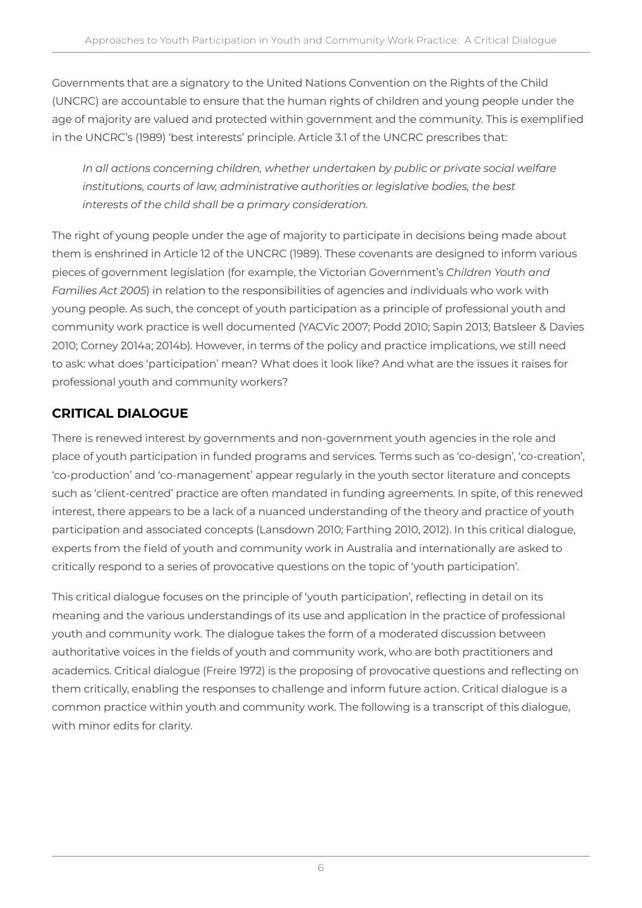Governments that are a signatory to the United Nations Convention on the Rights of the Child (UNCRC) are accountable to ensure that the human rights of children and young people under the age of majority are valued and protected within government and the community. This is exemplified in the UNCRC's (1989) 'best interests' principle. Article 3.1 of the UNCRC prescribes that:

> *In all actions concerning children, whether undertaken by public or private social welfare institutions, courts of law, administrative authorities or legislative bodies, the best interests of the child shall be a primary consideration.*

The right of young people under the age of majority to participate in decisions being made about them is enshrined in Article 12 of the UNCRC (1989). These covenants are designed to inform various pieces of government legislation (for example, the Victorian Government's *Children Youth and Families Act 2005*) in relation to the responsibilities of agencies and individuals who work with young people. As such, the concept of youth participation as a principle of professional youth and community work practice is well documented (YACVic 2007; Podd 2010; Sapin 2013; Batsleer & Davies 2010; Corney 2014a; 2014b). However, in terms of the policy and practice implications, we still need to ask: what does 'participation' mean? What does it look like? And what are the issues it raises for professional youth and community workers?

## CRITICAL DIALOGUE

There is renewed interest by governments and non-government youth agencies in the role and place of youth participation in funded programs and services. Terms such as 'co-design', 'co-creation', 'co-production' and 'co-management' appear regularly in the youth sector literature and concepts such as 'client-centred' practice are often mandated in funding agreements. In spite, of this renewed interest, there appears to be a lack of a nuanced understanding of the theory and practice of youth participation and associated concepts (Lansdown 2010; Farthing 2010, 2012). In this critical dialogue, experts from the field of youth and community work in Australia and internationally are asked to critically respond to a series of provocative questions on the topic of 'youth participation'.

This critical dialogue focuses on the principle of 'youth participation', reflecting in detail on its meaning and the various understandings of its use and application in the practice of professional youth and community work. The dialogue takes the form of a moderated discussion between authoritative voices in the fields of youth and community work, who are both practitioners and academics. Critical dialogue (Freire 1972) is the proposing of provocative questions and reflecting on them critically, enabling the responses to challenge and inform future action. Critical dialogue is a common practice within youth and community work. The following is a transcript of this dialogue, with minor edits for clarity.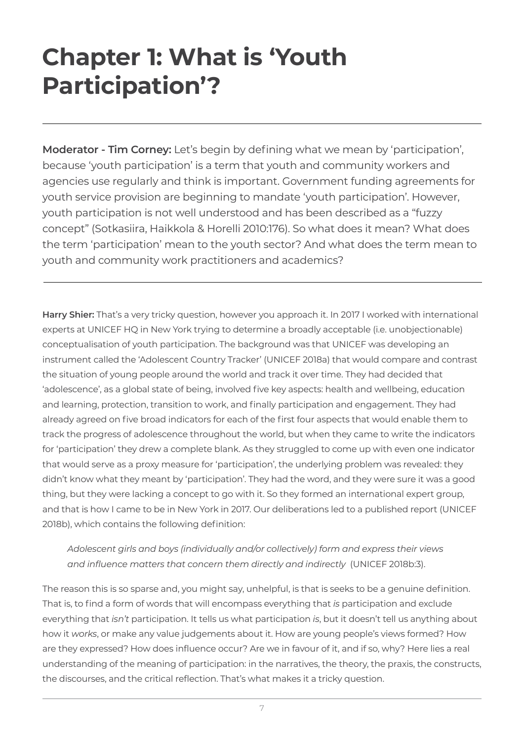# Chapter 1: What is 'Youth Participation'?

---

**Moderator - Tim Corney:** Let's begin by defining what we mean by 'participation', because 'youth participation' is a term that youth and community workers and agencies use regularly and think is important. Government funding agreements for youth service provision are beginning to mandate 'youth participation'. However, youth participation is not well understood and has been described as a "fuzzy concept" (Sotkasiira, Haikkola & Horelli 2010:176). So what does it mean? What does the term 'participation' mean to the youth sector? And what does the term mean to youth and community work practitioners and academics?

---

**Harry Shier:** That's a very tricky question, however you approach it. In 2017 I worked with international experts at UNICEF HQ in New York trying to determine a broadly acceptable (i.e. unobjectionable) conceptualisation of youth participation. The background was that UNICEF was developing an instrument called the 'Adolescent Country Tracker' (UNICEF 2018a) that would compare and contrast the situation of young people around the world and track it over time. They had decided that 'adolescence', as a global state of being, involved five key aspects: health and wellbeing, education and learning, protection, transition to work, and finally participation and engagement. They had already agreed on five broad indicators for each of the first four aspects that would enable them to track the progress of adolescence throughout the world, but when they came to write the indicators for 'participation' they drew a complete blank. As they struggled to come up with even one indicator that would serve as a proxy measure for 'participation', the underlying problem was revealed: they didn't know what they meant by 'participation'. They had the word, and they were sure it was a good thing, but they were lacking a concept to go with it. So they formed an international expert group, and that is how I came to be in New York in 2017. Our deliberations led to a published report (UNICEF 2018b), which contains the following definition:

> *Adolescent girls and boys (individually and/or collectively) form and express their views and influence matters that concern them directly and indirectly* (UNICEF 2018b:3).

The reason this is so sparse and, you might say, unhelpful, is that is seeks to be a genuine definition. That is, to find a form of words that will encompass everything that *is* participation and exclude everything that *isn't* participation. It tells us what participation *is*, but it doesn't tell us anything about how it *works*, or make any value judgements about it. How are young people's views formed? How are they expressed? How does influence occur? Are we in favour of it, and if so, why? Here lies a real understanding of the meaning of participation: in the narratives, the theory, the praxis, the constructs, the discourses, and the critical reflection. That's what makes it a tricky question.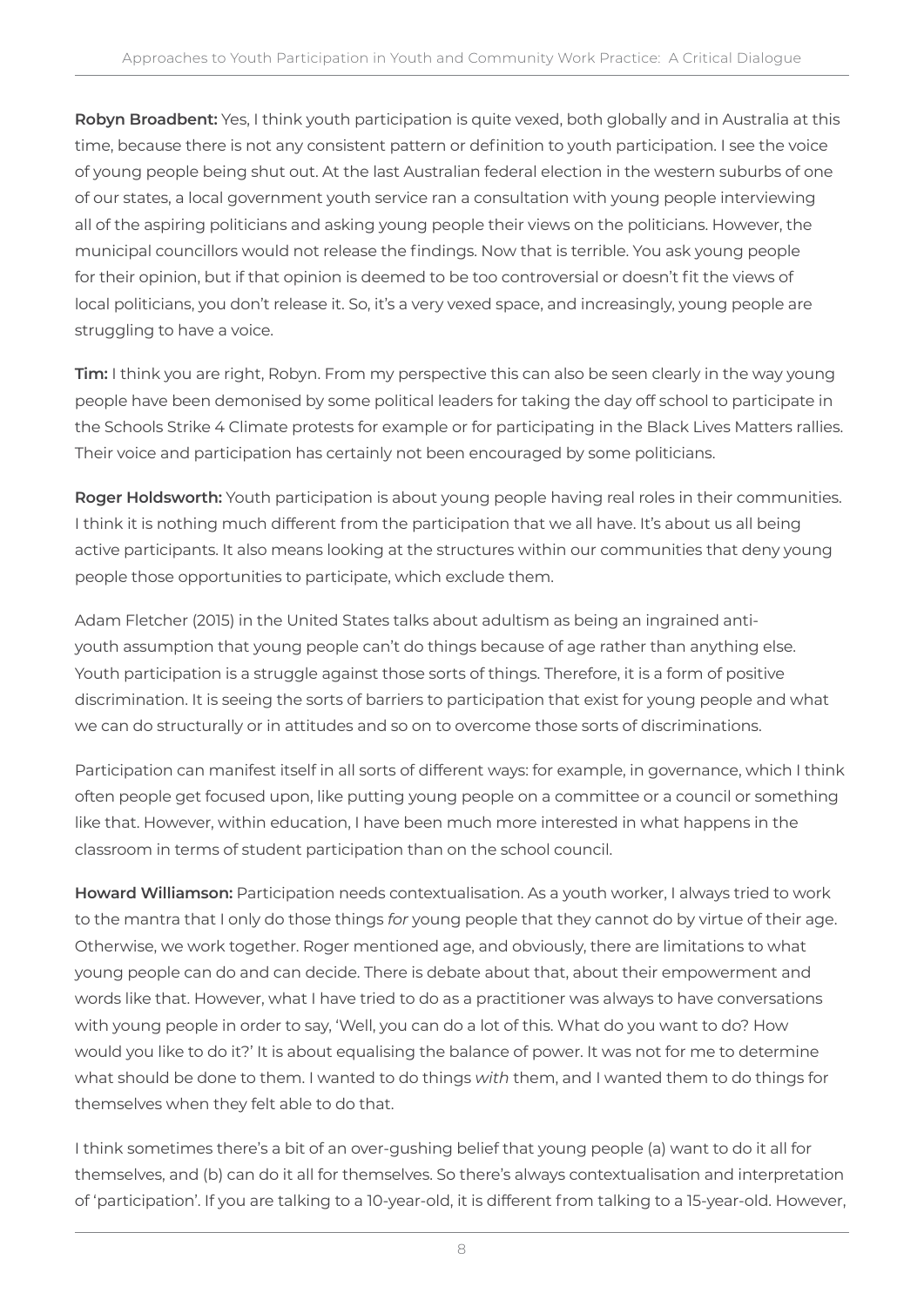**Robyn Broadbent:** Yes, I think youth participation is quite vexed, both globally and in Australia at this time, because there is not any consistent pattern or definition to youth participation. I see the voice of young people being shut out. At the last Australian federal election in the western suburbs of one of our states, a local government youth service ran a consultation with young people interviewing all of the aspiring politicians and asking young people their views on the politicians. However, the municipal councillors would not release the findings. Now that is terrible. You ask young people for their opinion, but if that opinion is deemed to be too controversial or doesn't fit the views of local politicians, you don't release it. So, it's a very vexed space, and increasingly, young people are struggling to have a voice.

**Tim:** I think you are right, Robyn. From my perspective this can also be seen clearly in the way young people have been demonised by some political leaders for taking the day off school to participate in the Schools Strike 4 Climate protests for example or for participating in the Black Lives Matters rallies. Their voice and participation has certainly not been encouraged by some politicians.

**Roger Holdsworth:** Youth participation is about young people having real roles in their communities. I think it is nothing much different from the participation that we all have. It's about us all being active participants. It also means looking at the structures within our communities that deny young people those opportunities to participate, which exclude them.

Adam Fletcher (2015) in the United States talks about adultism as being an ingrained anti-youth assumption that young people can't do things because of age rather than anything else. Youth participation is a struggle against those sorts of things. Therefore, it is a form of positive discrimination. It is seeing the sorts of barriers to participation that exist for young people and what we can do structurally or in attitudes and so on to overcome those sorts of discriminations.

Participation can manifest itself in all sorts of different ways: for example, in governance, which I think often people get focused upon, like putting young people on a committee or a council or something like that. However, within education, I have been much more interested in what happens in the classroom in terms of student participation than on the school council.

**Howard Williamson:** Participation needs contextualisation. As a youth worker, I always tried to work to the mantra that I only do those things *for* young people that they cannot do by virtue of their age. Otherwise, we work together. Roger mentioned age, and obviously, there are limitations to what young people can do and can decide. There is debate about that, about their empowerment and words like that. However, what I have tried to do as a practitioner was always to have conversations with young people in order to say, 'Well, you can do a lot of this. What do you want to do? How would you like to do it?' It is about equalising the balance of power. It was not for me to determine what should be done to them. I wanted to do things *with* them, and I wanted them to do things for themselves when they felt able to do that.

I think sometimes there's a bit of an over-gushing belief that young people (a) want to do it all for themselves, and (b) can do it all for themselves. So there's always contextualisation and interpretation of 'participation'. If you are talking to a 10-year-old, it is different from talking to a 15-year-old. However,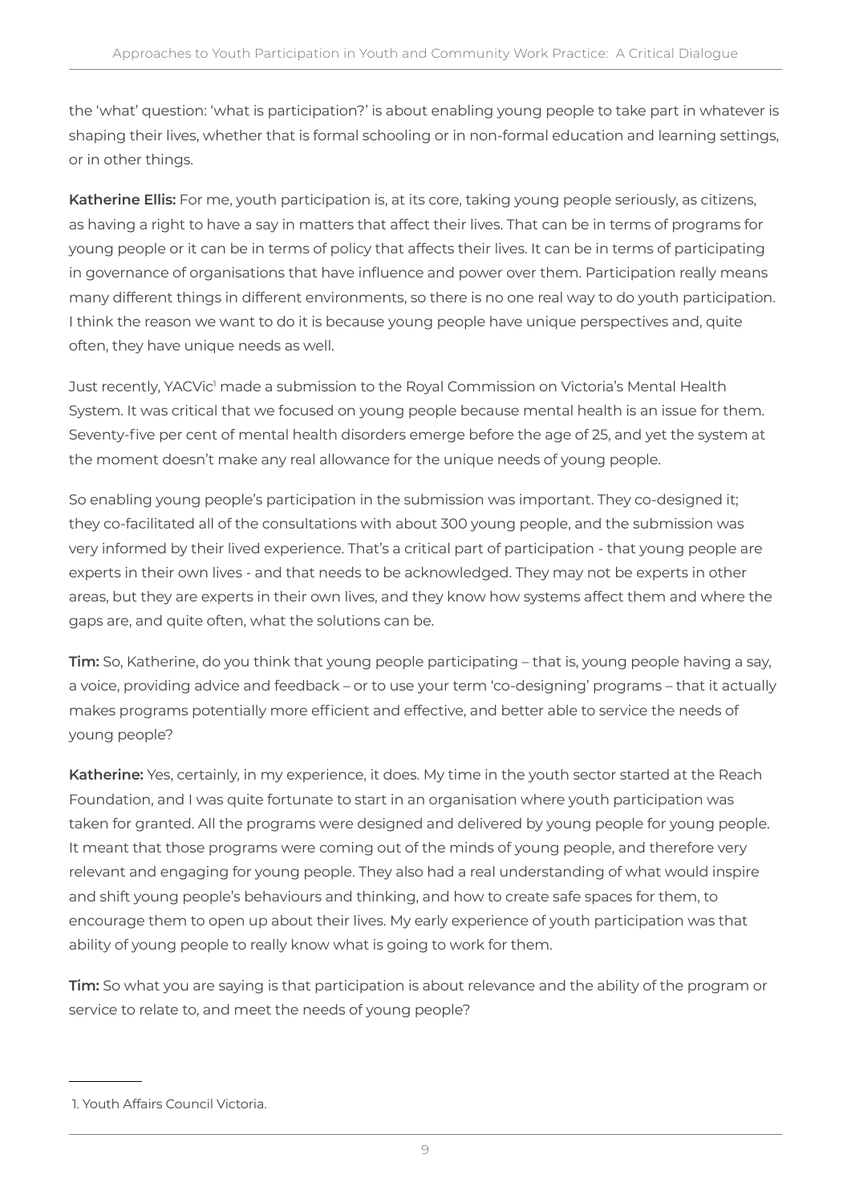the 'what' question: 'what is participation?' is about enabling young people to take part in whatever is shaping their lives, whether that is formal schooling or in non-formal education and learning settings, or in other things.

**Katherine Ellis:** For me, youth participation is, at its core, taking young people seriously, as citizens, as having a right to have a say in matters that affect their lives. That can be in terms of programs for young people or it can be in terms of policy that affects their lives. It can be in terms of participating in governance of organisations that have influence and power over them. Participation really means many different things in different environments, so there is no one real way to do youth participation. I think the reason we want to do it is because young people have unique perspectives and, quite often, they have unique needs as well.

Just recently, YACVic[1] made a submission to the Royal Commission on Victoria's Mental Health System. It was critical that we focused on young people because mental health is an issue for them. Seventy-five per cent of mental health disorders emerge before the age of 25, and yet the system at the moment doesn't make any real allowance for the unique needs of young people.

So enabling young people's participation in the submission was important. They co-designed it; they co-facilitated all of the consultations with about 300 young people, and the submission was very informed by their lived experience. That's a critical part of participation - that young people are experts in their own lives - and that needs to be acknowledged. They may not be experts in other areas, but they are experts in their own lives, and they know how systems affect them and where the gaps are, and quite often, what the solutions can be.

**Tim:** So, Katherine, do you think that young people participating – that is, young people having a say, a voice, providing advice and feedback – or to use your term 'co-designing' programs – that it actually makes programs potentially more efficient and effective, and better able to service the needs of young people?

**Katherine:** Yes, certainly, in my experience, it does. My time in the youth sector started at the Reach Foundation, and I was quite fortunate to start in an organisation where youth participation was taken for granted. All the programs were designed and delivered by young people for young people. It meant that those programs were coming out of the minds of young people, and therefore very relevant and engaging for young people. They also had a real understanding of what would inspire and shift young people's behaviours and thinking, and how to create safe spaces for them, to encourage them to open up about their lives. My early experience of youth participation was that ability of young people to really know what is going to work for them.

**Tim:** So what you are saying is that participation is about relevance and the ability of the program or service to relate to, and meet the needs of young people?

---

1. Youth Affairs Council Victoria.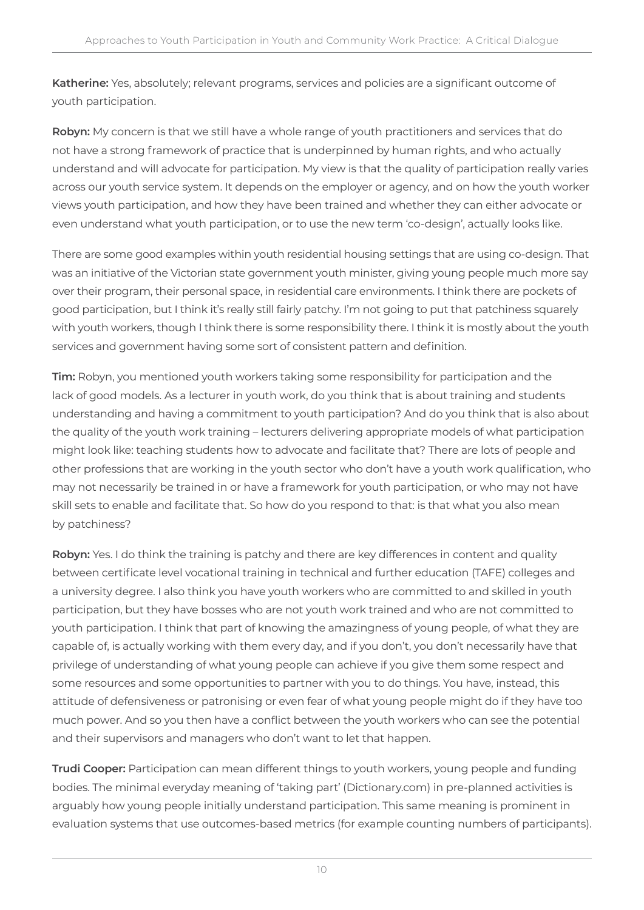**Katherine:** Yes, absolutely; relevant programs, services and policies are a significant outcome of youth participation.

**Robyn:** My concern is that we still have a whole range of youth practitioners and services that do not have a strong framework of practice that is underpinned by human rights, and who actually understand and will advocate for participation. My view is that the quality of participation really varies across our youth service system. It depends on the employer or agency, and on how the youth worker views youth participation, and how they have been trained and whether they can either advocate or even understand what youth participation, or to use the new term 'co-design', actually looks like.

There are some good examples within youth residential housing settings that are using co-design. That was an initiative of the Victorian state government youth minister, giving young people much more say over their program, their personal space, in residential care environments. I think there are pockets of good participation, but I think it's really still fairly patchy. I'm not going to put that patchiness squarely with youth workers, though I think there is some responsibility there. I think it is mostly about the youth services and government having some sort of consistent pattern and definition.

**Tim:** Robyn, you mentioned youth workers taking some responsibility for participation and the lack of good models. As a lecturer in youth work, do you think that is about training and students understanding and having a commitment to youth participation? And do you think that is also about the quality of the youth work training – lecturers delivering appropriate models of what participation might look like: teaching students how to advocate and facilitate that? There are lots of people and other professions that are working in the youth sector who don't have a youth work qualification, who may not necessarily be trained in or have a framework for youth participation, or who may not have skill sets to enable and facilitate that. So how do you respond to that: is that what you also mean by patchiness?

**Robyn:** Yes. I do think the training is patchy and there are key differences in content and quality between certificate level vocational training in technical and further education (TAFE) colleges and a university degree. I also think you have youth workers who are committed to and skilled in youth participation, but they have bosses who are not youth work trained and who are not committed to youth participation. I think that part of knowing the amazingness of young people, of what they are capable of, is actually working with them every day, and if you don't, you don't necessarily have that privilege of understanding of what young people can achieve if you give them some respect and some resources and some opportunities to partner with you to do things. You have, instead, this attitude of defensiveness or patronising or even fear of what young people might do if they have too much power. And so you then have a conflict between the youth workers who can see the potential and their supervisors and managers who don't want to let that happen.

**Trudi Cooper:** Participation can mean different things to youth workers, young people and funding bodies. The minimal everyday meaning of 'taking part' (Dictionary.com) in pre-planned activities is arguably how young people initially understand participation. This same meaning is prominent in evaluation systems that use outcomes-based metrics (for example counting numbers of participants).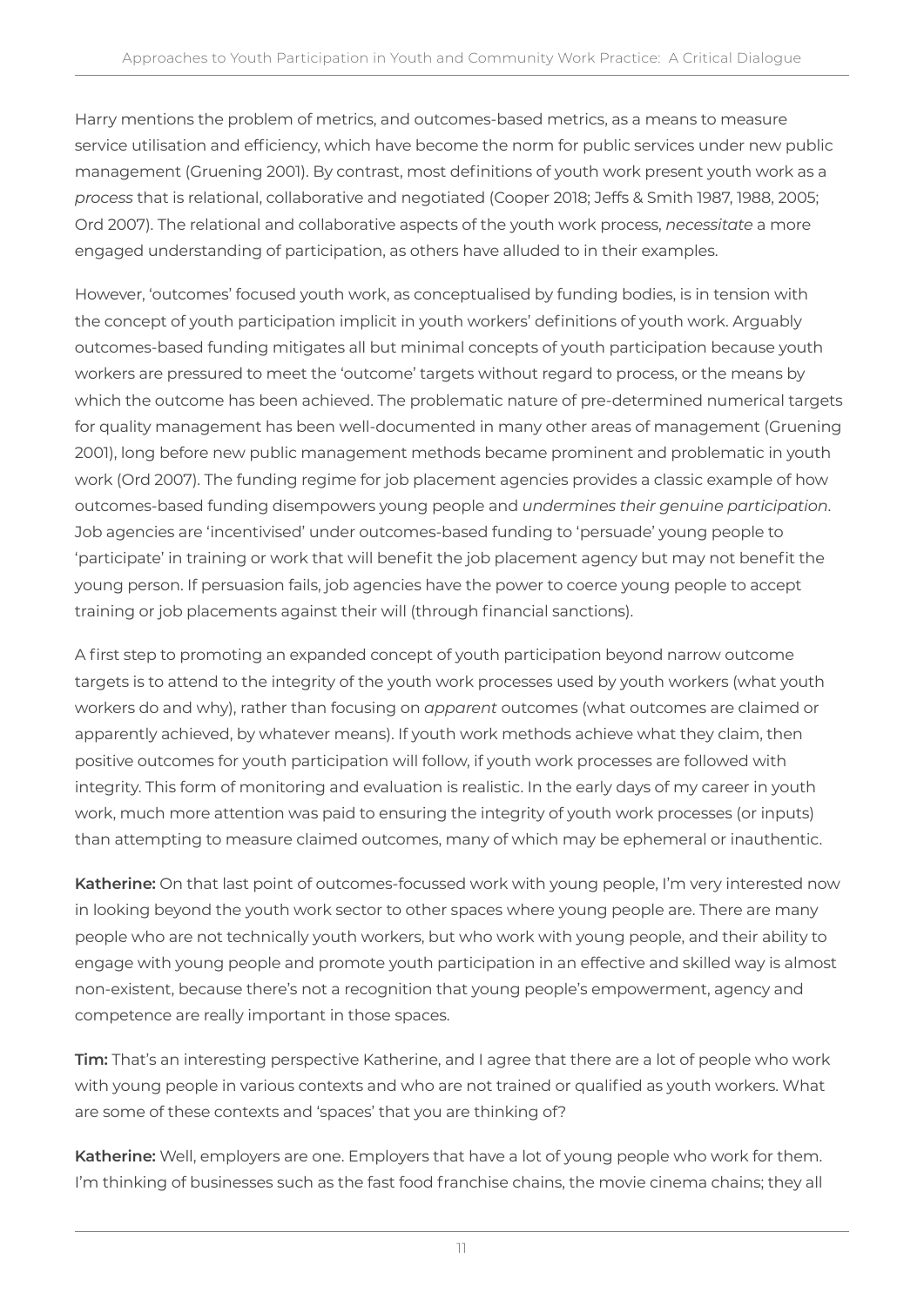Harry mentions the problem of metrics, and outcomes-based metrics, as a means to measure service utilisation and efficiency, which have become the norm for public services under new public management (Gruening 2001). By contrast, most definitions of youth work present youth work as a *process* that is relational, collaborative and negotiated (Cooper 2018; Jeffs & Smith 1987, 1988, 2005; Ord 2007). The relational and collaborative aspects of the youth work process, *necessitate* a more engaged understanding of participation, as others have alluded to in their examples.

However, 'outcomes' focused youth work, as conceptualised by funding bodies, is in tension with the concept of youth participation implicit in youth workers' definitions of youth work. Arguably outcomes-based funding mitigates all but minimal concepts of youth participation because youth workers are pressured to meet the 'outcome' targets without regard to process, or the means by which the outcome has been achieved. The problematic nature of pre-determined numerical targets for quality management has been well-documented in many other areas of management (Gruening 2001), long before new public management methods became prominent and problematic in youth work (Ord 2007). The funding regime for job placement agencies provides a classic example of how outcomes-based funding disempowers young people and *undermines their genuine participation*. Job agencies are 'incentivised' under outcomes-based funding to 'persuade' young people to 'participate' in training or work that will benefit the job placement agency but may not benefit the young person. If persuasion fails, job agencies have the power to coerce young people to accept training or job placements against their will (through financial sanctions).

A first step to promoting an expanded concept of youth participation beyond narrow outcome targets is to attend to the integrity of the youth work processes used by youth workers (what youth workers do and why), rather than focusing on *apparent* outcomes (what outcomes are claimed or apparently achieved, by whatever means). If youth work methods achieve what they claim, then positive outcomes for youth participation will follow, if youth work processes are followed with integrity. This form of monitoring and evaluation is realistic. In the early days of my career in youth work, much more attention was paid to ensuring the integrity of youth work processes (or inputs) than attempting to measure claimed outcomes, many of which may be ephemeral or inauthentic.

**Katherine:** On that last point of outcomes-focussed work with young people, I'm very interested now in looking beyond the youth work sector to other spaces where young people are. There are many people who are not technically youth workers, but who work with young people, and their ability to engage with young people and promote youth participation in an effective and skilled way is almost non-existent, because there's not a recognition that young people's empowerment, agency and competence are really important in those spaces.

**Tim:** That's an interesting perspective Katherine, and I agree that there are a lot of people who work with young people in various contexts and who are not trained or qualified as youth workers. What are some of these contexts and 'spaces' that you are thinking of?

**Katherine:** Well, employers are one. Employers that have a lot of young people who work for them. I'm thinking of businesses such as the fast food franchise chains, the movie cinema chains; they all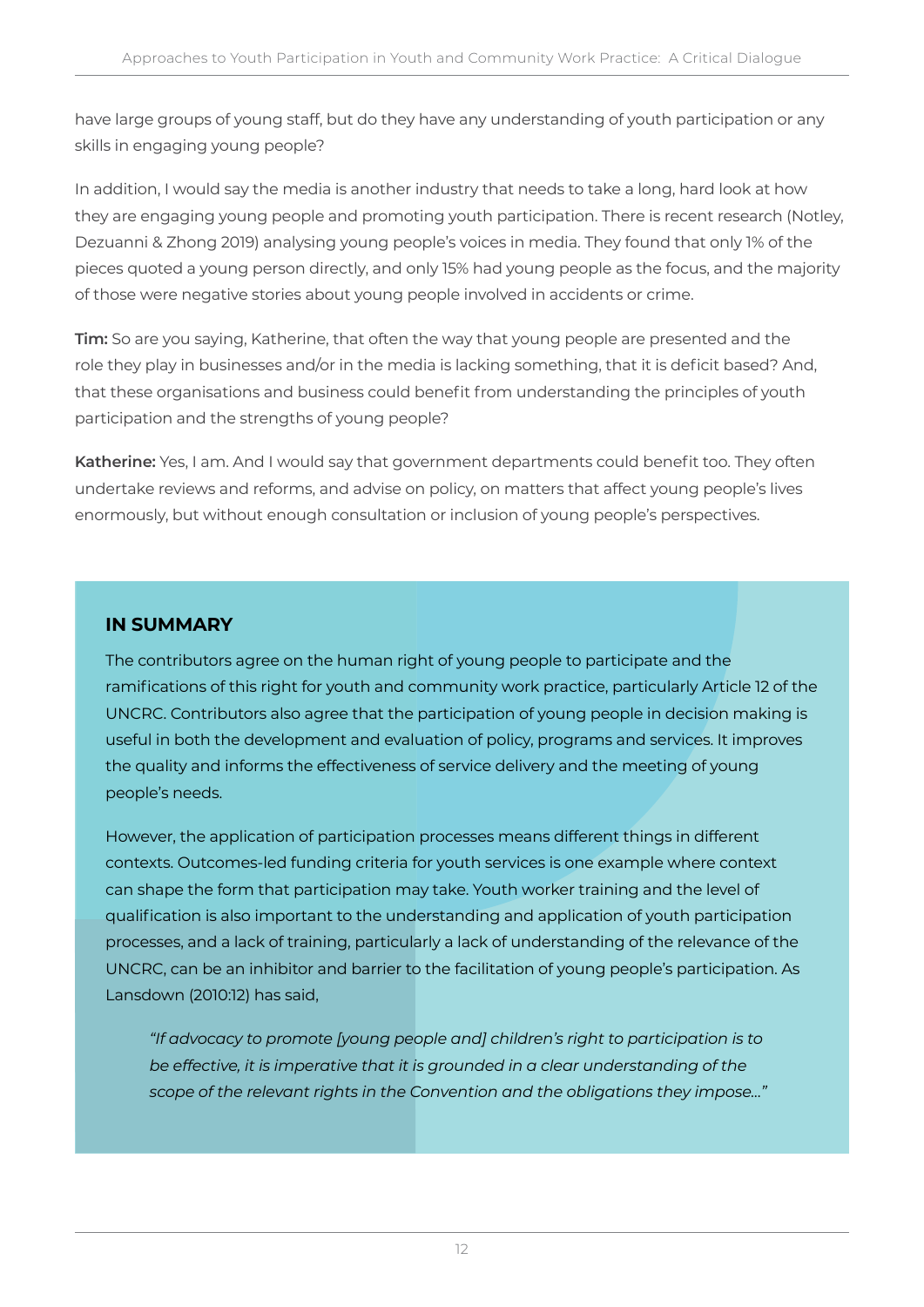have large groups of young staff, but do they have any understanding of youth participation or any skills in engaging young people?

In addition, I would say the media is another industry that needs to take a long, hard look at how they are engaging young people and promoting youth participation. There is recent research (Notley, Dezuanni & Zhong 2019) analysing young people's voices in media. They found that only 1% of the pieces quoted a young person directly, and only 15% had young people as the focus, and the majority of those were negative stories about young people involved in accidents or crime.

**Tim:** So are you saying, Katherine, that often the way that young people are presented and the role they play in businesses and/or in the media is lacking something, that it is deficit based? And, that these organisations and business could benefit from understanding the principles of youth participation and the strengths of young people?

**Katherine:** Yes, I am. And I would say that government departments could benefit too. They often undertake reviews and reforms, and advise on policy, on matters that affect young people's lives enormously, but without enough consultation or inclusion of young people's perspectives.

## IN SUMMARY

The contributors agree on the human right of young people to participate and the ramifications of this right for youth and community work practice, particularly Article 12 of the UNCRC. Contributors also agree that the participation of young people in decision making is useful in both the development and evaluation of policy, programs and services. It improves the quality and informs the effectiveness of service delivery and the meeting of young people's needs.

However, the application of participation processes means different things in different contexts. Outcomes-led funding criteria for youth services is one example where context can shape the form that participation may take. Youth worker training and the level of qualification is also important to the understanding and application of youth participation processes, and a lack of training, particularly a lack of understanding of the relevance of the UNCRC, can be an inhibitor and barrier to the facilitation of young people's participation. As Lansdown (2010:12) has said,

> *"If advocacy to promote [young people and] children's right to participation is to be effective, it is imperative that it is grounded in a clear understanding of the scope of the relevant rights in the Convention and the obligations they impose…"*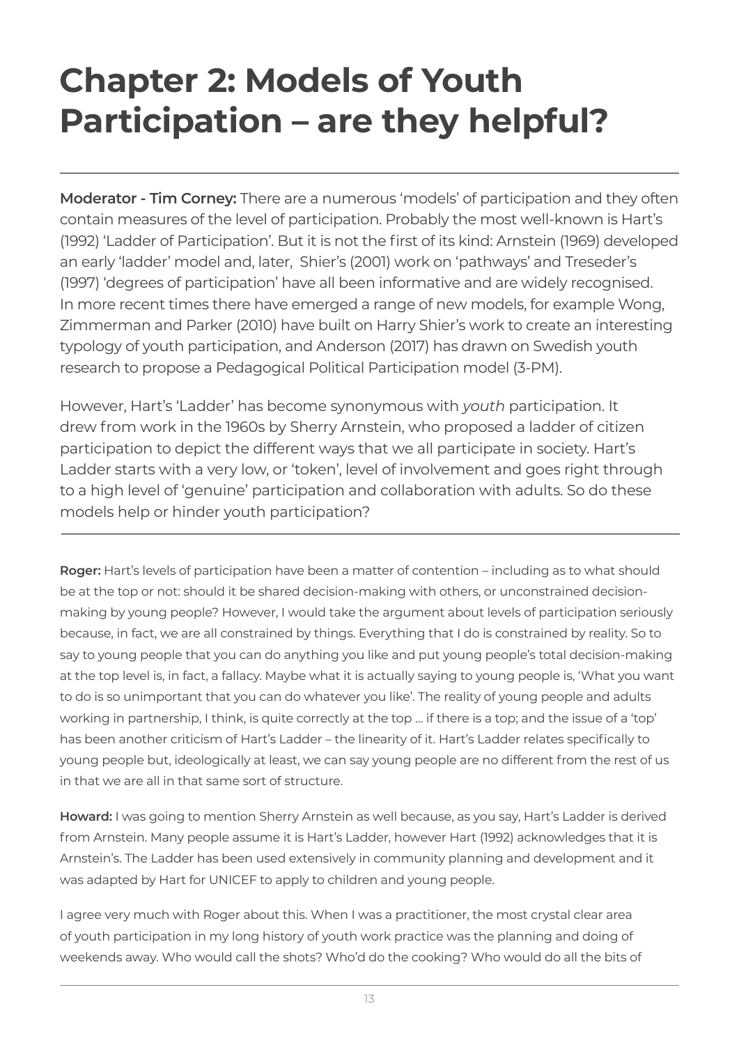# Chapter 2: Models of Youth Participation – are they helpful?

---

**Moderator - Tim Corney:** There are a numerous 'models' of participation and they often contain measures of the level of participation. Probably the most well-known is Hart's (1992) 'Ladder of Participation'. But it is not the first of its kind: Arnstein (1969) developed an early 'ladder' model and, later, Shier's (2001) work on 'pathways' and Treseder's (1997) 'degrees of participation' have all been informative and are widely recognised. In more recent times there have emerged a range of new models, for example Wong, Zimmerman and Parker (2010) have built on Harry Shier's work to create an interesting typology of youth participation, and Anderson (2017) has drawn on Swedish youth research to propose a Pedagogical Political Participation model (3-PM).

However, Hart's 'Ladder' has become synonymous with *youth* participation. It drew from work in the 1960s by Sherry Arnstein, who proposed a ladder of citizen participation to depict the different ways that we all participate in society. Hart's Ladder starts with a very low, or 'token', level of involvement and goes right through to a high level of 'genuine' participation and collaboration with adults. So do these models help or hinder youth participation?

---

**Roger:** Hart's levels of participation have been a matter of contention – including as to what should be at the top or not: should it be shared decision-making with others, or unconstrained decision-making by young people? However, I would take the argument about levels of participation seriously because, in fact, we are all constrained by things. Everything that I do is constrained by reality. So to say to young people that you can do anything you like and put young people's total decision-making at the top level is, in fact, a fallacy. Maybe what it is actually saying to young people is, 'What you want to do is so unimportant that you can do whatever you like'. The reality of young people and adults working in partnership, I think, is quite correctly at the top ... if there is a top; and the issue of a 'top' has been another criticism of Hart's Ladder – the linearity of it. Hart's Ladder relates specifically to young people but, ideologically at least, we can say young people are no different from the rest of us in that we are all in that same sort of structure.

**Howard:** I was going to mention Sherry Arnstein as well because, as you say, Hart's Ladder is derived from Arnstein. Many people assume it is Hart's Ladder, however Hart (1992) acknowledges that it is Arnstein's. The Ladder has been used extensively in community planning and development and it was adapted by Hart for UNICEF to apply to children and young people.

I agree very much with Roger about this. When I was a practitioner, the most crystal clear area of youth participation in my long history of youth work practice was the planning and doing of weekends away. Who would call the shots? Who'd do the cooking? Who would do all the bits of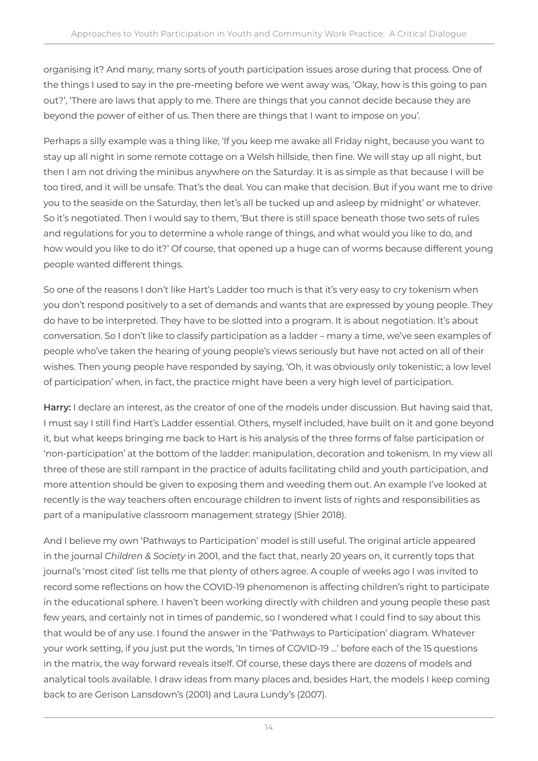organising it? And many, many sorts of youth participation issues arose during that process. One of the things I used to say in the pre-meeting before we went away was, 'Okay, how is this going to pan out?', 'There are laws that apply to me. There are things that you cannot decide because they are beyond the power of either of us. Then there are things that I want to impose on you'.

Perhaps a silly example was a thing like, 'If you keep me awake all Friday night, because you want to stay up all night in some remote cottage on a Welsh hillside, then fine. We will stay up all night, but then I am not driving the minibus anywhere on the Saturday. It is as simple as that because I will be too tired, and it will be unsafe. That's the deal. You can make that decision. But if you want me to drive you to the seaside on the Saturday, then let's all be tucked up and asleep by midnight' or whatever. So it's negotiated. Then I would say to them, 'But there is still space beneath those two sets of rules and regulations for you to determine a whole range of things, and what would you like to do, and how would you like to do it?' Of course, that opened up a huge can of worms because different young people wanted different things.

So one of the reasons I don't like Hart's Ladder too much is that it's very easy to cry tokenism when you don't respond positively to a set of demands and wants that are expressed by young people. They do have to be interpreted. They have to be slotted into a program. It is about negotiation. It's about conversation. So I don't like to classify participation as a ladder – many a time, we've seen examples of people who've taken the hearing of young people's views seriously but have not acted on all of their wishes. Then young people have responded by saying, 'Oh, it was obviously only tokenistic; a low level of participation' when, in fact, the practice might have been a very high level of participation.

**Harry:** I declare an interest, as the creator of one of the models under discussion. But having said that, I must say I still find Hart's Ladder essential. Others, myself included, have built on it and gone beyond it, but what keeps bringing me back to Hart is his analysis of the three forms of false participation or 'non-participation' at the bottom of the ladder: manipulation, decoration and tokenism. In my view all three of these are still rampant in the practice of adults facilitating child and youth participation, and more attention should be given to exposing them and weeding them out. An example I've looked at recently is the way teachers often encourage children to invent lists of rights and responsibilities as part of a manipulative classroom management strategy (Shier 2018).

And I believe my own 'Pathways to Participation' model is still useful. The original article appeared in the journal *Children & Society* in 2001, and the fact that, nearly 20 years on, it currently tops that journal's 'most cited' list tells me that plenty of others agree. A couple of weeks ago I was invited to record some reflections on how the COVID-19 phenomenon is affecting children's right to participate in the educational sphere. I haven't been working directly with children and young people these past few years, and certainly not in times of pandemic, so I wondered what I could find to say about this that would be of any use. I found the answer in the 'Pathways to Participation' diagram. Whatever your work setting, if you just put the words, 'In times of COVID-19 ...' before each of the 15 questions in the matrix, the way forward reveals itself. Of course, these days there are dozens of models and analytical tools available. I draw ideas from many places and, besides Hart, the models I keep coming back to are Gerison Lansdown's (2001) and Laura Lundy's (2007).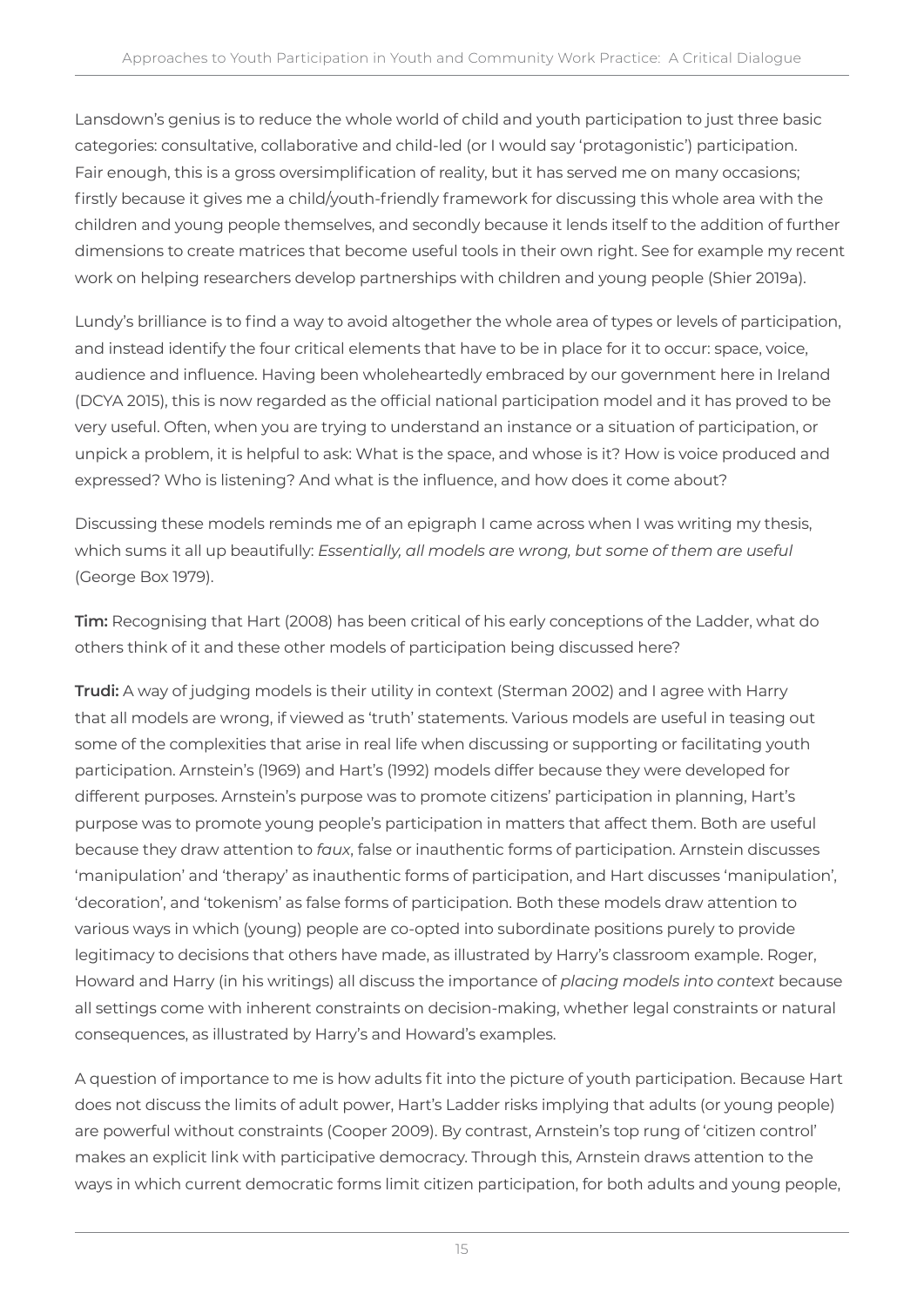Lansdown's genius is to reduce the whole world of child and youth participation to just three basic categories: consultative, collaborative and child-led (or I would say 'protagonistic') participation. Fair enough, this is a gross oversimplification of reality, but it has served me on many occasions; firstly because it gives me a child/youth-friendly framework for discussing this whole area with the children and young people themselves, and secondly because it lends itself to the addition of further dimensions to create matrices that become useful tools in their own right. See for example my recent work on helping researchers develop partnerships with children and young people (Shier 2019a).

Lundy's brilliance is to find a way to avoid altogether the whole area of types or levels of participation, and instead identify the four critical elements that have to be in place for it to occur: space, voice, audience and influence. Having been wholeheartedly embraced by our government here in Ireland (DCYA 2015), this is now regarded as the official national participation model and it has proved to be very useful. Often, when you are trying to understand an instance or a situation of participation, or unpick a problem, it is helpful to ask: What is the space, and whose is it? How is voice produced and expressed? Who is listening? And what is the influence, and how does it come about?

Discussing these models reminds me of an epigraph I came across when I was writing my thesis, which sums it all up beautifully: *Essentially, all models are wrong, but some of them are useful* (George Box 1979).

**Tim:** Recognising that Hart (2008) has been critical of his early conceptions of the Ladder, what do others think of it and these other models of participation being discussed here?

**Trudi:** A way of judging models is their utility in context (Sterman 2002) and I agree with Harry that all models are wrong, if viewed as 'truth' statements. Various models are useful in teasing out some of the complexities that arise in real life when discussing or supporting or facilitating youth participation. Arnstein's (1969) and Hart's (1992) models differ because they were developed for different purposes. Arnstein's purpose was to promote citizens' participation in planning, Hart's purpose was to promote young people's participation in matters that affect them. Both are useful because they draw attention to *faux*, false or inauthentic forms of participation. Arnstein discusses 'manipulation' and 'therapy' as inauthentic forms of participation, and Hart discusses 'manipulation', 'decoration', and 'tokenism' as false forms of participation. Both these models draw attention to various ways in which (young) people are co-opted into subordinate positions purely to provide legitimacy to decisions that others have made, as illustrated by Harry's classroom example. Roger, Howard and Harry (in his writings) all discuss the importance of *placing models into context* because all settings come with inherent constraints on decision-making, whether legal constraints or natural consequences, as illustrated by Harry's and Howard's examples.

A question of importance to me is how adults fit into the picture of youth participation. Because Hart does not discuss the limits of adult power, Hart's Ladder risks implying that adults (or young people) are powerful without constraints (Cooper 2009). By contrast, Arnstein's top rung of 'citizen control' makes an explicit link with participative democracy. Through this, Arnstein draws attention to the ways in which current democratic forms limit citizen participation, for both adults and young people,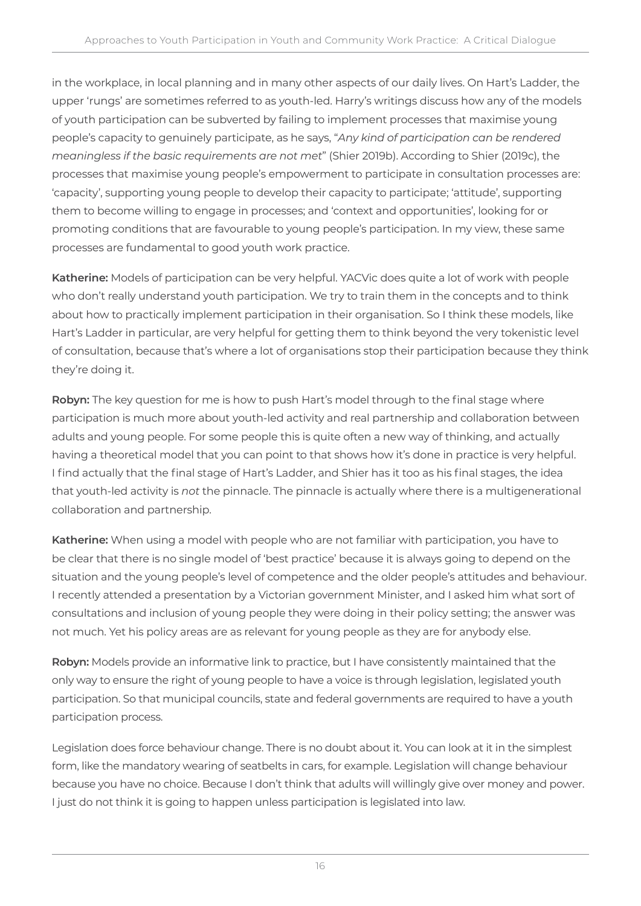in the workplace, in local planning and in many other aspects of our daily lives. On Hart's Ladder, the upper 'rungs' are sometimes referred to as youth-led. Harry's writings discuss how any of the models of youth participation can be subverted by failing to implement processes that maximise young people's capacity to genuinely participate, as he says, "*Any kind of participation can be rendered meaningless if the basic requirements are not met*" (Shier 2019b). According to Shier (2019c), the processes that maximise young people's empowerment to participate in consultation processes are: 'capacity', supporting young people to develop their capacity to participate; 'attitude', supporting them to become willing to engage in processes; and 'context and opportunities', looking for or promoting conditions that are favourable to young people's participation. In my view, these same processes are fundamental to good youth work practice.

**Katherine:** Models of participation can be very helpful. YACVic does quite a lot of work with people who don't really understand youth participation. We try to train them in the concepts and to think about how to practically implement participation in their organisation. So I think these models, like Hart's Ladder in particular, are very helpful for getting them to think beyond the very tokenistic level of consultation, because that's where a lot of organisations stop their participation because they think they're doing it.

**Robyn:** The key question for me is how to push Hart's model through to the final stage where participation is much more about youth-led activity and real partnership and collaboration between adults and young people. For some people this is quite often a new way of thinking, and actually having a theoretical model that you can point to that shows how it's done in practice is very helpful. I find actually that the final stage of Hart's Ladder, and Shier has it too as his final stages, the idea that youth-led activity is *not* the pinnacle. The pinnacle is actually where there is a multigenerational collaboration and partnership.

**Katherine:** When using a model with people who are not familiar with participation, you have to be clear that there is no single model of 'best practice' because it is always going to depend on the situation and the young people's level of competence and the older people's attitudes and behaviour. I recently attended a presentation by a Victorian government Minister, and I asked him what sort of consultations and inclusion of young people they were doing in their policy setting; the answer was not much. Yet his policy areas are as relevant for young people as they are for anybody else.

**Robyn:** Models provide an informative link to practice, but I have consistently maintained that the only way to ensure the right of young people to have a voice is through legislation, legislated youth participation. So that municipal councils, state and federal governments are required to have a youth participation process.

Legislation does force behaviour change. There is no doubt about it. You can look at it in the simplest form, like the mandatory wearing of seatbelts in cars, for example. Legislation will change behaviour because you have no choice. Because I don't think that adults will willingly give over money and power. I just do not think it is going to happen unless participation is legislated into law.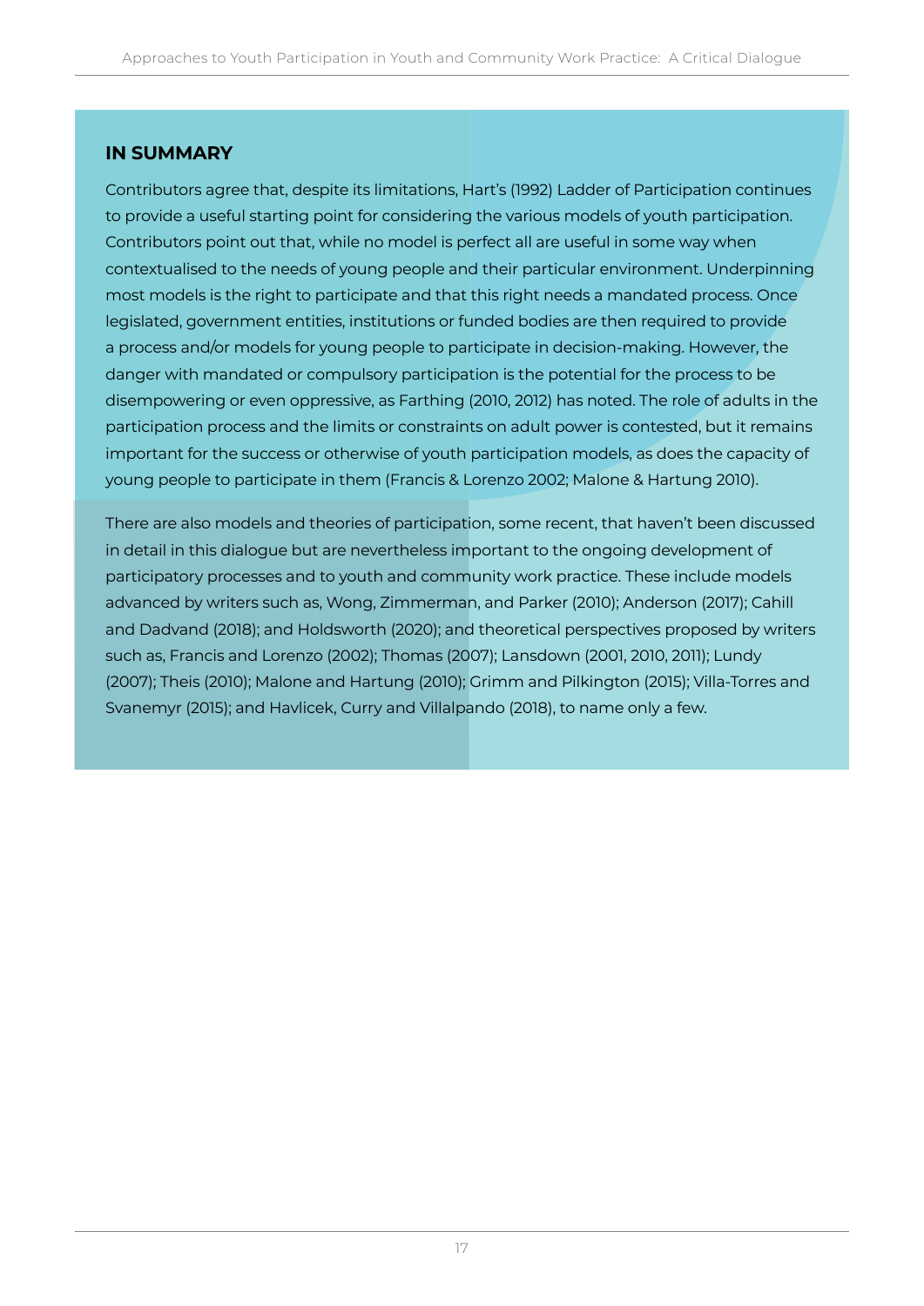## IN SUMMARY

Contributors agree that, despite its limitations, Hart's (1992) Ladder of Participation continues to provide a useful starting point for considering the various models of youth participation. Contributors point out that, while no model is perfect all are useful in some way when contextualised to the needs of young people and their particular environment. Underpinning most models is the right to participate and that this right needs a mandated process. Once legislated, government entities, institutions or funded bodies are then required to provide a process and/or models for young people to participate in decision-making. However, the danger with mandated or compulsory participation is the potential for the process to be disempowering or even oppressive, as Farthing (2010, 2012) has noted. The role of adults in the participation process and the limits or constraints on adult power is contested, but it remains important for the success or otherwise of youth participation models, as does the capacity of young people to participate in them (Francis & Lorenzo 2002; Malone & Hartung 2010).

There are also models and theories of participation, some recent, that haven't been discussed in detail in this dialogue but are nevertheless important to the ongoing development of participatory processes and to youth and community work practice. These include models advanced by writers such as, Wong, Zimmerman, and Parker (2010); Anderson (2017); Cahill and Dadvand (2018); and Holdsworth (2020); and theoretical perspectives proposed by writers such as, Francis and Lorenzo (2002); Thomas (2007); Lansdown (2001, 2010, 2011); Lundy (2007); Theis (2010); Malone and Hartung (2010); Grimm and Pilkington (2015); Villa-Torres and Svanemyr (2015); and Havlicek, Curry and Villalpando (2018), to name only a few.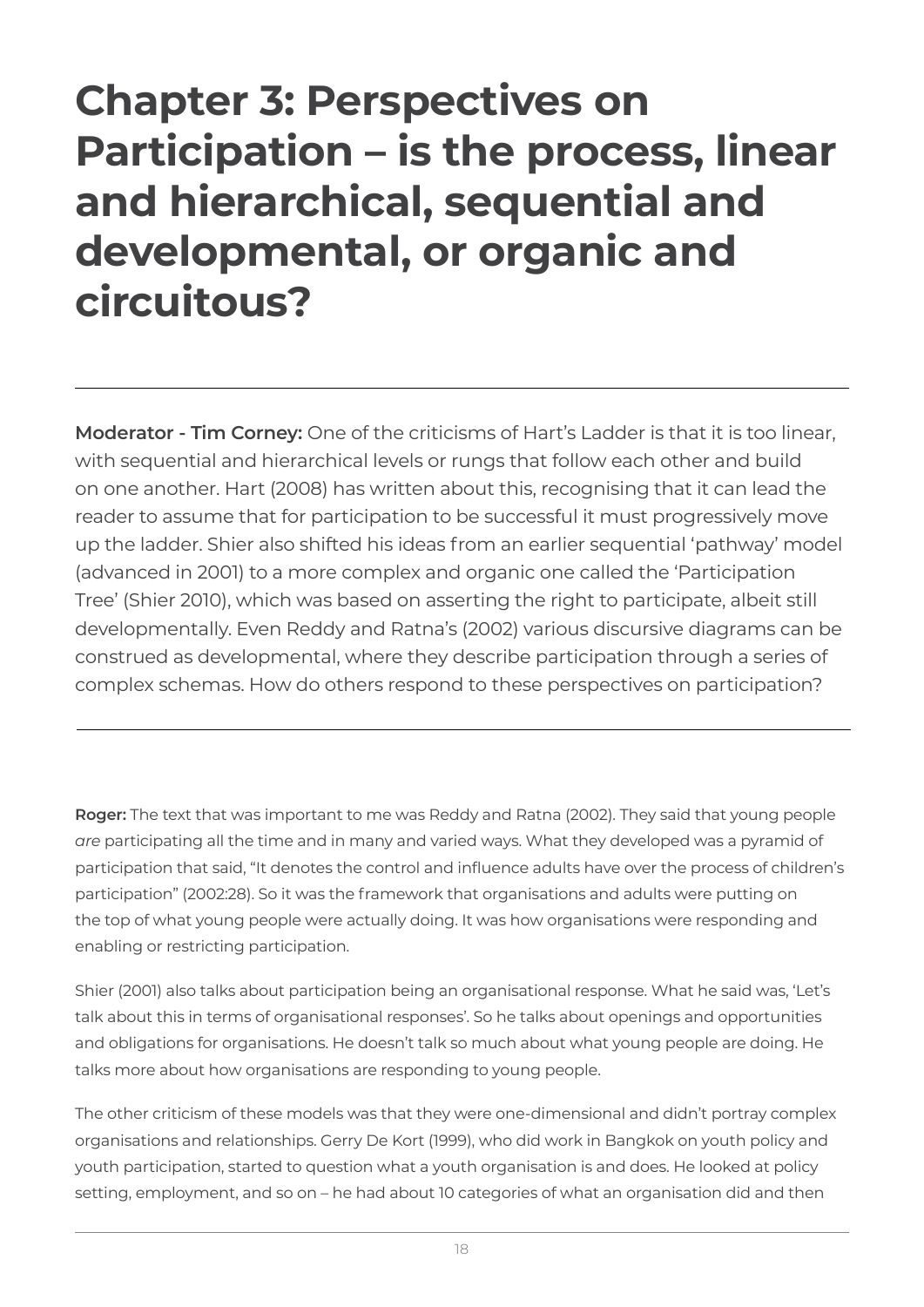# Chapter 3: Perspectives on Participation – is the process, linear and hierarchical, sequential and developmental, or organic and circuitous?

---

**Moderator - Tim Corney:** One of the criticisms of Hart's Ladder is that it is too linear, with sequential and hierarchical levels or rungs that follow each other and build on one another. Hart (2008) has written about this, recognising that it can lead the reader to assume that for participation to be successful it must progressively move up the ladder. Shier also shifted his ideas from an earlier sequential 'pathway' model (advanced in 2001) to a more complex and organic one called the 'Participation Tree' (Shier 2010), which was based on asserting the right to participate, albeit still developmentally. Even Reddy and Ratna's (2002) various discursive diagrams can be construed as developmental, where they describe participation through a series of complex schemas. How do others respond to these perspectives on participation?

---

**Roger:** The text that was important to me was Reddy and Ratna (2002). They said that young people *are* participating all the time and in many and varied ways. What they developed was a pyramid of participation that said, "It denotes the control and influence adults have over the process of children's participation" (2002:28). So it was the framework that organisations and adults were putting on the top of what young people were actually doing. It was how organisations were responding and enabling or restricting participation.

Shier (2001) also talks about participation being an organisational response. What he said was, 'Let's talk about this in terms of organisational responses'. So he talks about openings and opportunities and obligations for organisations. He doesn't talk so much about what young people are doing. He talks more about how organisations are responding to young people.

The other criticism of these models was that they were one-dimensional and didn't portray complex organisations and relationships. Gerry De Kort (1999), who did work in Bangkok on youth policy and youth participation, started to question what a youth organisation is and does. He looked at policy setting, employment, and so on – he had about 10 categories of what an organisation did and then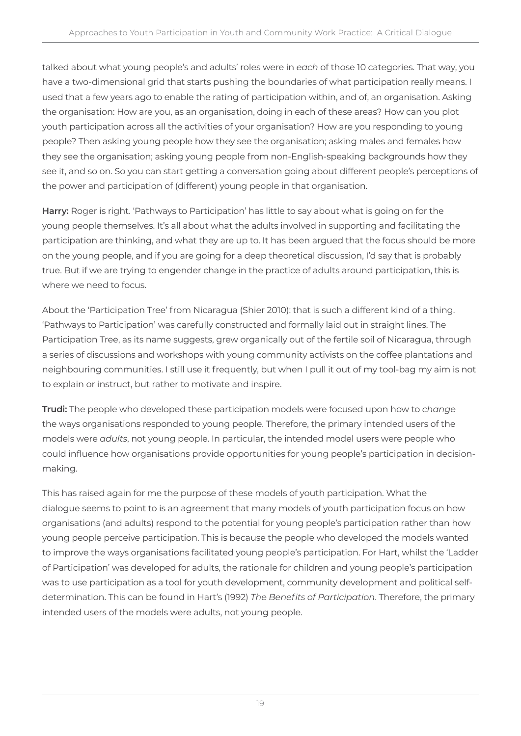talked about what young people's and adults' roles were in *each* of those 10 categories. That way, you have a two-dimensional grid that starts pushing the boundaries of what participation really means. I used that a few years ago to enable the rating of participation within, and of, an organisation. Asking the organisation: How are you, as an organisation, doing in each of these areas? How can you plot youth participation across all the activities of your organisation? How are you responding to young people? Then asking young people how they see the organisation; asking males and females how they see the organisation; asking young people from non-English-speaking backgrounds how they see it, and so on. So you can start getting a conversation going about different people's perceptions of the power and participation of (different) young people in that organisation.

**Harry:** Roger is right. 'Pathways to Participation' has little to say about what is going on for the young people themselves. It's all about what the adults involved in supporting and facilitating the participation are thinking, and what they are up to. It has been argued that the focus should be more on the young people, and if you are going for a deep theoretical discussion, I'd say that is probably true. But if we are trying to engender change in the practice of adults around participation, this is where we need to focus.

About the 'Participation Tree' from Nicaragua (Shier 2010): that is such a different kind of a thing. 'Pathways to Participation' was carefully constructed and formally laid out in straight lines. The Participation Tree, as its name suggests, grew organically out of the fertile soil of Nicaragua, through a series of discussions and workshops with young community activists on the coffee plantations and neighbouring communities. I still use it frequently, but when I pull it out of my tool-bag my aim is not to explain or instruct, but rather to motivate and inspire.

**Trudi:** The people who developed these participation models were focused upon how to *change* the ways organisations responded to young people. Therefore, the primary intended users of the models were *adults*, not young people. In particular, the intended model users were people who could influence how organisations provide opportunities for young people's participation in decision-making.

This has raised again for me the purpose of these models of youth participation. What the dialogue seems to point to is an agreement that many models of youth participation focus on how organisations (and adults) respond to the potential for young people's participation rather than how young people perceive participation. This is because the people who developed the models wanted to improve the ways organisations facilitated young people's participation. For Hart, whilst the 'Ladder of Participation' was developed for adults, the rationale for children and young people's participation was to use participation as a tool for youth development, community development and political self-determination. This can be found in Hart's (1992) *The Benefits of Participation*. Therefore, the primary intended users of the models were adults, not young people.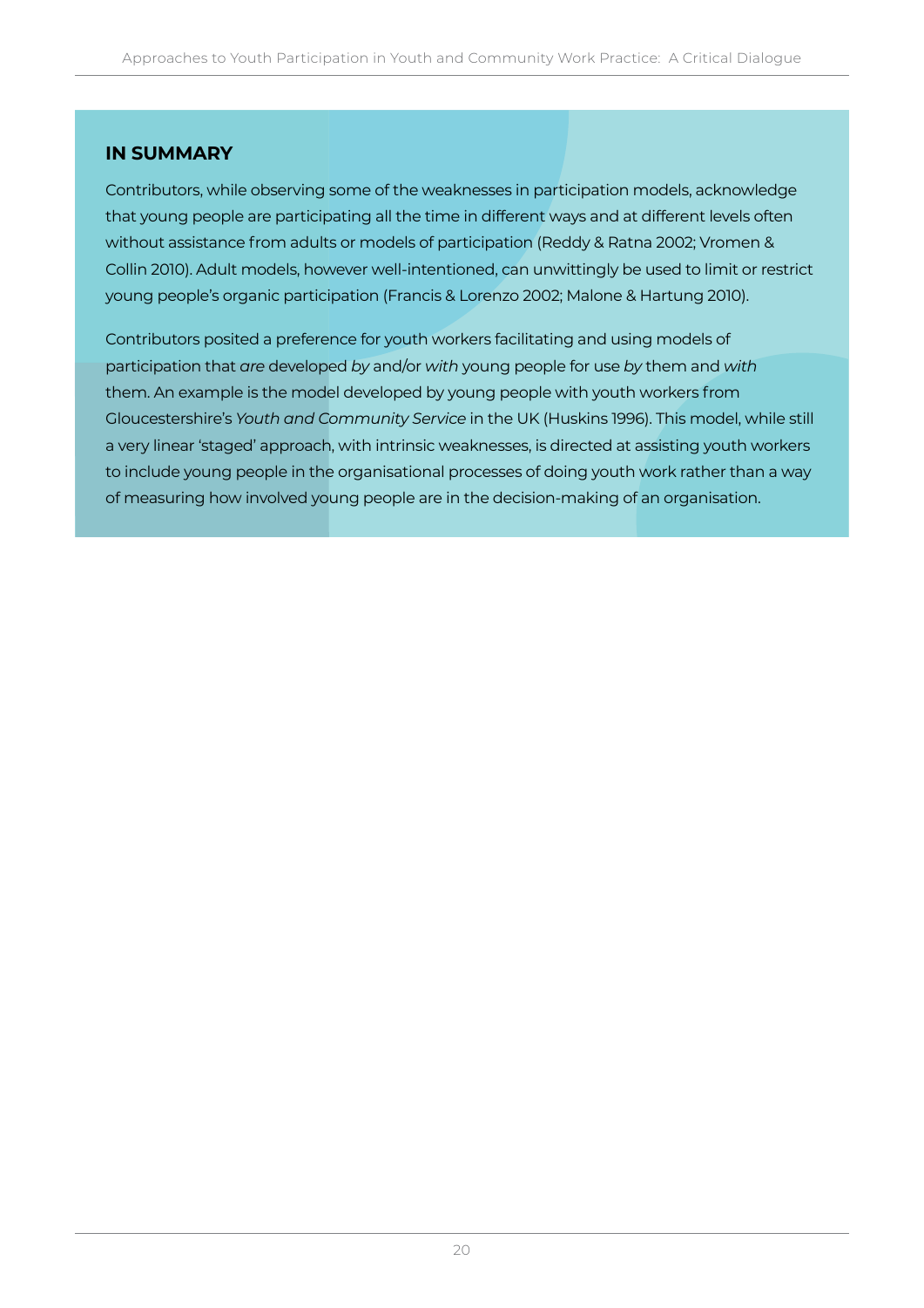### IN SUMMARY

Contributors, while observing some of the weaknesses in participation models, acknowledge that young people are participating all the time in different ways and at different levels often without assistance from adults or models of participation (Reddy & Ratna 2002; Vromen & Collin 2010). Adult models, however well-intentioned, can unwittingly be used to limit or restrict young people's organic participation (Francis & Lorenzo 2002; Malone & Hartung 2010).

Contributors posited a preference for youth workers facilitating and using models of participation that *are* developed *by* and/or *with* young people for use *by* them and *with* them. An example is the model developed by young people with youth workers from Gloucestershire's *Youth and Community Service* in the UK (Huskins 1996). This model, while still a very linear 'staged' approach, with intrinsic weaknesses, is directed at assisting youth workers to include young people in the organisational processes of doing youth work rather than a way of measuring how involved young people are in the decision-making of an organisation.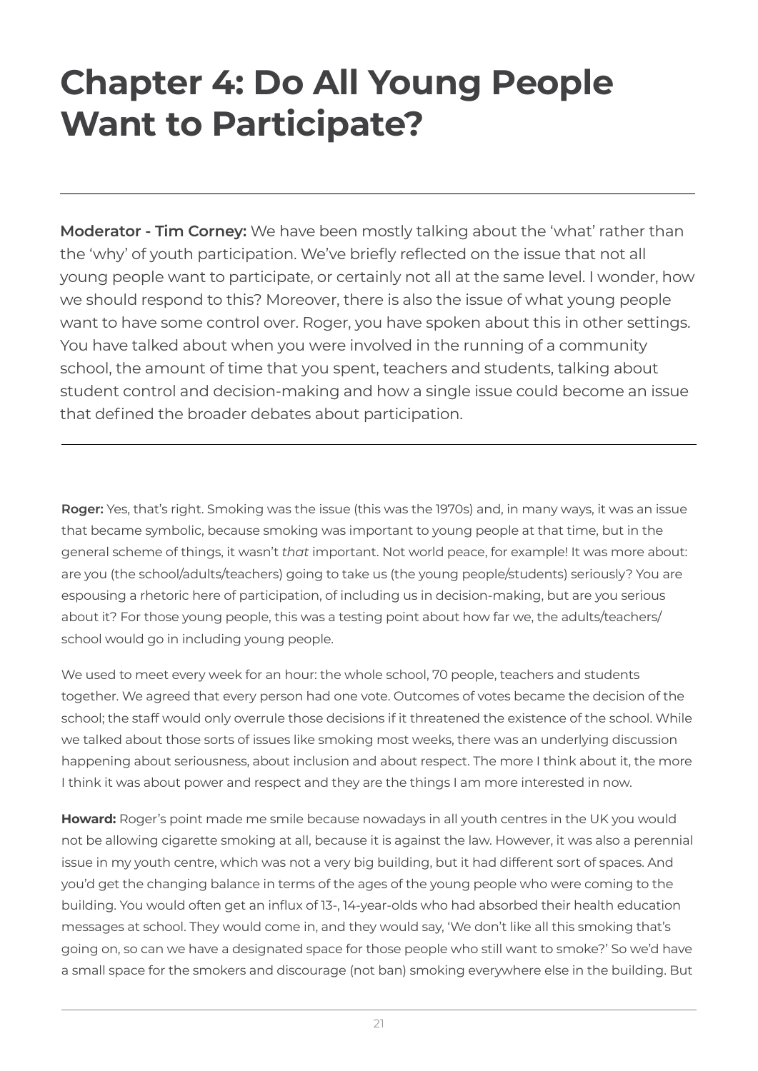# Chapter 4: Do All Young People Want to Participate?

---

**Moderator - Tim Corney:** We have been mostly talking about the 'what' rather than the 'why' of youth participation. We've briefly reflected on the issue that not all young people want to participate, or certainly not all at the same level. I wonder, how we should respond to this? Moreover, there is also the issue of what young people want to have some control over. Roger, you have spoken about this in other settings. You have talked about when you were involved in the running of a community school, the amount of time that you spent, teachers and students, talking about student control and decision-making and how a single issue could become an issue that defined the broader debates about participation.

---

**Roger:** Yes, that's right. Smoking was the issue (this was the 1970s) and, in many ways, it was an issue that became symbolic, because smoking was important to young people at that time, but in the general scheme of things, it wasn't *that* important. Not world peace, for example! It was more about: are you (the school/adults/teachers) going to take us (the young people/students) seriously? You are espousing a rhetoric here of participation, of including us in decision-making, but are you serious about it? For those young people, this was a testing point about how far we, the adults/teachers/school would go in including young people.

We used to meet every week for an hour: the whole school, 70 people, teachers and students together. We agreed that every person had one vote. Outcomes of votes became the decision of the school; the staff would only overrule those decisions if it threatened the existence of the school. While we talked about those sorts of issues like smoking most weeks, there was an underlying discussion happening about seriousness, about inclusion and about respect. The more I think about it, the more I think it was about power and respect and they are the things I am more interested in now.

**Howard:** Roger's point made me smile because nowadays in all youth centres in the UK you would not be allowing cigarette smoking at all, because it is against the law. However, it was also a perennial issue in my youth centre, which was not a very big building, but it had different sort of spaces. And you'd get the changing balance in terms of the ages of the young people who were coming to the building. You would often get an influx of 13-, 14-year-olds who had absorbed their health education messages at school. They would come in, and they would say, 'We don't like all this smoking that's going on, so can we have a designated space for those people who still want to smoke?' So we'd have a small space for the smokers and discourage (not ban) smoking everywhere else in the building. But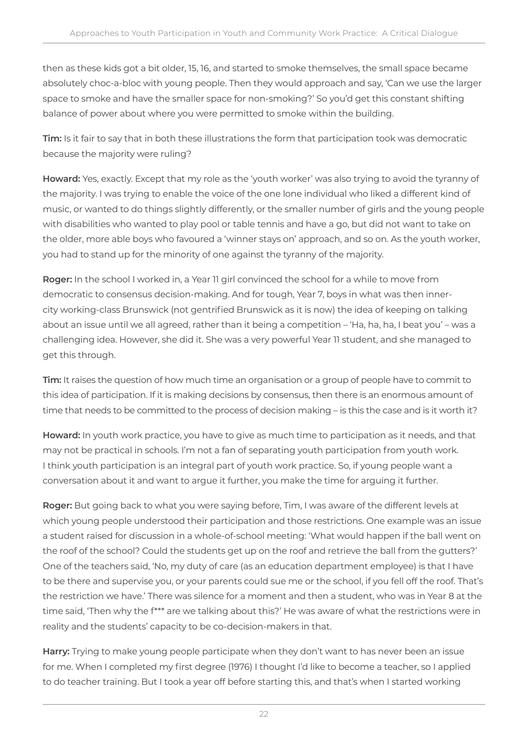then as these kids got a bit older, 15, 16, and started to smoke themselves, the small space became absolutely choc-a-bloc with young people. Then they would approach and say, 'Can we use the larger space to smoke and have the smaller space for non-smoking?' So you'd get this constant shifting balance of power about where you were permitted to smoke within the building.

**Tim:** Is it fair to say that in both these illustrations the form that participation took was democratic because the majority were ruling?

**Howard:** Yes, exactly. Except that my role as the 'youth worker' was also trying to avoid the tyranny of the majority. I was trying to enable the voice of the one lone individual who liked a different kind of music, or wanted to do things slightly differently, or the smaller number of girls and the young people with disabilities who wanted to play pool or table tennis and have a go, but did not want to take on the older, more able boys who favoured a 'winner stays on' approach, and so on. As the youth worker, you had to stand up for the minority of one against the tyranny of the majority.

**Roger:** In the school I worked in, a Year 11 girl convinced the school for a while to move from democratic to consensus decision-making. And for tough, Year 7, boys in what was then inner-city working-class Brunswick (not gentrified Brunswick as it is now) the idea of keeping on talking about an issue until we all agreed, rather than it being a competition – 'Ha, ha, ha, I beat you' – was a challenging idea. However, she did it. She was a very powerful Year 11 student, and she managed to get this through.

**Tim:** It raises the question of how much time an organisation or a group of people have to commit to this idea of participation. If it is making decisions by consensus, then there is an enormous amount of time that needs to be committed to the process of decision making – is this the case and is it worth it?

**Howard:** In youth work practice, you have to give as much time to participation as it needs, and that may not be practical in schools. I'm not a fan of separating youth participation from youth work. I think youth participation is an integral part of youth work practice. So, if young people want a conversation about it and want to argue it further, you make the time for arguing it further.

**Roger:** But going back to what you were saying before, Tim, I was aware of the different levels at which young people understood their participation and those restrictions. One example was an issue a student raised for discussion in a whole-of-school meeting: 'What would happen if the ball went on the roof of the school? Could the students get up on the roof and retrieve the ball from the gutters?' One of the teachers said, 'No, my duty of care (as an education department employee) is that I have to be there and supervise you, or your parents could sue me or the school, if you fell off the roof. That's the restriction we have.' There was silence for a moment and then a student, who was in Year 8 at the time said, 'Then why the f*** are we talking about this?' He was aware of what the restrictions were in reality and the students' capacity to be co-decision-makers in that.

**Harry:** Trying to make young people participate when they don't want to has never been an issue for me. When I completed my first degree (1976) I thought I'd like to become a teacher, so I applied to do teacher training. But I took a year off before starting this, and that's when I started working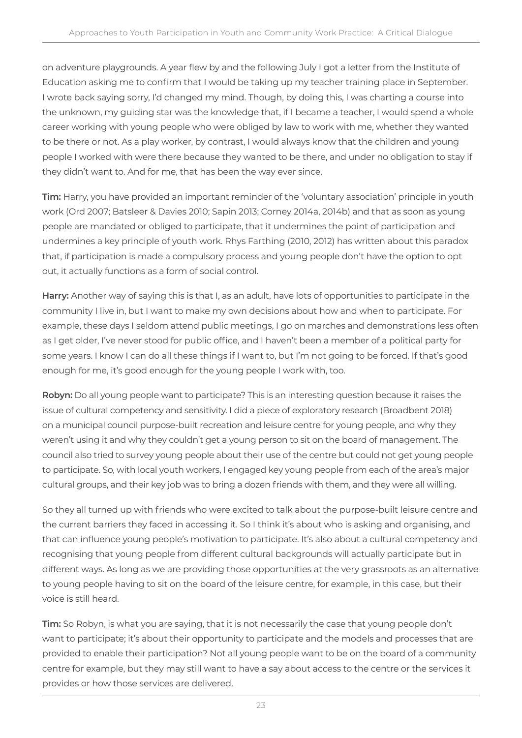on adventure playgrounds. A year flew by and the following July I got a letter from the Institute of Education asking me to confirm that I would be taking up my teacher training place in September. I wrote back saying sorry, I'd changed my mind. Though, by doing this, I was charting a course into the unknown, my guiding star was the knowledge that, if I became a teacher, I would spend a whole career working with young people who were obliged by law to work with me, whether they wanted to be there or not. As a play worker, by contrast, I would always know that the children and young people I worked with were there because they wanted to be there, and under no obligation to stay if they didn't want to. And for me, that has been the way ever since.

**Tim:** Harry, you have provided an important reminder of the 'voluntary association' principle in youth work (Ord 2007; Batsleer & Davies 2010; Sapin 2013; Corney 2014a, 2014b) and that as soon as young people are mandated or obliged to participate, that it undermines the point of participation and undermines a key principle of youth work. Rhys Farthing (2010, 2012) has written about this paradox that, if participation is made a compulsory process and young people don't have the option to opt out, it actually functions as a form of social control.

**Harry:** Another way of saying this is that I, as an adult, have lots of opportunities to participate in the community I live in, but I want to make my own decisions about how and when to participate. For example, these days I seldom attend public meetings, I go on marches and demonstrations less often as I get older, I've never stood for public office, and I haven't been a member of a political party for some years. I know I can do all these things if I want to, but I'm not going to be forced. If that's good enough for me, it's good enough for the young people I work with, too.

**Robyn:** Do all young people want to participate? This is an interesting question because it raises the issue of cultural competency and sensitivity. I did a piece of exploratory research (Broadbent 2018) on a municipal council purpose-built recreation and leisure centre for young people, and why they weren't using it and why they couldn't get a young person to sit on the board of management. The council also tried to survey young people about their use of the centre but could not get young people to participate. So, with local youth workers, I engaged key young people from each of the area's major cultural groups, and their key job was to bring a dozen friends with them, and they were all willing.

So they all turned up with friends who were excited to talk about the purpose-built leisure centre and the current barriers they faced in accessing it. So I think it's about who is asking and organising, and that can influence young people's motivation to participate. It's also about a cultural competency and recognising that young people from different cultural backgrounds will actually participate but in different ways. As long as we are providing those opportunities at the very grassroots as an alternative to young people having to sit on the board of the leisure centre, for example, in this case, but their voice is still heard.

**Tim:** So Robyn, is what you are saying, that it is not necessarily the case that young people don't want to participate; it's about their opportunity to participate and the models and processes that are provided to enable their participation? Not all young people want to be on the board of a community centre for example, but they may still want to have a say about access to the centre or the services it provides or how those services are delivered.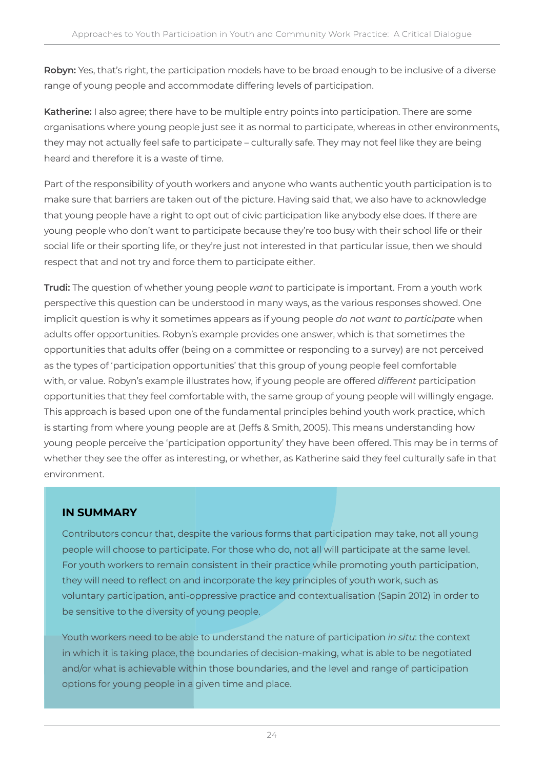**Robyn:** Yes, that's right, the participation models have to be broad enough to be inclusive of a diverse range of young people and accommodate differing levels of participation.

**Katherine:** I also agree; there have to be multiple entry points into participation. There are some organisations where young people just see it as normal to participate, whereas in other environments, they may not actually feel safe to participate – culturally safe. They may not feel like they are being heard and therefore it is a waste of time.

Part of the responsibility of youth workers and anyone who wants authentic youth participation is to make sure that barriers are taken out of the picture. Having said that, we also have to acknowledge that young people have a right to opt out of civic participation like anybody else does. If there are young people who don't want to participate because they're too busy with their school life or their social life or their sporting life, or they're just not interested in that particular issue, then we should respect that and not try and force them to participate either.

**Trudi:** The question of whether young people *want* to participate is important. From a youth work perspective this question can be understood in many ways, as the various responses showed. One implicit question is why it sometimes appears as if young people *do not want to participate* when adults offer opportunities. Robyn's example provides one answer, which is that sometimes the opportunities that adults offer (being on a committee or responding to a survey) are not perceived as the types of 'participation opportunities' that this group of young people feel comfortable with, or value. Robyn's example illustrates how, if young people are offered *different* participation opportunities that they feel comfortable with, the same group of young people will willingly engage. This approach is based upon one of the fundamental principles behind youth work practice, which is starting from where young people are at (Jeffs & Smith, 2005). This means understanding how young people perceive the 'participation opportunity' they have been offered. This may be in terms of whether they see the offer as interesting, or whether, as Katherine said they feel culturally safe in that environment.

## IN SUMMARY

Contributors concur that, despite the various forms that participation may take, not all young people will choose to participate. For those who do, not all will participate at the same level. For youth workers to remain consistent in their practice while promoting youth participation, they will need to reflect on and incorporate the key principles of youth work, such as voluntary participation, anti-oppressive practice and contextualisation (Sapin 2012) in order to be sensitive to the diversity of young people.

Youth workers need to be able to understand the nature of participation *in situ*: the context in which it is taking place, the boundaries of decision-making, what is able to be negotiated and/or what is achievable within those boundaries, and the level and range of participation options for young people in a given time and place.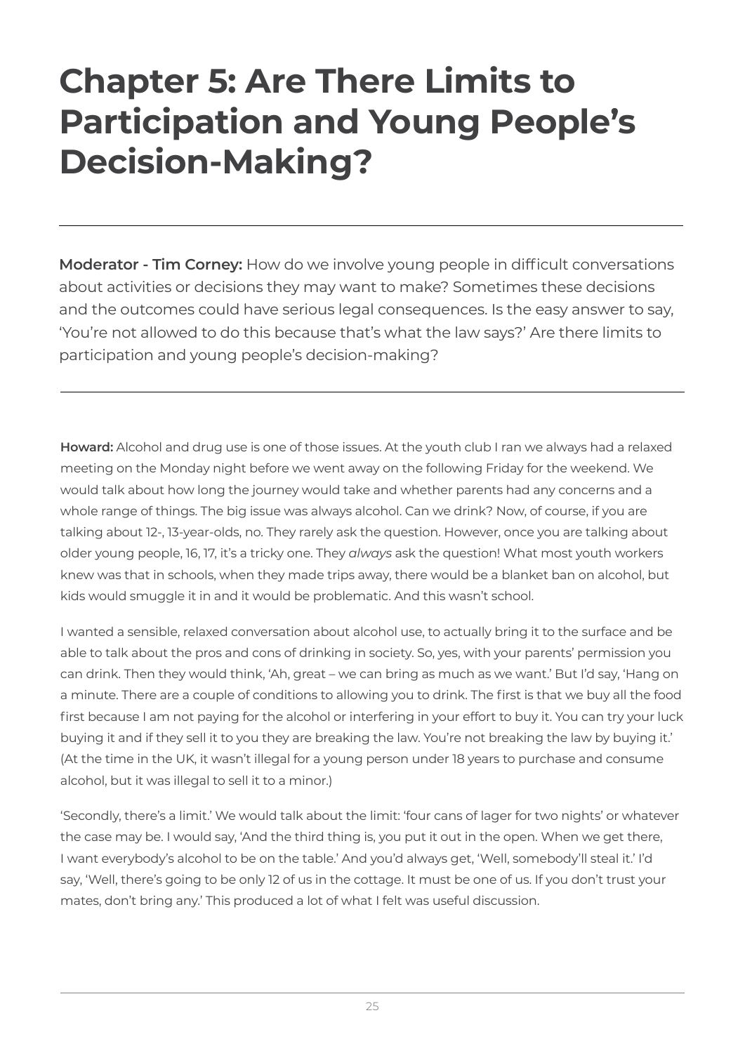# Chapter 5: Are There Limits to Participation and Young People's Decision-Making?

---

**Moderator - Tim Corney:** How do we involve young people in difficult conversations about activities or decisions they may want to make? Sometimes these decisions and the outcomes could have serious legal consequences. Is the easy answer to say, 'You're not allowed to do this because that's what the law says?' Are there limits to participation and young people's decision-making?

---

**Howard:** Alcohol and drug use is one of those issues. At the youth club I ran we always had a relaxed meeting on the Monday night before we went away on the following Friday for the weekend. We would talk about how long the journey would take and whether parents had any concerns and a whole range of things. The big issue was always alcohol. Can we drink? Now, of course, if you are talking about 12-, 13-year-olds, no. They rarely ask the question. However, once you are talking about older young people, 16, 17, it's a tricky one. They *always* ask the question! What most youth workers knew was that in schools, when they made trips away, there would be a blanket ban on alcohol, but kids would smuggle it in and it would be problematic. And this wasn't school.

I wanted a sensible, relaxed conversation about alcohol use, to actually bring it to the surface and be able to talk about the pros and cons of drinking in society. So, yes, with your parents' permission you can drink. Then they would think, 'Ah, great – we can bring as much as we want.' But I'd say, 'Hang on a minute. There are a couple of conditions to allowing you to drink. The first is that we buy all the food first because I am not paying for the alcohol or interfering in your effort to buy it. You can try your luck buying it and if they sell it to you they are breaking the law. You're not breaking the law by buying it.' (At the time in the UK, it wasn't illegal for a young person under 18 years to purchase and consume alcohol, but it was illegal to sell it to a minor.)

'Secondly, there's a limit.' We would talk about the limit: 'four cans of lager for two nights' or whatever the case may be. I would say, 'And the third thing is, you put it out in the open. When we get there, I want everybody's alcohol to be on the table.' And you'd always get, 'Well, somebody'll steal it.' I'd say, 'Well, there's going to be only 12 of us in the cottage. It must be one of us. If you don't trust your mates, don't bring any.' This produced a lot of what I felt was useful discussion.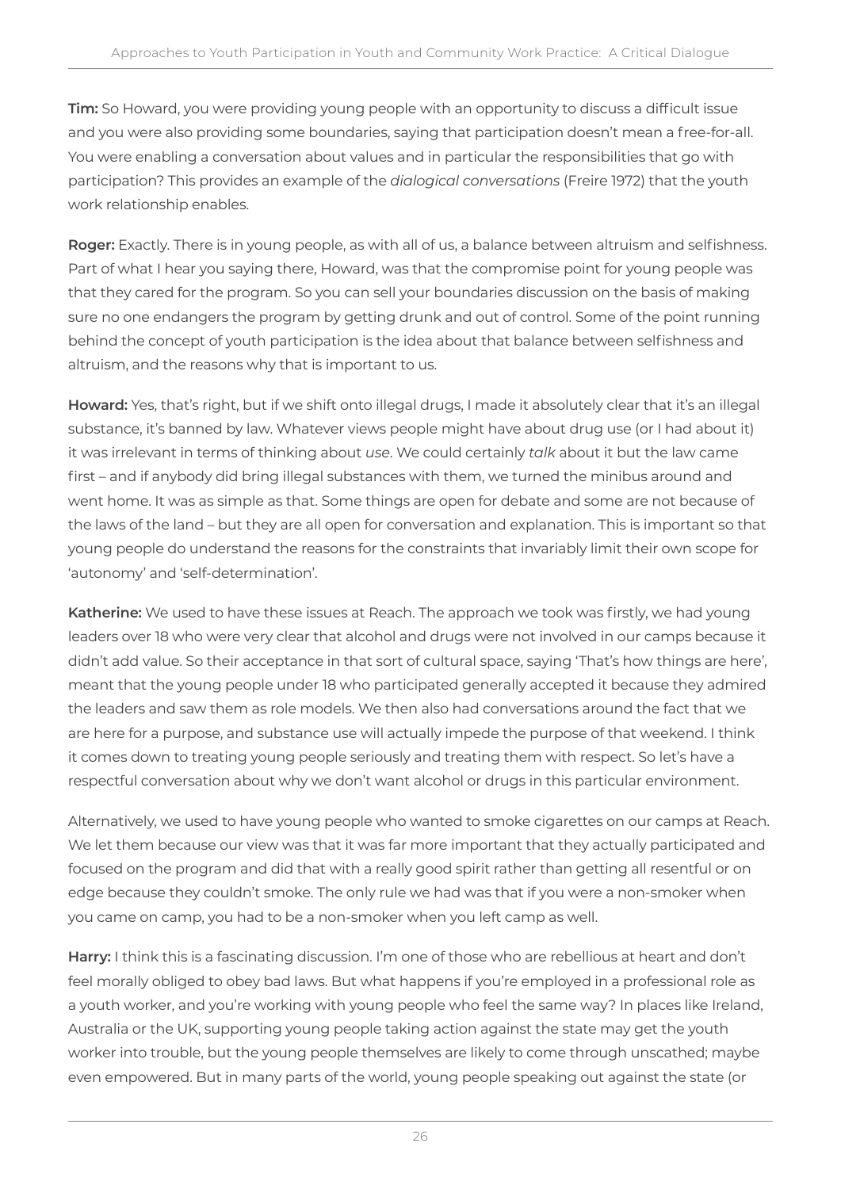**Tim:** So Howard, you were providing young people with an opportunity to discuss a difficult issue and you were also providing some boundaries, saying that participation doesn't mean a free-for-all. You were enabling a conversation about values and in particular the responsibilities that go with participation? This provides an example of the *dialogical conversations* (Freire 1972) that the youth work relationship enables.

**Roger:** Exactly. There is in young people, as with all of us, a balance between altruism and selfishness. Part of what I hear you saying there, Howard, was that the compromise point for young people was that they cared for the program. So you can sell your boundaries discussion on the basis of making sure no one endangers the program by getting drunk and out of control. Some of the point running behind the concept of youth participation is the idea about that balance between selfishness and altruism, and the reasons why that is important to us.

**Howard:** Yes, that's right, but if we shift onto illegal drugs, I made it absolutely clear that it's an illegal substance, it's banned by law. Whatever views people might have about drug use (or I had about it) it was irrelevant in terms of thinking about *use*. We could certainly *talk* about it but the law came first – and if anybody did bring illegal substances with them, we turned the minibus around and went home. It was as simple as that. Some things are open for debate and some are not because of the laws of the land – but they are all open for conversation and explanation. This is important so that young people do understand the reasons for the constraints that invariably limit their own scope for 'autonomy' and 'self-determination'.

**Katherine:** We used to have these issues at Reach. The approach we took was firstly, we had young leaders over 18 who were very clear that alcohol and drugs were not involved in our camps because it didn't add value. So their acceptance in that sort of cultural space, saying 'That's how things are here', meant that the young people under 18 who participated generally accepted it because they admired the leaders and saw them as role models. We then also had conversations around the fact that we are here for a purpose, and substance use will actually impede the purpose of that weekend. I think it comes down to treating young people seriously and treating them with respect. So let's have a respectful conversation about why we don't want alcohol or drugs in this particular environment.

Alternatively, we used to have young people who wanted to smoke cigarettes on our camps at Reach. We let them because our view was that it was far more important that they actually participated and focused on the program and did that with a really good spirit rather than getting all resentful or on edge because they couldn't smoke. The only rule we had was that if you were a non-smoker when you came on camp, you had to be a non-smoker when you left camp as well.

**Harry:** I think this is a fascinating discussion. I'm one of those who are rebellious at heart and don't feel morally obliged to obey bad laws. But what happens if you're employed in a professional role as a youth worker, and you're working with young people who feel the same way? In places like Ireland, Australia or the UK, supporting young people taking action against the state may get the youth worker into trouble, but the young people themselves are likely to come through unscathed; maybe even empowered. But in many parts of the world, young people speaking out against the state (or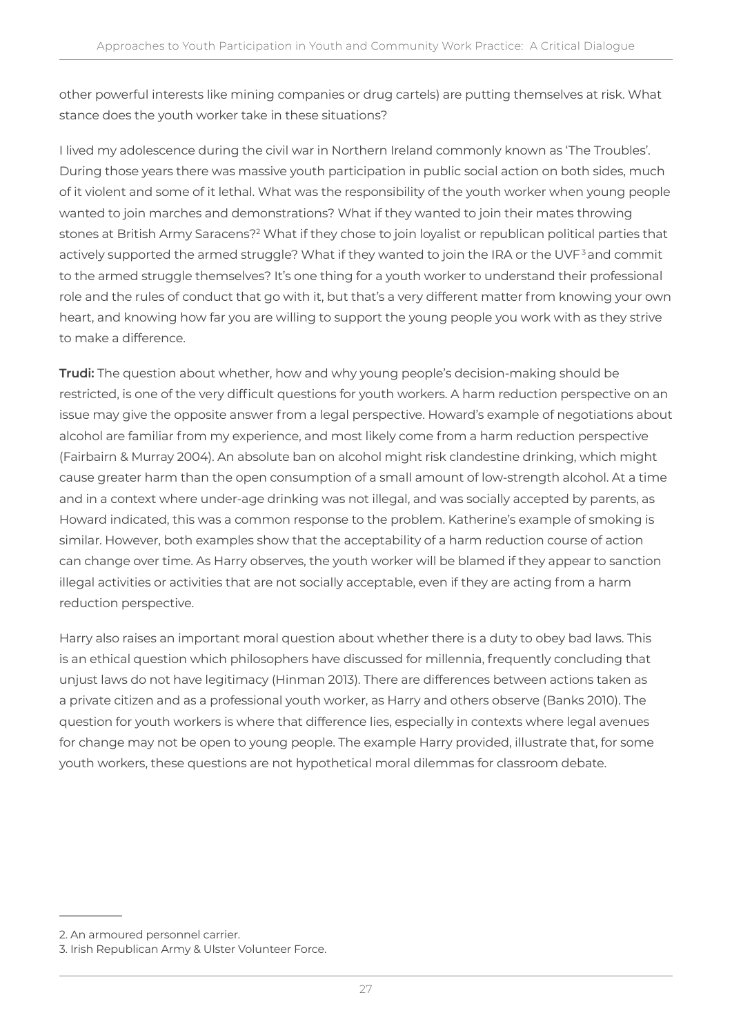other powerful interests like mining companies or drug cartels) are putting themselves at risk. What stance does the youth worker take in these situations?

I lived my adolescence during the civil war in Northern Ireland commonly known as 'The Troubles'. During those years there was massive youth participation in public social action on both sides, much of it violent and some of it lethal. What was the responsibility of the youth worker when young people wanted to join marches and demonstrations? What if they wanted to join their mates throwing stones at British Army Saracens?[2] What if they chose to join loyalist or republican political parties that actively supported the armed struggle? What if they wanted to join the IRA or the UVF[3] and commit to the armed struggle themselves? It's one thing for a youth worker to understand their professional role and the rules of conduct that go with it, but that's a very different matter from knowing your own heart, and knowing how far you are willing to support the young people you work with as they strive to make a difference.

**Trudi:** The question about whether, how and why young people's decision-making should be restricted, is one of the very difficult questions for youth workers. A harm reduction perspective on an issue may give the opposite answer from a legal perspective. Howard's example of negotiations about alcohol are familiar from my experience, and most likely come from a harm reduction perspective (Fairbairn & Murray 2004). An absolute ban on alcohol might risk clandestine drinking, which might cause greater harm than the open consumption of a small amount of low-strength alcohol. At a time and in a context where under-age drinking was not illegal, and was socially accepted by parents, as Howard indicated, this was a common response to the problem. Katherine's example of smoking is similar. However, both examples show that the acceptability of a harm reduction course of action can change over time. As Harry observes, the youth worker will be blamed if they appear to sanction illegal activities or activities that are not socially acceptable, even if they are acting from a harm reduction perspective.

Harry also raises an important moral question about whether there is a duty to obey bad laws. This is an ethical question which philosophers have discussed for millennia, frequently concluding that unjust laws do not have legitimacy (Hinman 2013). There are differences between actions taken as a private citizen and as a professional youth worker, as Harry and others observe (Banks 2010). The question for youth workers is where that difference lies, especially in contexts where legal avenues for change may not be open to young people. The example Harry provided, illustrate that, for some youth workers, these questions are not hypothetical moral dilemmas for classroom debate.

---

2. An armoured personnel carrier.
3. Irish Republican Army & Ulster Volunteer Force.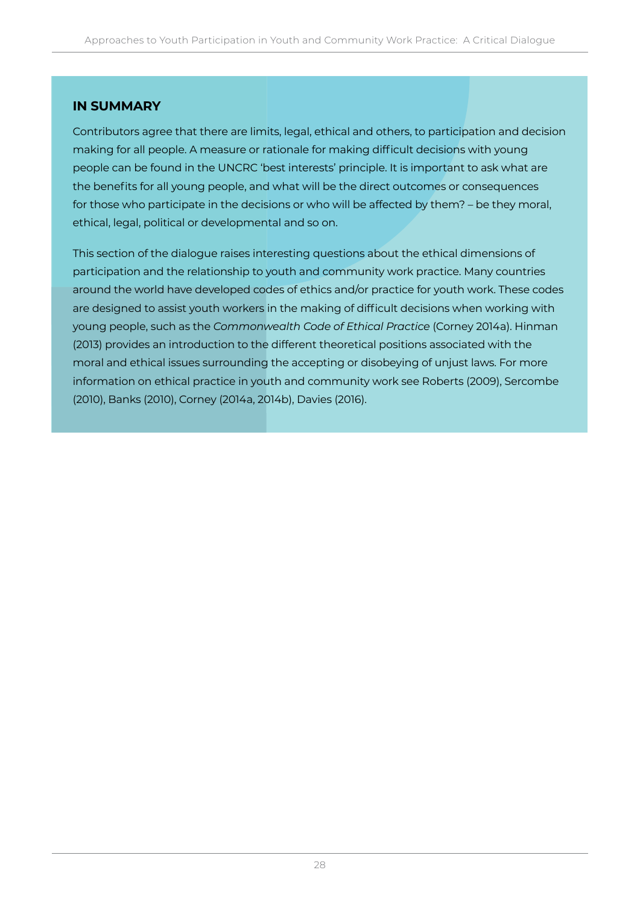## IN SUMMARY

Contributors agree that there are limits, legal, ethical and others, to participation and decision making for all people. A measure or rationale for making difficult decisions with young people can be found in the UNCRC 'best interests' principle. It is important to ask what are the benefits for all young people, and what will be the direct outcomes or consequences for those who participate in the decisions or who will be affected by them? – be they moral, ethical, legal, political or developmental and so on.

This section of the dialogue raises interesting questions about the ethical dimensions of participation and the relationship to youth and community work practice. Many countries around the world have developed codes of ethics and/or practice for youth work. These codes are designed to assist youth workers in the making of difficult decisions when working with young people, such as the *Commonwealth Code of Ethical Practice* (Corney 2014a). Hinman (2013) provides an introduction to the different theoretical positions associated with the moral and ethical issues surrounding the accepting or disobeying of unjust laws. For more information on ethical practice in youth and community work see Roberts (2009), Sercombe (2010), Banks (2010), Corney (2014a, 2014b), Davies (2016).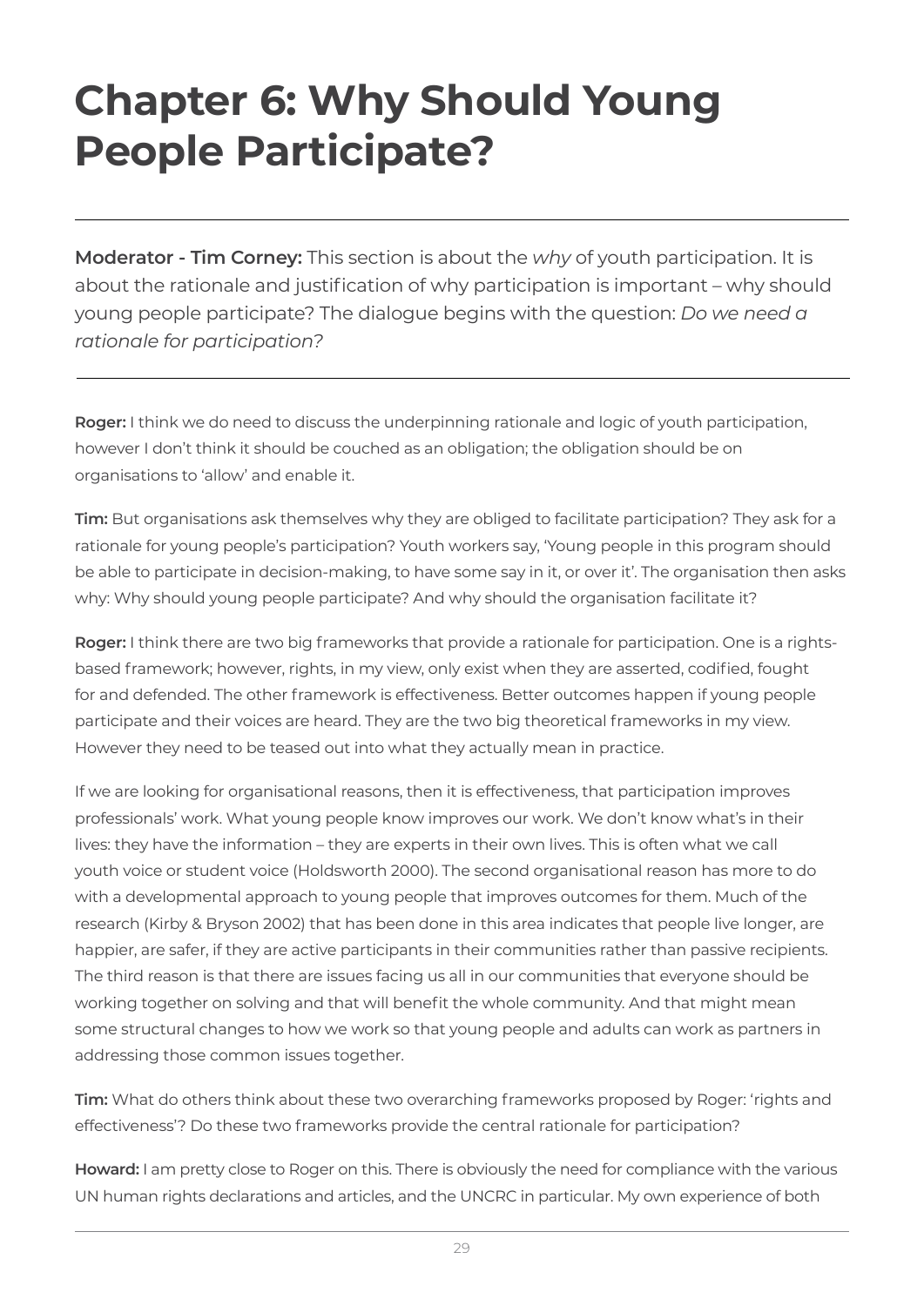# Chapter 6: Why Should Young People Participate?

---

**Moderator - Tim Corney:** This section is about the *why* of youth participation. It is about the rationale and justification of why participation is important – why should young people participate? The dialogue begins with the question: *Do we need a rationale for participation*?

---

**Roger:** I think we do need to discuss the underpinning rationale and logic of youth participation, however I don't think it should be couched as an obligation; the obligation should be on organisations to 'allow' and enable it.

**Tim:** But organisations ask themselves why they are obliged to facilitate participation? They ask for a rationale for young people's participation? Youth workers say, 'Young people in this program should be able to participate in decision-making, to have some say in it, or over it'. The organisation then asks why: Why should young people participate? And why should the organisation facilitate it?

**Roger:** I think there are two big frameworks that provide a rationale for participation. One is a rights-based framework; however, rights, in my view, only exist when they are asserted, codified, fought for and defended. The other framework is effectiveness. Better outcomes happen if young people participate and their voices are heard. They are the two big theoretical frameworks in my view. However they need to be teased out into what they actually mean in practice.

If we are looking for organisational reasons, then it is effectiveness, that participation improves professionals' work. What young people know improves our work. We don't know what's in their lives: they have the information – they are experts in their own lives. This is often what we call youth voice or student voice (Holdsworth 2000). The second organisational reason has more to do with a developmental approach to young people that improves outcomes for them. Much of the research (Kirby & Bryson 2002) that has been done in this area indicates that people live longer, are happier, are safer, if they are active participants in their communities rather than passive recipients. The third reason is that there are issues facing us all in our communities that everyone should be working together on solving and that will benefit the whole community. And that might mean some structural changes to how we work so that young people and adults can work as partners in addressing those common issues together.

**Tim:** What do others think about these two overarching frameworks proposed by Roger: 'rights and effectiveness'? Do these two frameworks provide the central rationale for participation?

**Howard:** I am pretty close to Roger on this. There is obviously the need for compliance with the various UN human rights declarations and articles, and the UNCRC in particular. My own experience of both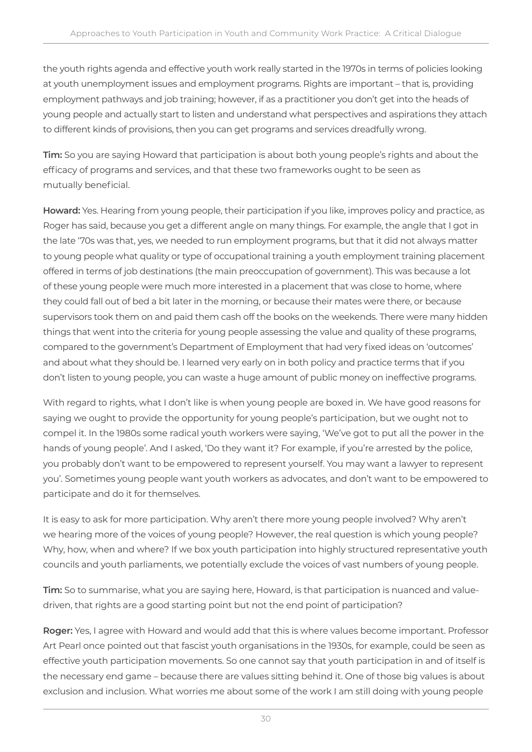the youth rights agenda and effective youth work really started in the 1970s in terms of policies looking at youth unemployment issues and employment programs. Rights are important – that is, providing employment pathways and job training; however, if as a practitioner you don't get into the heads of young people and actually start to listen and understand what perspectives and aspirations they attach to different kinds of provisions, then you can get programs and services dreadfully wrong.

**Tim:** So you are saying Howard that participation is about both young people's rights and about the efficacy of programs and services, and that these two frameworks ought to be seen as mutually beneficial.

**Howard:** Yes. Hearing from young people, their participation if you like, improves policy and practice, as Roger has said, because you get a different angle on many things. For example, the angle that I got in the late '70s was that, yes, we needed to run employment programs, but that it did not always matter to young people what quality or type of occupational training a youth employment training placement offered in terms of job destinations (the main preoccupation of government). This was because a lot of these young people were much more interested in a placement that was close to home, where they could fall out of bed a bit later in the morning, or because their mates were there, or because supervisors took them on and paid them cash off the books on the weekends. There were many hidden things that went into the criteria for young people assessing the value and quality of these programs, compared to the government's Department of Employment that had very fixed ideas on 'outcomes' and about what they should be. I learned very early on in both policy and practice terms that if you don't listen to young people, you can waste a huge amount of public money on ineffective programs.

With regard to rights, what I don't like is when young people are boxed in. We have good reasons for saying we ought to provide the opportunity for young people's participation, but we ought not to compel it. In the 1980s some radical youth workers were saying, 'We've got to put all the power in the hands of young people'. And I asked, 'Do they want it? For example, if you're arrested by the police, you probably don't want to be empowered to represent yourself. You may want a lawyer to represent you'. Sometimes young people want youth workers as advocates, and don't want to be empowered to participate and do it for themselves.

It is easy to ask for more participation. Why aren't there more young people involved? Why aren't we hearing more of the voices of young people? However, the real question is which young people? Why, how, when and where? If we box youth participation into highly structured representative youth councils and youth parliaments, we potentially exclude the voices of vast numbers of young people.

**Tim:** So to summarise, what you are saying here, Howard, is that participation is nuanced and value-driven, that rights are a good starting point but not the end point of participation?

**Roger:** Yes, I agree with Howard and would add that this is where values become important. Professor Art Pearl once pointed out that fascist youth organisations in the 1930s, for example, could be seen as effective youth participation movements. So one cannot say that youth participation in and of itself is the necessary end game – because there are values sitting behind it. One of those big values is about exclusion and inclusion. What worries me about some of the work I am still doing with young people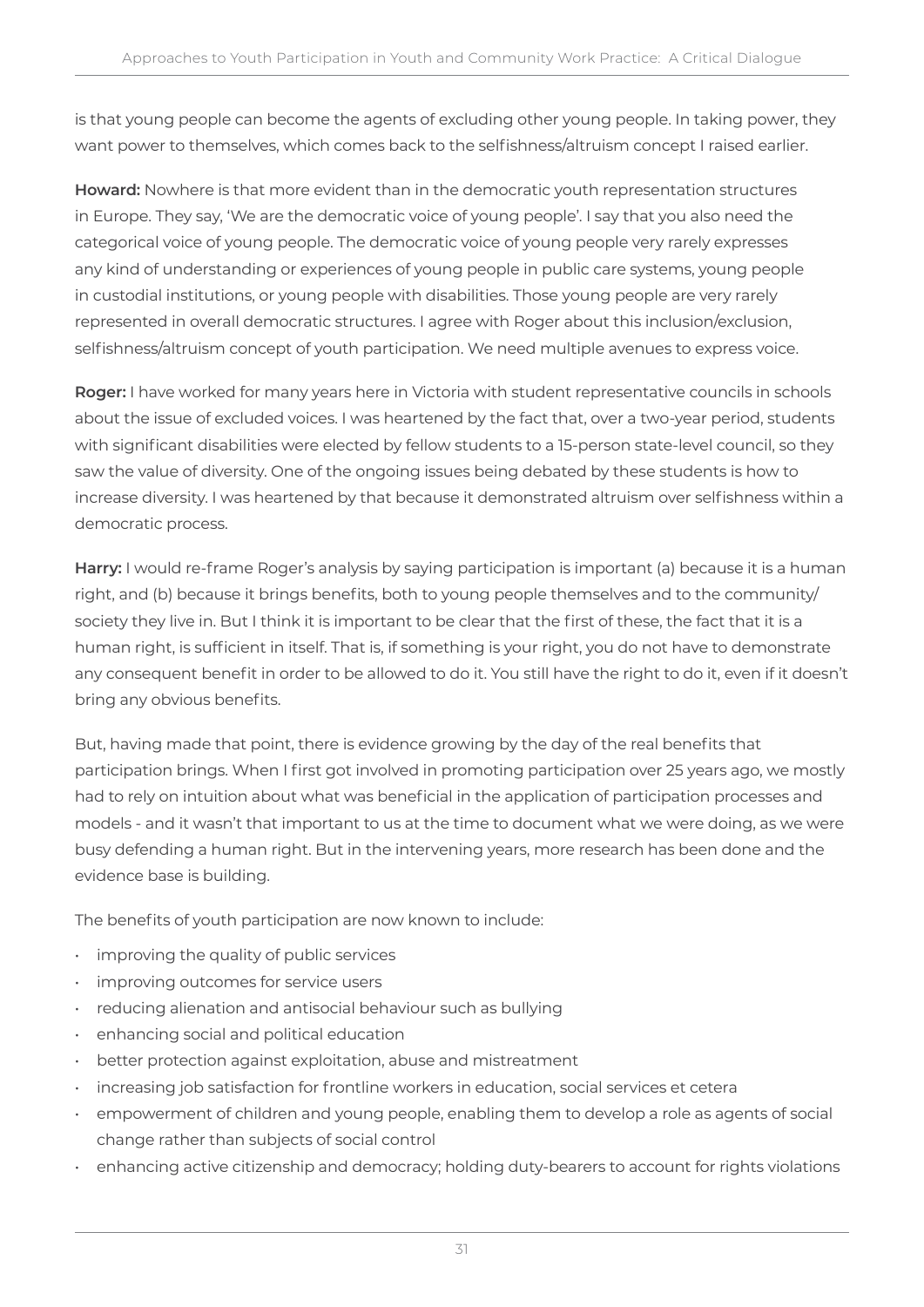is that young people can become the agents of excluding other young people. In taking power, they want power to themselves, which comes back to the selfishness/altruism concept I raised earlier.

**Howard:** Nowhere is that more evident than in the democratic youth representation structures in Europe. They say, 'We are the democratic voice of young people'. I say that you also need the categorical voice of young people. The democratic voice of young people very rarely expresses any kind of understanding or experiences of young people in public care systems, young people in custodial institutions, or young people with disabilities. Those young people are very rarely represented in overall democratic structures. I agree with Roger about this inclusion/exclusion, selfishness/altruism concept of youth participation. We need multiple avenues to express voice.

**Roger:** I have worked for many years here in Victoria with student representative councils in schools about the issue of excluded voices. I was heartened by the fact that, over a two-year period, students with significant disabilities were elected by fellow students to a 15-person state-level council, so they saw the value of diversity. One of the ongoing issues being debated by these students is how to increase diversity. I was heartened by that because it demonstrated altruism over selfishness within a democratic process.

**Harry:** I would re-frame Roger's analysis by saying participation is important (a) because it is a human right, and (b) because it brings benefits, both to young people themselves and to the community/society they live in. But I think it is important to be clear that the first of these, the fact that it is a human right, is sufficient in itself. That is, if something is your right, you do not have to demonstrate any consequent benefit in order to be allowed to do it. You still have the right to do it, even if it doesn't bring any obvious benefits.

But, having made that point, there is evidence growing by the day of the real benefits that participation brings. When I first got involved in promoting participation over 25 years ago, we mostly had to rely on intuition about what was beneficial in the application of participation processes and models - and it wasn't that important to us at the time to document what we were doing, as we were busy defending a human right. But in the intervening years, more research has been done and the evidence base is building.

The benefits of youth participation are now known to include:

- improving the quality of public services
- improving outcomes for service users
- reducing alienation and antisocial behaviour such as bullying
- enhancing social and political education
- better protection against exploitation, abuse and mistreatment
- increasing job satisfaction for frontline workers in education, social services et cetera
- empowerment of children and young people, enabling them to develop a role as agents of social change rather than subjects of social control
- enhancing active citizenship and democracy; holding duty-bearers to account for rights violations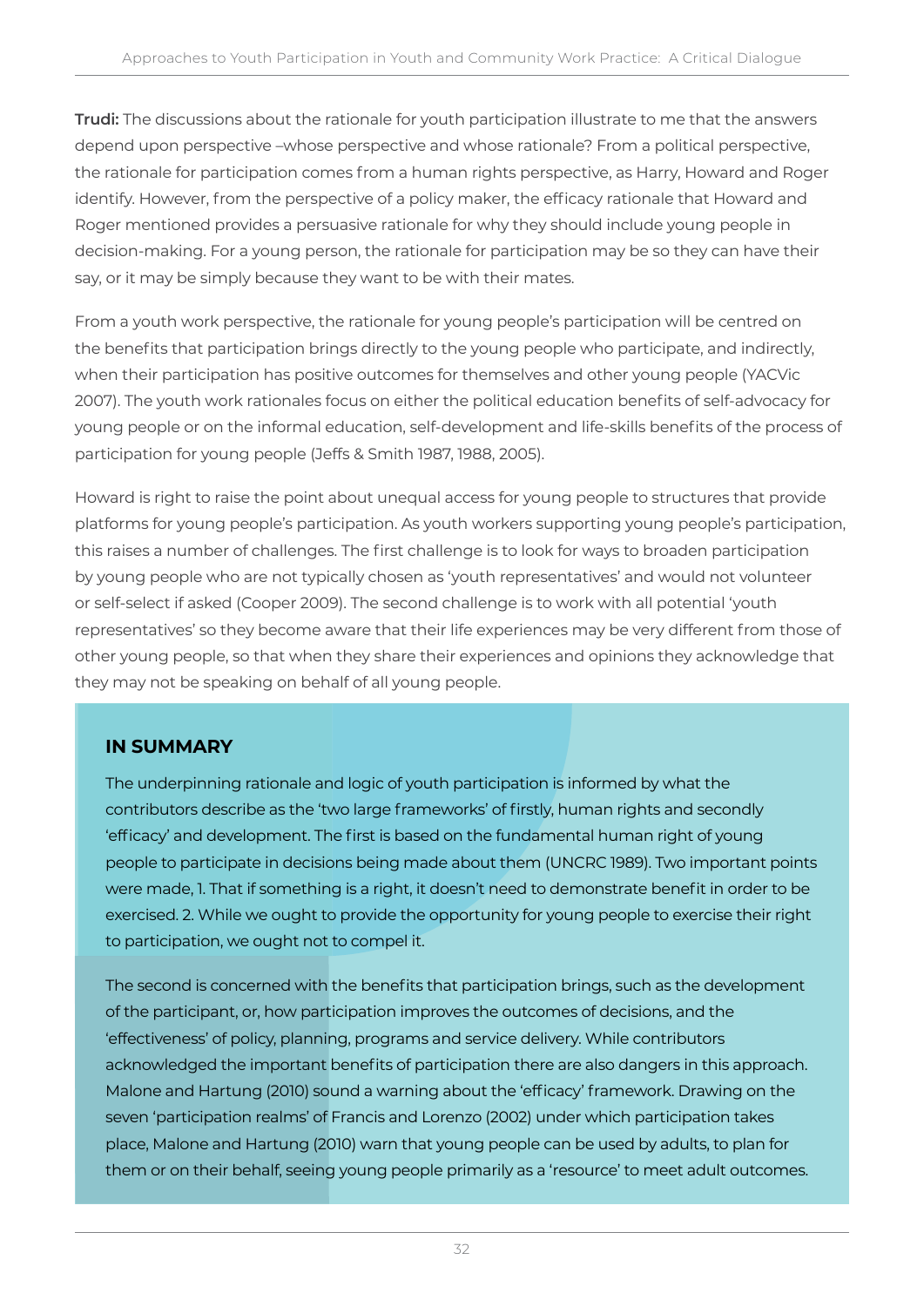**Trudi:** The discussions about the rationale for youth participation illustrate to me that the answers depend upon perspective –whose perspective and whose rationale? From a political perspective, the rationale for participation comes from a human rights perspective, as Harry, Howard and Roger identify. However, from the perspective of a policy maker, the efficacy rationale that Howard and Roger mentioned provides a persuasive rationale for why they should include young people in decision-making. For a young person, the rationale for participation may be so they can have their say, or it may be simply because they want to be with their mates.

From a youth work perspective, the rationale for young people's participation will be centred on the benefits that participation brings directly to the young people who participate, and indirectly, when their participation has positive outcomes for themselves and other young people (YACVic 2007). The youth work rationales focus on either the political education benefits of self-advocacy for young people or on the informal education, self-development and life-skills benefits of the process of participation for young people (Jeffs & Smith 1987, 1988, 2005).

Howard is right to raise the point about unequal access for young people to structures that provide platforms for young people's participation. As youth workers supporting young people's participation, this raises a number of challenges. The first challenge is to look for ways to broaden participation by young people who are not typically chosen as 'youth representatives' and would not volunteer or self-select if asked (Cooper 2009). The second challenge is to work with all potential 'youth representatives' so they become aware that their life experiences may be very different from those of other young people, so that when they share their experiences and opinions they acknowledge that they may not be speaking on behalf of all young people.

## IN SUMMARY

The underpinning rationale and logic of youth participation is informed by what the contributors describe as the 'two large frameworks' of firstly, human rights and secondly 'efficacy' and development. The first is based on the fundamental human right of young people to participate in decisions being made about them (UNCRC 1989). Two important points were made, 1. That if something is a right, it doesn't need to demonstrate benefit in order to be exercised. 2. While we ought to provide the opportunity for young people to exercise their right to participation, we ought not to compel it.

The second is concerned with the benefits that participation brings, such as the development of the participant, or, how participation improves the outcomes of decisions, and the 'effectiveness' of policy, planning, programs and service delivery. While contributors acknowledged the important benefits of participation there are also dangers in this approach. Malone and Hartung (2010) sound a warning about the 'efficacy' framework. Drawing on the seven 'participation realms' of Francis and Lorenzo (2002) under which participation takes place, Malone and Hartung (2010) warn that young people can be used by adults, to plan for them or on their behalf, seeing young people primarily as a 'resource' to meet adult outcomes.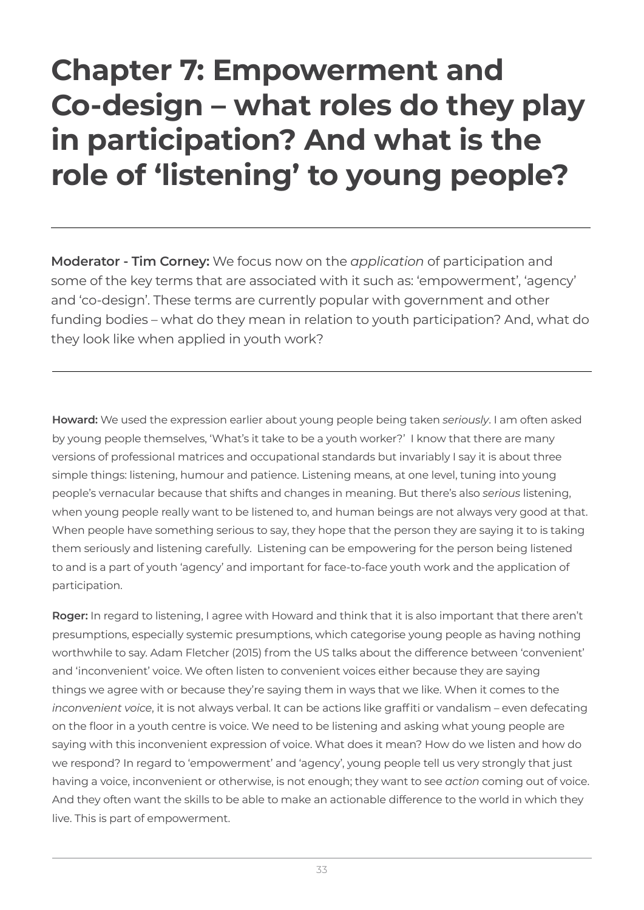# Chapter 7: Empowerment and Co-design – what roles do they play in participation? And what is the role of 'listening' to young people?

---

**Moderator - Tim Corney:** We focus now on the *application* of participation and some of the key terms that are associated with it such as: 'empowerment', 'agency' and 'co-design'. These terms are currently popular with government and other funding bodies – what do they mean in relation to youth participation? And, what do they look like when applied in youth work?

---

**Howard:** We used the expression earlier about young people being taken *seriously*. I am often asked by young people themselves, 'What's it take to be a youth worker?' I know that there are many versions of professional matrices and occupational standards but invariably I say it is about three simple things: listening, humour and patience. Listening means, at one level, tuning into young people's vernacular because that shifts and changes in meaning. But there's also *serious* listening, when young people really want to be listened to, and human beings are not always very good at that. When people have something serious to say, they hope that the person they are saying it to is taking them seriously and listening carefully. Listening can be empowering for the person being listened to and is a part of youth 'agency' and important for face-to-face youth work and the application of participation.

**Roger:** In regard to listening, I agree with Howard and think that it is also important that there aren't presumptions, especially systemic presumptions, which categorise young people as having nothing worthwhile to say. Adam Fletcher (2015) from the US talks about the difference between 'convenient' and 'inconvenient' voice. We often listen to convenient voices either because they are saying things we agree with or because they're saying them in ways that we like. When it comes to the *inconvenient voice*, it is not always verbal. It can be actions like graffiti or vandalism – even defecating on the floor in a youth centre is voice. We need to be listening and asking what young people are saying with this inconvenient expression of voice. What does it mean? How do we listen and how do we respond? In regard to 'empowerment' and 'agency', young people tell us very strongly that just having a voice, inconvenient or otherwise, is not enough; they want to see *action* coming out of voice. And they often want the skills to be able to make an actionable difference to the world in which they live. This is part of empowerment.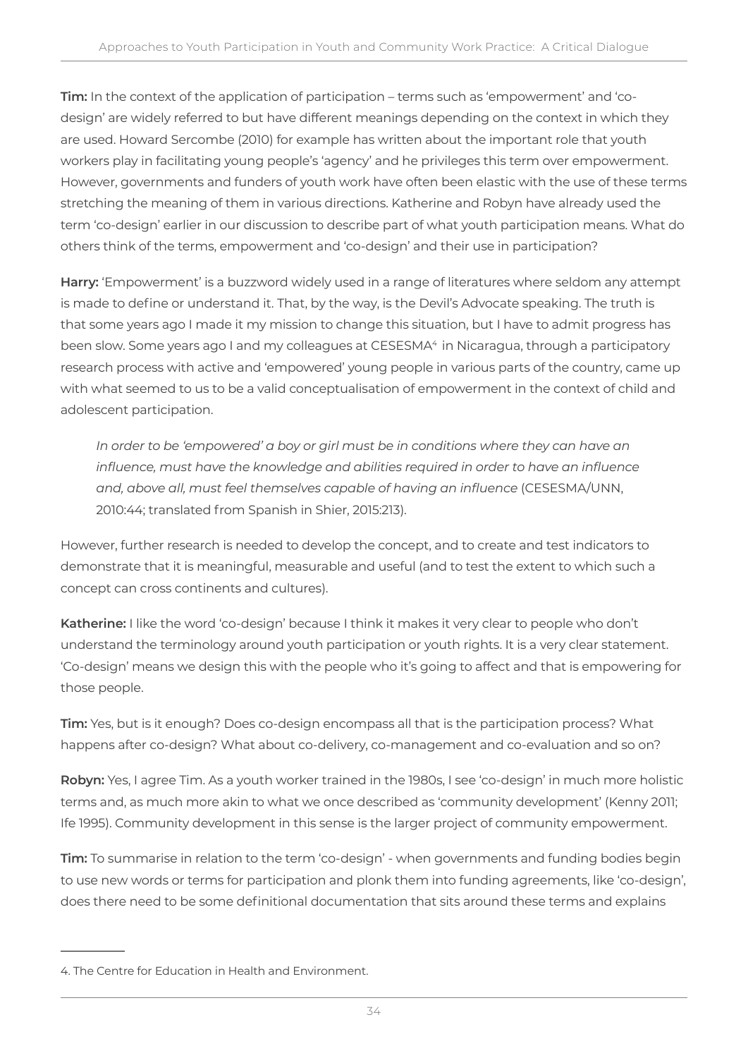**Tim:** In the context of the application of participation – terms such as 'empowerment' and 'co-design' are widely referred to but have different meanings depending on the context in which they are used. Howard Sercombe (2010) for example has written about the important role that youth workers play in facilitating young people's 'agency' and he privileges this term over empowerment. However, governments and funders of youth work have often been elastic with the use of these terms stretching the meaning of them in various directions. Katherine and Robyn have already used the term 'co-design' earlier in our discussion to describe part of what youth participation means. What do others think of the terms, empowerment and 'co-design' and their use in participation?

**Harry:** 'Empowerment' is a buzzword widely used in a range of literatures where seldom any attempt is made to define or understand it. That, by the way, is the Devil's Advocate speaking. The truth is that some years ago I made it my mission to change this situation, but I have to admit progress has been slow. Some years ago I and my colleagues at CESESMA[4] in Nicaragua, through a participatory research process with active and 'empowered' young people in various parts of the country, came up with what seemed to us to be a valid conceptualisation of empowerment in the context of child and adolescent participation.

> *In order to be 'empowered' a boy or girl must be in conditions where they can have an influence, must have the knowledge and abilities required in order to have an influence and, above all, must feel themselves capable of having an influence* (CESESMA/UNN, 2010:44; translated from Spanish in Shier, 2015:213).

However, further research is needed to develop the concept, and to create and test indicators to demonstrate that it is meaningful, measurable and useful (and to test the extent to which such a concept can cross continents and cultures).

**Katherine:** I like the word 'co-design' because I think it makes it very clear to people who don't understand the terminology around youth participation or youth rights. It is a very clear statement. 'Co-design' means we design this with the people who it's going to affect and that is empowering for those people.

**Tim:** Yes, but is it enough? Does co-design encompass all that is the participation process? What happens after co-design? What about co-delivery, co-management and co-evaluation and so on?

**Robyn:** Yes, I agree Tim. As a youth worker trained in the 1980s, I see 'co-design' in much more holistic terms and, as much more akin to what we once described as 'community development' (Kenny 2011; Ife 1995). Community development in this sense is the larger project of community empowerment.

**Tim:** To summarise in relation to the term 'co-design' - when governments and funding bodies begin to use new words or terms for participation and plonk them into funding agreements, like 'co-design', does there need to be some definitional documentation that sits around these terms and explains

---

4. The Centre for Education in Health and Environment.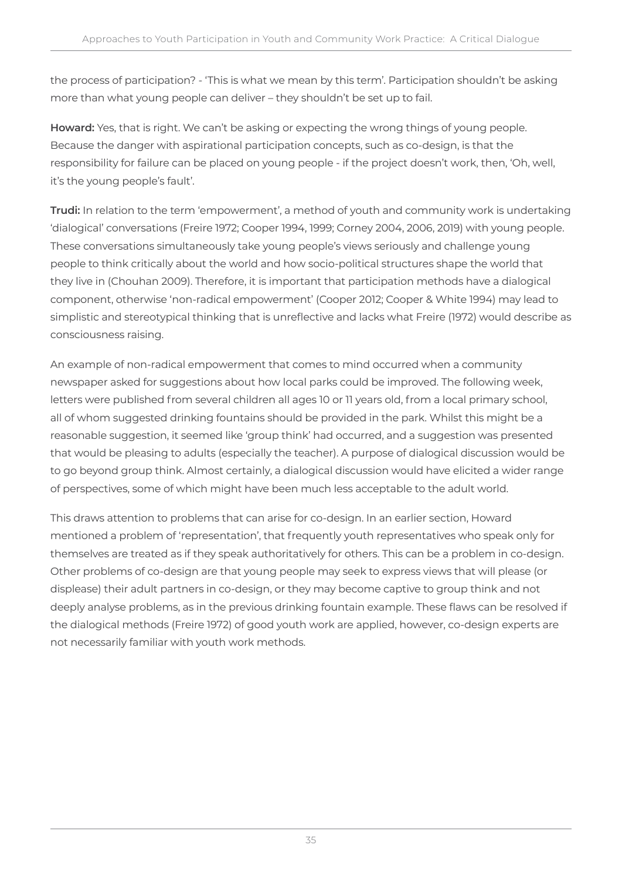the process of participation? - 'This is what we mean by this term'. Participation shouldn't be asking more than what young people can deliver – they shouldn't be set up to fail.

**Howard:** Yes, that is right. We can't be asking or expecting the wrong things of young people. Because the danger with aspirational participation concepts, such as co-design, is that the responsibility for failure can be placed on young people - if the project doesn't work, then, 'Oh, well, it's the young people's fault'.

**Trudi:** In relation to the term 'empowerment', a method of youth and community work is undertaking 'dialogical' conversations (Freire 1972; Cooper 1994, 1999; Corney 2004, 2006, 2019) with young people. These conversations simultaneously take young people's views seriously and challenge young people to think critically about the world and how socio-political structures shape the world that they live in (Chouhan 2009). Therefore, it is important that participation methods have a dialogical component, otherwise 'non-radical empowerment' (Cooper 2012; Cooper & White 1994) may lead to simplistic and stereotypical thinking that is unreflective and lacks what Freire (1972) would describe as consciousness raising.

An example of non-radical empowerment that comes to mind occurred when a community newspaper asked for suggestions about how local parks could be improved. The following week, letters were published from several children all ages 10 or 11 years old, from a local primary school, all of whom suggested drinking fountains should be provided in the park. Whilst this might be a reasonable suggestion, it seemed like 'group think' had occurred, and a suggestion was presented that would be pleasing to adults (especially the teacher). A purpose of dialogical discussion would be to go beyond group think. Almost certainly, a dialogical discussion would have elicited a wider range of perspectives, some of which might have been much less acceptable to the adult world.

This draws attention to problems that can arise for co-design. In an earlier section, Howard mentioned a problem of 'representation', that frequently youth representatives who speak only for themselves are treated as if they speak authoritatively for others. This can be a problem in co-design. Other problems of co-design are that young people may seek to express views that will please (or displease) their adult partners in co-design, or they may become captive to group think and not deeply analyse problems, as in the previous drinking fountain example. These flaws can be resolved if the dialogical methods (Freire 1972) of good youth work are applied, however, co-design experts are not necessarily familiar with youth work methods.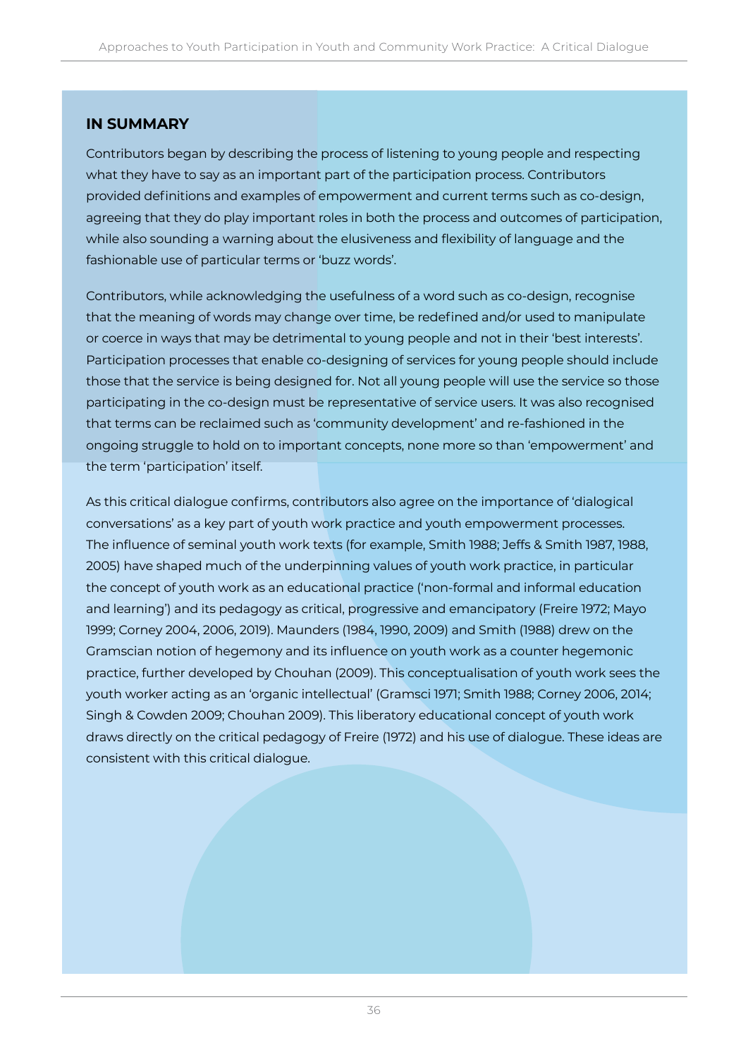## IN SUMMARY

Contributors began by describing the process of listening to young people and respecting what they have to say as an important part of the participation process. Contributors provided definitions and examples of empowerment and current terms such as co-design, agreeing that they do play important roles in both the process and outcomes of participation, while also sounding a warning about the elusiveness and flexibility of language and the fashionable use of particular terms or 'buzz words'.

Contributors, while acknowledging the usefulness of a word such as co-design, recognise that the meaning of words may change over time, be redefined and/or used to manipulate or coerce in ways that may be detrimental to young people and not in their 'best interests'. Participation processes that enable co-designing of services for young people should include those that the service is being designed for. Not all young people will use the service so those participating in the co-design must be representative of service users. It was also recognised that terms can be reclaimed such as 'community development' and re-fashioned in the ongoing struggle to hold on to important concepts, none more so than 'empowerment' and the term 'participation' itself.

As this critical dialogue confirms, contributors also agree on the importance of 'dialogical conversations' as a key part of youth work practice and youth empowerment processes. The influence of seminal youth work texts (for example, Smith 1988; Jeffs & Smith 1987, 1988, 2005) have shaped much of the underpinning values of youth work practice, in particular the concept of youth work as an educational practice ('non-formal and informal education and learning') and its pedagogy as critical, progressive and emancipatory (Freire 1972; Mayo 1999; Corney 2004, 2006, 2019). Maunders (1984, 1990, 2009) and Smith (1988) drew on the Gramscian notion of hegemony and its influence on youth work as a counter hegemonic practice, further developed by Chouhan (2009). This conceptualisation of youth work sees the youth worker acting as an 'organic intellectual' (Gramsci 1971; Smith 1988; Corney 2006, 2014; Singh & Cowden 2009; Chouhan 2009). This liberatory educational concept of youth work draws directly on the critical pedagogy of Freire (1972) and his use of dialogue. These ideas are consistent with this critical dialogue.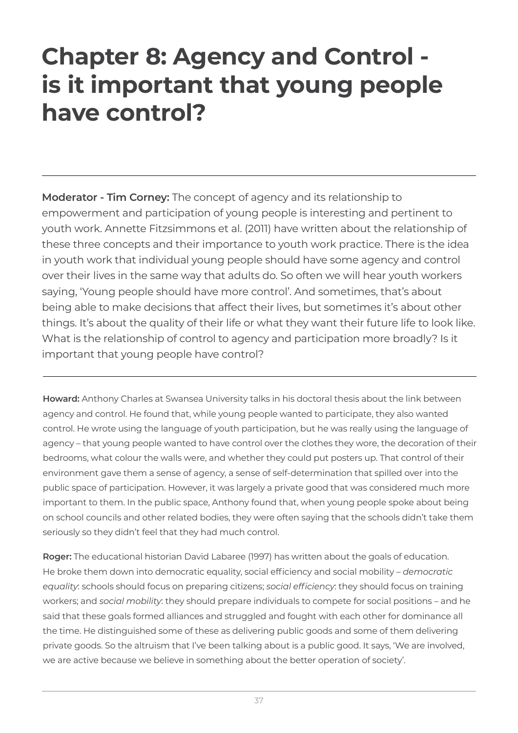# Chapter 8: Agency and Control - is it important that young people have control?

---

**Moderator - Tim Corney:** The concept of agency and its relationship to empowerment and participation of young people is interesting and pertinent to youth work. Annette Fitzsimmons et al. (2011) have written about the relationship of these three concepts and their importance to youth work practice. There is the idea in youth work that individual young people should have some agency and control over their lives in the same way that adults do. So often we will hear youth workers saying, 'Young people should have more control'. And sometimes, that's about being able to make decisions that affect their lives, but sometimes it's about other things. It's about the quality of their life or what they want their future life to look like. What is the relationship of control to agency and participation more broadly? Is it important that young people have control?

---

**Howard:** Anthony Charles at Swansea University talks in his doctoral thesis about the link between agency and control. He found that, while young people wanted to participate, they also wanted control. He wrote using the language of youth participation, but he was really using the language of agency – that young people wanted to have control over the clothes they wore, the decoration of their bedrooms, what colour the walls were, and whether they could put posters up. That control of their environment gave them a sense of agency, a sense of self-determination that spilled over into the public space of participation. However, it was largely a private good that was considered much more important to them. In the public space, Anthony found that, when young people spoke about being on school councils and other related bodies, they were often saying that the schools didn't take them seriously so they didn't feel that they had much control.

**Roger:** The educational historian David Labaree (1997) has written about the goals of education. He broke them down into democratic equality, social efficiency and social mobility – *democratic equality*: schools should focus on preparing citizens; *social efficiency*: they should focus on training workers; and *social mobility*: they should prepare individuals to compete for social positions – and he said that these goals formed alliances and struggled and fought with each other for dominance all the time. He distinguished some of these as delivering public goods and some of them delivering private goods. So the altruism that I've been talking about is a public good. It says, 'We are involved, we are active because we believe in something about the better operation of society'.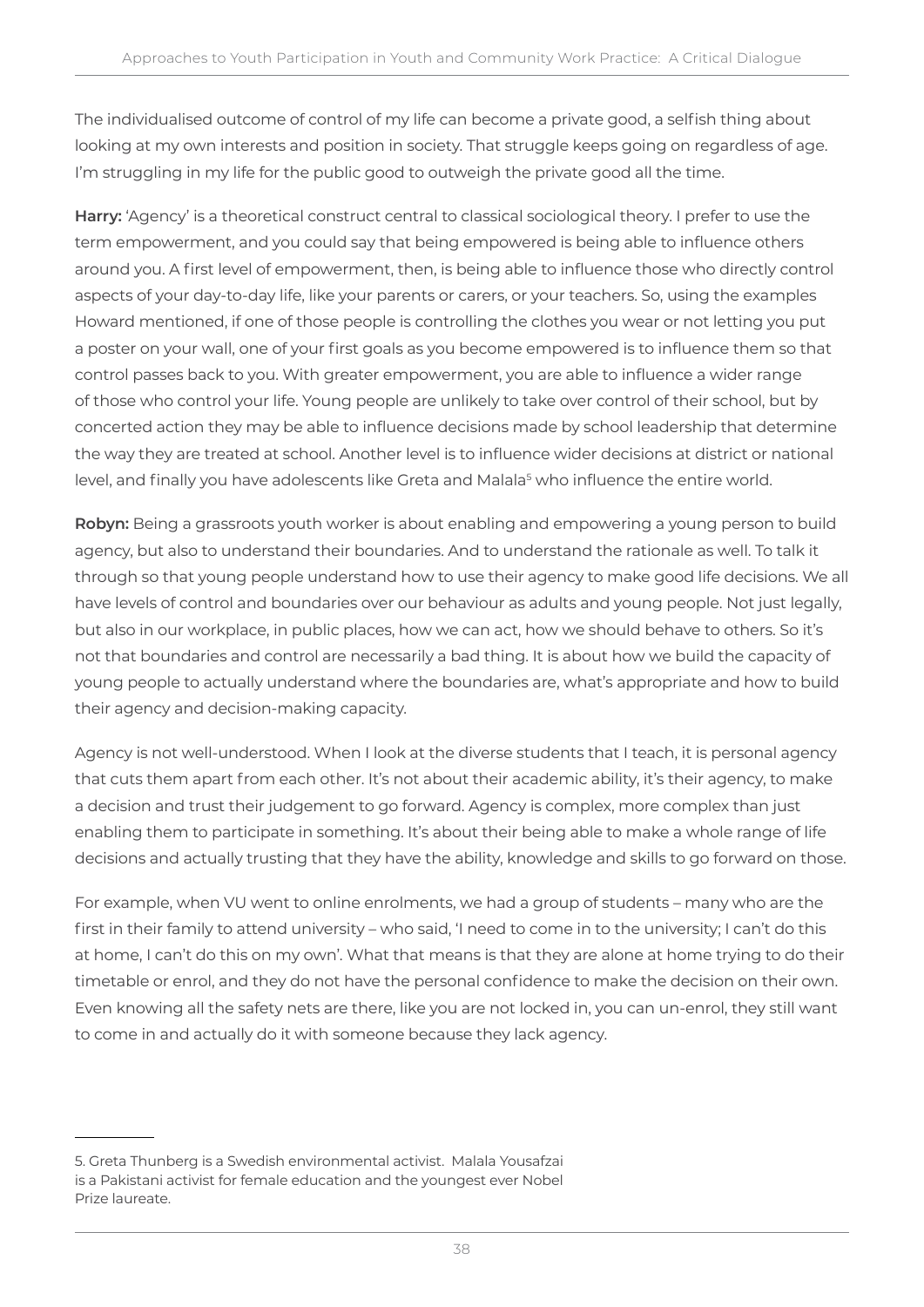The individualised outcome of control of my life can become a private good, a selfish thing about looking at my own interests and position in society. That struggle keeps going on regardless of age. I'm struggling in my life for the public good to outweigh the private good all the time.

**Harry:** 'Agency' is a theoretical construct central to classical sociological theory. I prefer to use the term empowerment, and you could say that being empowered is being able to influence others around you. A first level of empowerment, then, is being able to influence those who directly control aspects of your day-to-day life, like your parents or carers, or your teachers. So, using the examples Howard mentioned, if one of those people is controlling the clothes you wear or not letting you put a poster on your wall, one of your first goals as you become empowered is to influence them so that control passes back to you. With greater empowerment, you are able to influence a wider range of those who control your life. Young people are unlikely to take over control of their school, but by concerted action they may be able to influence decisions made by school leadership that determine the way they are treated at school. Another level is to influence wider decisions at district or national level, and finally you have adolescents like Greta and Malala[5] who influence the entire world.

**Robyn:** Being a grassroots youth worker is about enabling and empowering a young person to build agency, but also to understand their boundaries. And to understand the rationale as well. To talk it through so that young people understand how to use their agency to make good life decisions. We all have levels of control and boundaries over our behaviour as adults and young people. Not just legally, but also in our workplace, in public places, how we can act, how we should behave to others. So it's not that boundaries and control are necessarily a bad thing. It is about how we build the capacity of young people to actually understand where the boundaries are, what's appropriate and how to build their agency and decision-making capacity.

Agency is not well-understood. When I look at the diverse students that I teach, it is personal agency that cuts them apart from each other. It's not about their academic ability, it's their agency, to make a decision and trust their judgement to go forward. Agency is complex, more complex than just enabling them to participate in something. It's about their being able to make a whole range of life decisions and actually trusting that they have the ability, knowledge and skills to go forward on those.

For example, when VU went to online enrolments, we had a group of students – many who are the first in their family to attend university – who said, 'I need to come in to the university; I can't do this at home, I can't do this on my own'. What that means is that they are alone at home trying to do their timetable or enrol, and they do not have the personal confidence to make the decision on their own. Even knowing all the safety nets are there, like you are not locked in, you can un-enrol, they still want to come in and actually do it with someone because they lack agency.

---

5. Greta Thunberg is a Swedish environmental activist. Malala Yousafzai is a Pakistani activist for female education and the youngest ever Nobel Prize laureate.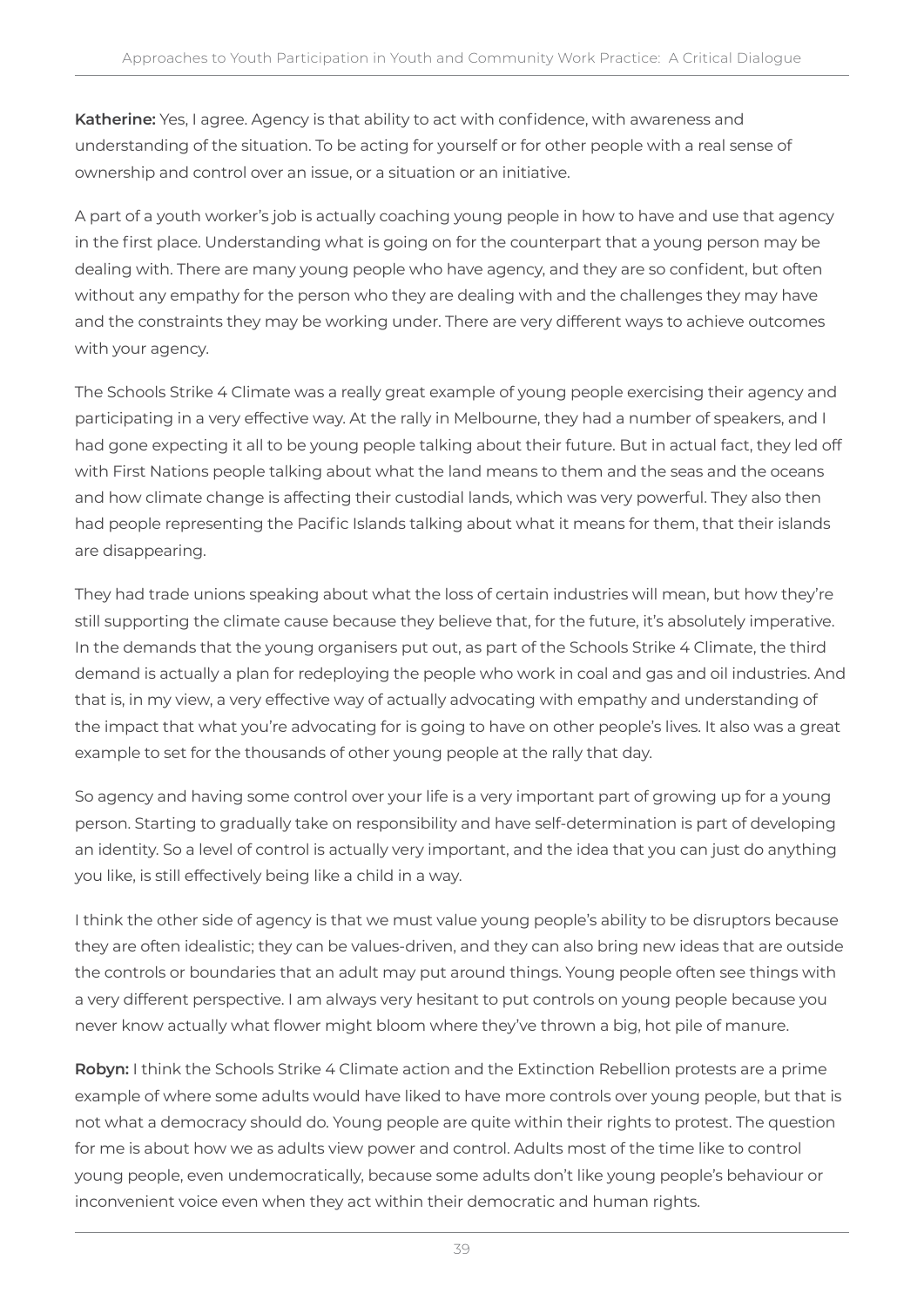**Katherine:** Yes, I agree. Agency is that ability to act with confidence, with awareness and understanding of the situation. To be acting for yourself or for other people with a real sense of ownership and control over an issue, or a situation or an initiative.

A part of a youth worker's job is actually coaching young people in how to have and use that agency in the first place. Understanding what is going on for the counterpart that a young person may be dealing with. There are many young people who have agency, and they are so confident, but often without any empathy for the person who they are dealing with and the challenges they may have and the constraints they may be working under. There are very different ways to achieve outcomes with your agency.

The Schools Strike 4 Climate was a really great example of young people exercising their agency and participating in a very effective way. At the rally in Melbourne, they had a number of speakers, and I had gone expecting it all to be young people talking about their future. But in actual fact, they led off with First Nations people talking about what the land means to them and the seas and the oceans and how climate change is affecting their custodial lands, which was very powerful. They also then had people representing the Pacific Islands talking about what it means for them, that their islands are disappearing.

They had trade unions speaking about what the loss of certain industries will mean, but how they're still supporting the climate cause because they believe that, for the future, it's absolutely imperative. In the demands that the young organisers put out, as part of the Schools Strike 4 Climate, the third demand is actually a plan for redeploying the people who work in coal and gas and oil industries. And that is, in my view, a very effective way of actually advocating with empathy and understanding of the impact that what you're advocating for is going to have on other people's lives. It also was a great example to set for the thousands of other young people at the rally that day.

So agency and having some control over your life is a very important part of growing up for a young person. Starting to gradually take on responsibility and have self-determination is part of developing an identity. So a level of control is actually very important, and the idea that you can just do anything you like, is still effectively being like a child in a way.

I think the other side of agency is that we must value young people's ability to be disruptors because they are often idealistic; they can be values-driven, and they can also bring new ideas that are outside the controls or boundaries that an adult may put around things. Young people often see things with a very different perspective. I am always very hesitant to put controls on young people because you never know actually what flower might bloom where they've thrown a big, hot pile of manure.

**Robyn:** I think the Schools Strike 4 Climate action and the Extinction Rebellion protests are a prime example of where some adults would have liked to have more controls over young people, but that is not what a democracy should do. Young people are quite within their rights to protest. The question for me is about how we as adults view power and control. Adults most of the time like to control young people, even undemocratically, because some adults don't like young people's behaviour or inconvenient voice even when they act within their democratic and human rights.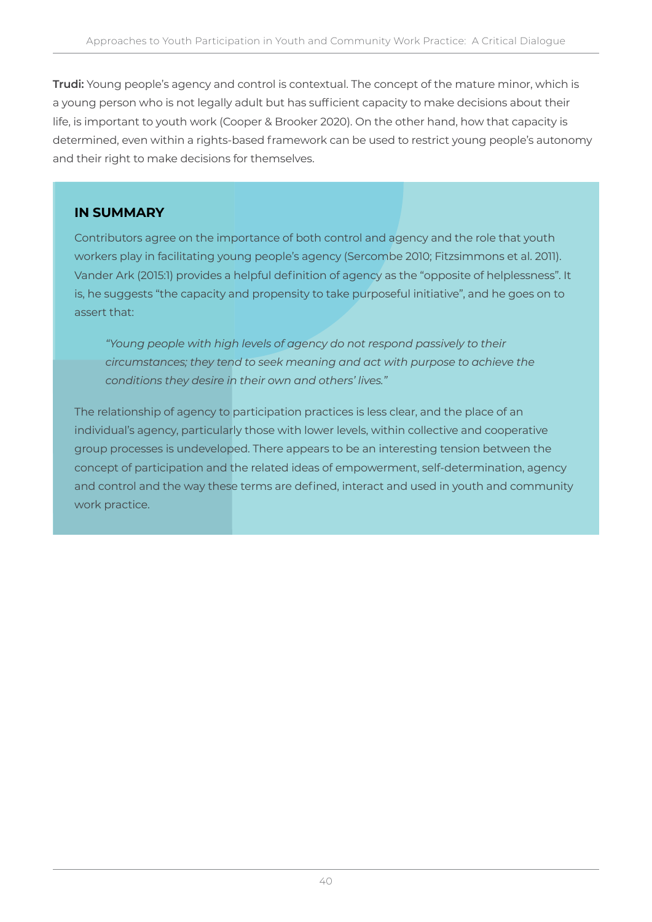**Trudi:** Young people's agency and control is contextual. The concept of the mature minor, which is a young person who is not legally adult but has sufficient capacity to make decisions about their life, is important to youth work (Cooper & Brooker 2020). On the other hand, how that capacity is determined, even within a rights-based framework can be used to restrict young people's autonomy and their right to make decisions for themselves.

## IN SUMMARY

Contributors agree on the importance of both control and agency and the role that youth workers play in facilitating young people's agency (Sercombe 2010; Fitzsimmons et al. 2011). Vander Ark (2015:1) provides a helpful definition of agency as the "opposite of helplessness". It is, he suggests "the capacity and propensity to take purposeful initiative", and he goes on to assert that:

> *"Young people with high levels of agency do not respond passively to their circumstances; they tend to seek meaning and act with purpose to achieve the conditions they desire in their own and others' lives."*

The relationship of agency to participation practices is less clear, and the place of an individual's agency, particularly those with lower levels, within collective and cooperative group processes is undeveloped. There appears to be an interesting tension between the concept of participation and the related ideas of empowerment, self-determination, agency and control and the way these terms are defined, interact and used in youth and community work practice.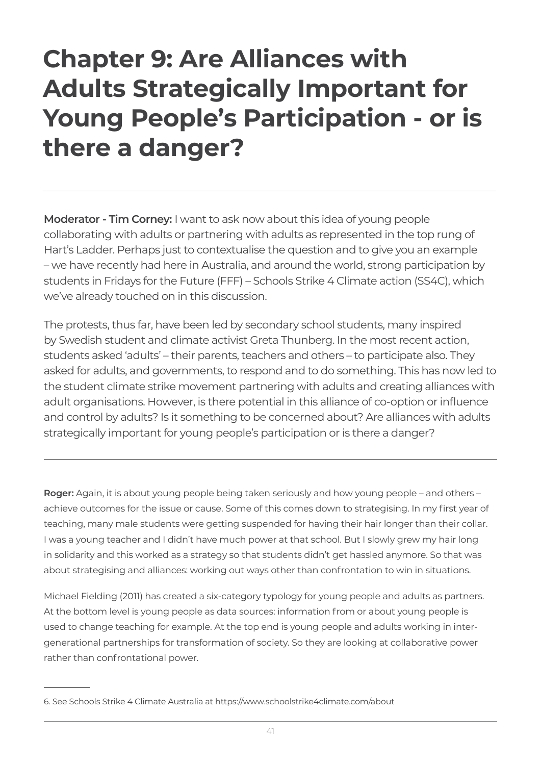# Chapter 9: Are Alliances with Adults Strategically Important for Young People's Participation - or is there a danger?

---

**Moderator - Tim Corney:** I want to ask now about this idea of young people collaborating with adults or partnering with adults as represented in the top rung of Hart's Ladder. Perhaps just to contextualise the question and to give you an example – we have recently had here in Australia, and around the world, strong participation by students in Fridays for the Future (FFF) – Schools Strike 4 Climate action (SS4C), which we've already touched on in this discussion.

The protests, thus far, have been led by secondary school students, many inspired by Swedish student and climate activist Greta Thunberg. In the most recent action, students asked 'adults' – their parents, teachers and others – to participate also. They asked for adults, and governments, to respond and to do something. This has now led to the student climate strike movement partnering with adults and creating alliances with adult organisations. However, is there potential in this alliance of co-option or influence and control by adults? Is it something to be concerned about? Are alliances with adults strategically important for young people's participation or is there a danger?

---

**Roger:** Again, it is about young people being taken seriously and how young people – and others – achieve outcomes for the issue or cause. Some of this comes down to strategising. In my first year of teaching, many male students were getting suspended for having their hair longer than their collar. I was a young teacher and I didn't have much power at that school. But I slowly grew my hair long in solidarity and this worked as a strategy so that students didn't get hassled anymore. So that was about strategising and alliances: working out ways other than confrontation to win in situations.

Michael Fielding (2011) has created a six-category typology for young people and adults as partners. At the bottom level is young people as data sources: information from or about young people is used to change teaching for example. At the top end is young people and adults working in inter-generational partnerships for transformation of society. So they are looking at collaborative power rather than confrontational power.

---

6. See Schools Strike 4 Climate Australia at https://www.schoolstrike4climate.com/about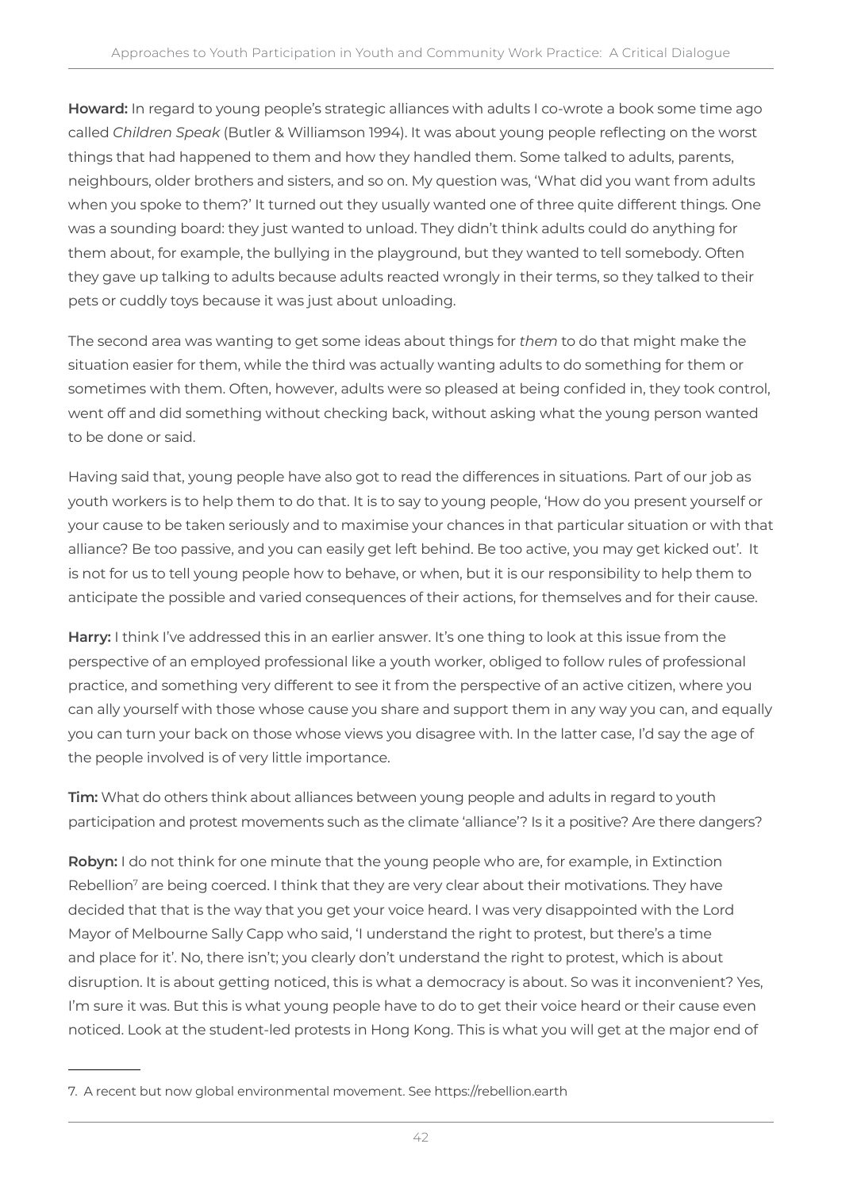**Howard:** In regard to young people's strategic alliances with adults I co-wrote a book some time ago called *Children Speak* (Butler & Williamson 1994). It was about young people reflecting on the worst things that had happened to them and how they handled them. Some talked to adults, parents, neighbours, older brothers and sisters, and so on. My question was, 'What did you want from adults when you spoke to them?' It turned out they usually wanted one of three quite different things. One was a sounding board: they just wanted to unload. They didn't think adults could do anything for them about, for example, the bullying in the playground, but they wanted to tell somebody. Often they gave up talking to adults because adults reacted wrongly in their terms, so they talked to their pets or cuddly toys because it was just about unloading.

The second area was wanting to get some ideas about things for *them* to do that might make the situation easier for them, while the third was actually wanting adults to do something for them or sometimes with them. Often, however, adults were so pleased at being confided in, they took control, went off and did something without checking back, without asking what the young person wanted to be done or said.

Having said that, young people have also got to read the differences in situations. Part of our job as youth workers is to help them to do that. It is to say to young people, 'How do you present yourself or your cause to be taken seriously and to maximise your chances in that particular situation or with that alliance? Be too passive, and you can easily get left behind. Be too active, you may get kicked out'. It is not for us to tell young people how to behave, or when, but it is our responsibility to help them to anticipate the possible and varied consequences of their actions, for themselves and for their cause.

**Harry:** I think I've addressed this in an earlier answer. It's one thing to look at this issue from the perspective of an employed professional like a youth worker, obliged to follow rules of professional practice, and something very different to see it from the perspective of an active citizen, where you can ally yourself with those whose cause you share and support them in any way you can, and equally you can turn your back on those whose views you disagree with. In the latter case, I'd say the age of the people involved is of very little importance.

**Tim:** What do others think about alliances between young people and adults in regard to youth participation and protest movements such as the climate 'alliance'? Is it a positive? Are there dangers?

**Robyn:** I do not think for one minute that the young people who are, for example, in Extinction Rebellion[7] are being coerced. I think that they are very clear about their motivations. They have decided that that is the way that you get your voice heard. I was very disappointed with the Lord Mayor of Melbourne Sally Capp who said, 'I understand the right to protest, but there's a time and place for it'. No, there isn't; you clearly don't understand the right to protest, which is about disruption. It is about getting noticed, this is what a democracy is about. So was it inconvenient? Yes, I'm sure it was. But this is what young people have to do to get their voice heard or their cause even noticed. Look at the student-led protests in Hong Kong. This is what you will get at the major end of

---

7. A recent but now global environmental movement. See https://rebellion.earth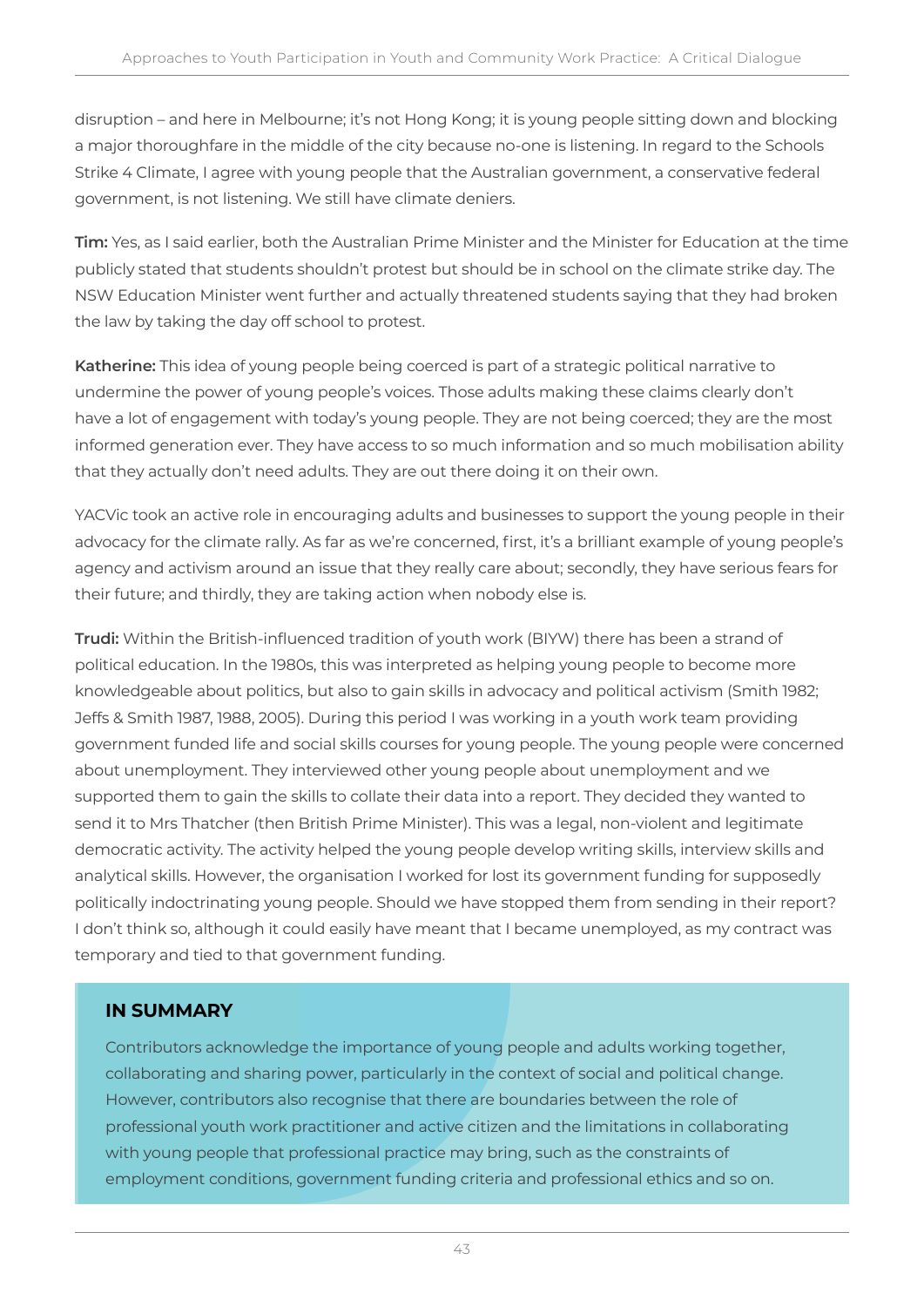disruption – and here in Melbourne; it's not Hong Kong; it is young people sitting down and blocking a major thoroughfare in the middle of the city because no-one is listening. In regard to the Schools Strike 4 Climate, I agree with young people that the Australian government, a conservative federal government, is not listening. We still have climate deniers.

**Tim:** Yes, as I said earlier, both the Australian Prime Minister and the Minister for Education at the time publicly stated that students shouldn't protest but should be in school on the climate strike day. The NSW Education Minister went further and actually threatened students saying that they had broken the law by taking the day off school to protest.

**Katherine:** This idea of young people being coerced is part of a strategic political narrative to undermine the power of young people's voices. Those adults making these claims clearly don't have a lot of engagement with today's young people. They are not being coerced; they are the most informed generation ever. They have access to so much information and so much mobilisation ability that they actually don't need adults. They are out there doing it on their own.

YACVic took an active role in encouraging adults and businesses to support the young people in their advocacy for the climate rally. As far as we're concerned, first, it's a brilliant example of young people's agency and activism around an issue that they really care about; secondly, they have serious fears for their future; and thirdly, they are taking action when nobody else is.

**Trudi:** Within the British-influenced tradition of youth work (BIYW) there has been a strand of political education. In the 1980s, this was interpreted as helping young people to become more knowledgeable about politics, but also to gain skills in advocacy and political activism (Smith 1982; Jeffs & Smith 1987, 1988, 2005). During this period I was working in a youth work team providing government funded life and social skills courses for young people. The young people were concerned about unemployment. They interviewed other young people about unemployment and we supported them to gain the skills to collate their data into a report. They decided they wanted to send it to Mrs Thatcher (then British Prime Minister). This was a legal, non-violent and legitimate democratic activity. The activity helped the young people develop writing skills, interview skills and analytical skills. However, the organisation I worked for lost its government funding for supposedly politically indoctrinating young people. Should we have stopped them from sending in their report? I don't think so, although it could easily have meant that I became unemployed, as my contract was temporary and tied to that government funding.

### IN SUMMARY

Contributors acknowledge the importance of young people and adults working together, collaborating and sharing power, particularly in the context of social and political change. However, contributors also recognise that there are boundaries between the role of professional youth work practitioner and active citizen and the limitations in collaborating with young people that professional practice may bring, such as the constraints of employment conditions, government funding criteria and professional ethics and so on.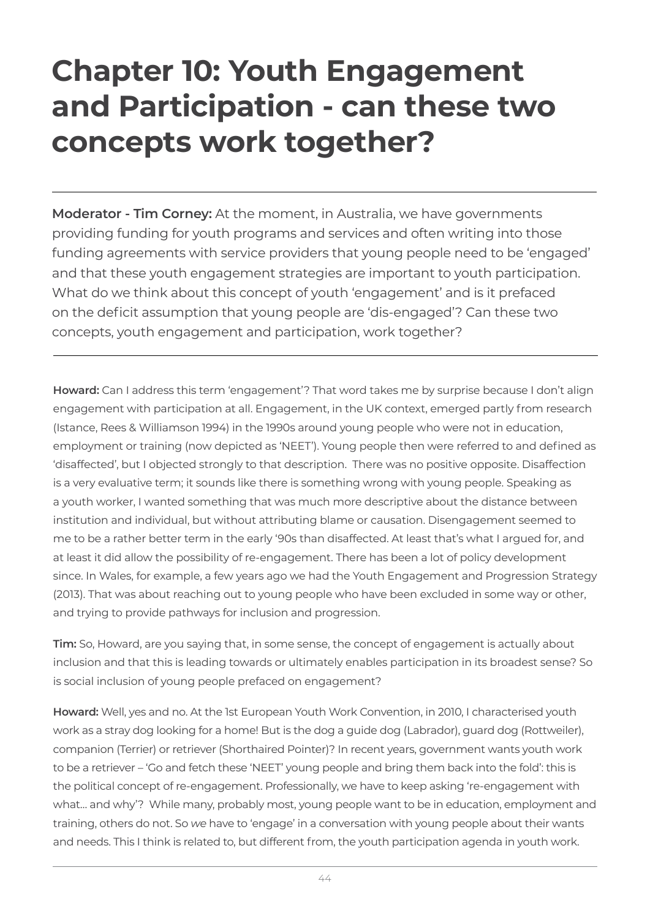# Chapter 10: Youth Engagement and Participation - can these two concepts work together?

---

**Moderator - Tim Corney:** At the moment, in Australia, we have governments providing funding for youth programs and services and often writing into those funding agreements with service providers that young people need to be 'engaged' and that these youth engagement strategies are important to youth participation. What do we think about this concept of youth 'engagement' and is it prefaced on the deficit assumption that young people are 'dis-engaged'? Can these two concepts, youth engagement and participation, work together?

---

**Howard:** Can I address this term 'engagement'? That word takes me by surprise because I don't align engagement with participation at all. Engagement, in the UK context, emerged partly from research (Istance, Rees & Williamson 1994) in the 1990s around young people who were not in education, employment or training (now depicted as 'NEET'). Young people then were referred to and defined as 'disaffected', but I objected strongly to that description. There was no positive opposite. Disaffection is a very evaluative term; it sounds like there is something wrong with young people. Speaking as a youth worker, I wanted something that was much more descriptive about the distance between institution and individual, but without attributing blame or causation. Disengagement seemed to me to be a rather better term in the early '90s than disaffected. At least that's what I argued for, and at least it did allow the possibility of re-engagement. There has been a lot of policy development since. In Wales, for example, a few years ago we had the Youth Engagement and Progression Strategy (2013). That was about reaching out to young people who have been excluded in some way or other, and trying to provide pathways for inclusion and progression.

**Tim:** So, Howard, are you saying that, in some sense, the concept of engagement is actually about inclusion and that this is leading towards or ultimately enables participation in its broadest sense? So is social inclusion of young people prefaced on engagement?

**Howard:** Well, yes and no. At the 1st European Youth Work Convention, in 2010, I characterised youth work as a stray dog looking for a home! But is the dog a guide dog (Labrador), guard dog (Rottweiler), companion (Terrier) or retriever (Shorthaired Pointer)? In recent years, government wants youth work to be a retriever – 'Go and fetch these 'NEET' young people and bring them back into the fold': this is the political concept of re-engagement. Professionally, we have to keep asking 're-engagement with what... and why'? While many, probably most, young people want to be in education, employment and training, others do not. So *we* have to 'engage' in a conversation with young people about their wants and needs. This I think is related to, but different from, the youth participation agenda in youth work.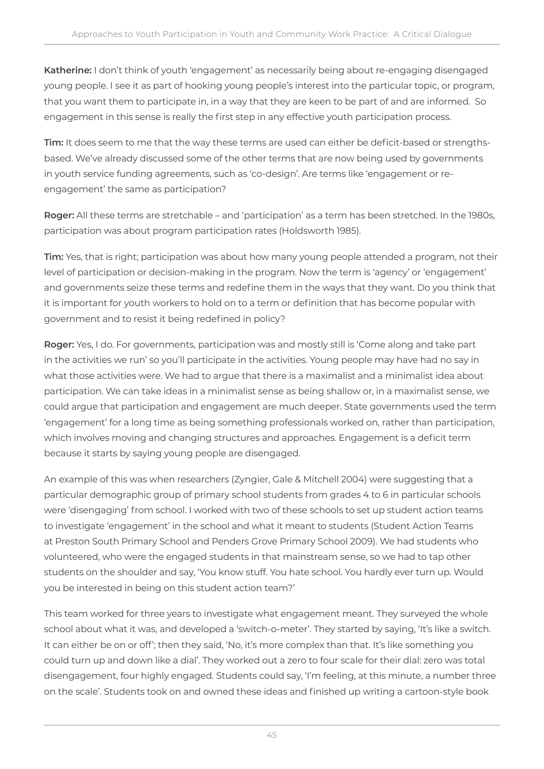**Katherine:** I don't think of youth 'engagement' as necessarily being about re-engaging disengaged young people. I see it as part of hooking young people's interest into the particular topic, or program, that you want them to participate in, in a way that they are keen to be part of and are informed. So engagement in this sense is really the first step in any effective youth participation process.

**Tim:** It does seem to me that the way these terms are used can either be deficit-based or strengths-based. We've already discussed some of the other terms that are now being used by governments in youth service funding agreements, such as 'co-design'. Are terms like 'engagement or re-engagement' the same as participation?

**Roger:** All these terms are stretchable – and 'participation' as a term has been stretched. In the 1980s, participation was about program participation rates (Holdsworth 1985).

**Tim:** Yes, that is right; participation was about how many young people attended a program, not their level of participation or decision-making in the program. Now the term is 'agency' or 'engagement' and governments seize these terms and redefine them in the ways that they want. Do you think that it is important for youth workers to hold on to a term or definition that has become popular with government and to resist it being redefined in policy?

**Roger:** Yes, I do. For governments, participation was and mostly still is 'Come along and take part in the activities we run' so you'll participate in the activities. Young people may have had no say in what those activities were. We had to argue that there is a maximalist and a minimalist idea about participation. We can take ideas in a minimalist sense as being shallow or, in a maximalist sense, we could argue that participation and engagement are much deeper. State governments used the term 'engagement' for a long time as being something professionals worked on, rather than participation, which involves moving and changing structures and approaches. Engagement is a deficit term because it starts by saying young people are disengaged.

An example of this was when researchers (Zyngier, Gale & Mitchell 2004) were suggesting that a particular demographic group of primary school students from grades 4 to 6 in particular schools were 'disengaging' from school. I worked with two of these schools to set up student action teams to investigate 'engagement' in the school and what it meant to students (Student Action Teams at Preston South Primary School and Penders Grove Primary School 2009). We had students who volunteered, who were the engaged students in that mainstream sense, so we had to tap other students on the shoulder and say, 'You know stuff. You hate school. You hardly ever turn up. Would you be interested in being on this student action team?'

This team worked for three years to investigate what engagement meant. They surveyed the whole school about what it was, and developed a 'switch-o-meter'. They started by saying, 'It's like a switch. It can either be on or off'; then they said, 'No, it's more complex than that. It's like something you could turn up and down like a dial'. They worked out a zero to four scale for their dial: zero was total disengagement, four highly engaged. Students could say, 'I'm feeling, at this minute, a number three on the scale'. Students took on and owned these ideas and finished up writing a cartoon-style book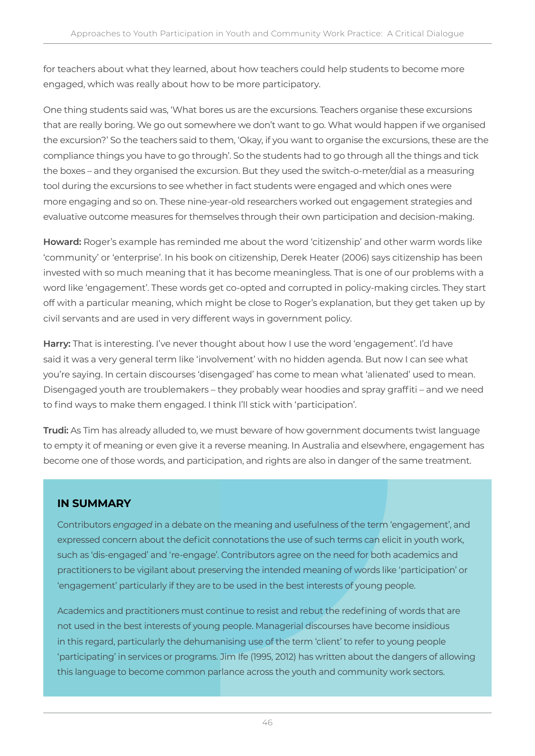for teachers about what they learned, about how teachers could help students to become more engaged, which was really about how to be more participatory.

One thing students said was, 'What bores us are the excursions. Teachers organise these excursions that are really boring. We go out somewhere we don't want to go. What would happen if we organised the excursion?' So the teachers said to them, 'Okay, if you want to organise the excursions, these are the compliance things you have to go through'. So the students had to go through all the things and tick the boxes – and they organised the excursion. But they used the switch-o-meter/dial as a measuring tool during the excursions to see whether in fact students were engaged and which ones were more engaging and so on. These nine-year-old researchers worked out engagement strategies and evaluative outcome measures for themselves through their own participation and decision-making.

**Howard:** Roger's example has reminded me about the word 'citizenship' and other warm words like 'community' or 'enterprise'. In his book on citizenship, Derek Heater (2006) says citizenship has been invested with so much meaning that it has become meaningless. That is one of our problems with a word like 'engagement'. These words get co-opted and corrupted in policy-making circles. They start off with a particular meaning, which might be close to Roger's explanation, but they get taken up by civil servants and are used in very different ways in government policy.

**Harry:** That is interesting. I've never thought about how I use the word 'engagement'. I'd have said it was a very general term like 'involvement' with no hidden agenda. But now I can see what you're saying. In certain discourses 'disengaged' has come to mean what 'alienated' used to mean. Disengaged youth are troublemakers – they probably wear hoodies and spray graffiti – and we need to find ways to make them engaged. I think I'll stick with 'participation'.

**Trudi:** As Tim has already alluded to, we must beware of how government documents twist language to empty it of meaning or even give it a reverse meaning. In Australia and elsewhere, engagement has become one of those words, and participation, and rights are also in danger of the same treatment.

## IN SUMMARY

Contributors *engaged* in a debate on the meaning and usefulness of the term 'engagement', and expressed concern about the deficit connotations the use of such terms can elicit in youth work, such as 'dis-engaged' and 're-engage'. Contributors agree on the need for both academics and practitioners to be vigilant about preserving the intended meaning of words like 'participation' or 'engagement' particularly if they are to be used in the best interests of young people.

Academics and practitioners must continue to resist and rebut the redefining of words that are not used in the best interests of young people. Managerial discourses have become insidious in this regard, particularly the dehumanising use of the term 'client' to refer to young people 'participating' in services or programs. Jim Ife (1995, 2012) has written about the dangers of allowing this language to become common parlance across the youth and community work sectors.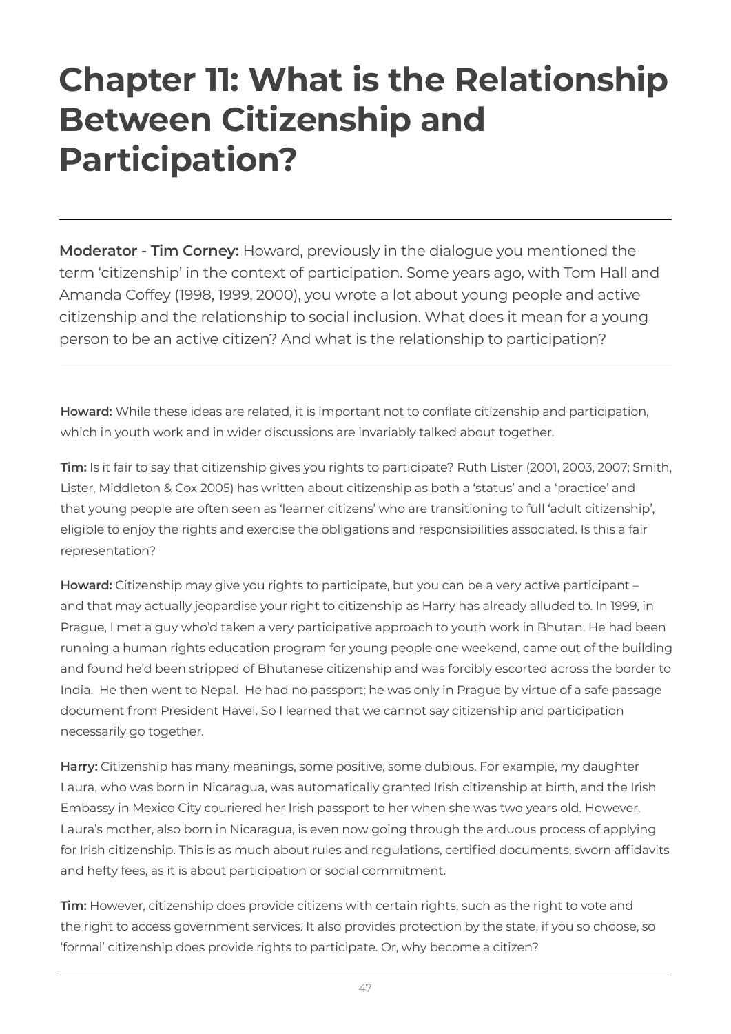# Chapter 11: What is the Relationship Between Citizenship and Participation?

---

**Moderator - Tim Corney:** Howard, previously in the dialogue you mentioned the term 'citizenship' in the context of participation. Some years ago, with Tom Hall and Amanda Coffey (1998, 1999, 2000), you wrote a lot about young people and active citizenship and the relationship to social inclusion. What does it mean for a young person to be an active citizen? And what is the relationship to participation?

---

**Howard:** While these ideas are related, it is important not to conflate citizenship and participation, which in youth work and in wider discussions are invariably talked about together.

**Tim:** Is it fair to say that citizenship gives you rights to participate? Ruth Lister (2001, 2003, 2007; Smith, Lister, Middleton & Cox 2005) has written about citizenship as both a 'status' and a 'practice' and that young people are often seen as 'learner citizens' who are transitioning to full 'adult citizenship', eligible to enjoy the rights and exercise the obligations and responsibilities associated. Is this a fair representation?

**Howard:** Citizenship may give you rights to participate, but you can be a very active participant – and that may actually jeopardise your right to citizenship as Harry has already alluded to. In 1999, in Prague, I met a guy who'd taken a very participative approach to youth work in Bhutan. He had been running a human rights education program for young people one weekend, came out of the building and found he'd been stripped of Bhutanese citizenship and was forcibly escorted across the border to India. He then went to Nepal. He had no passport; he was only in Prague by virtue of a safe passage document from President Havel. So I learned that we cannot say citizenship and participation necessarily go together.

**Harry:** Citizenship has many meanings, some positive, some dubious. For example, my daughter Laura, who was born in Nicaragua, was automatically granted Irish citizenship at birth, and the Irish Embassy in Mexico City couriered her Irish passport to her when she was two years old. However, Laura's mother, also born in Nicaragua, is even now going through the arduous process of applying for Irish citizenship. This is as much about rules and regulations, certified documents, sworn affidavits and hefty fees, as it is about participation or social commitment.

**Tim:** However, citizenship does provide citizens with certain rights, such as the right to vote and the right to access government services. It also provides protection by the state, if you so choose, so 'formal' citizenship does provide rights to participate. Or, why become a citizen?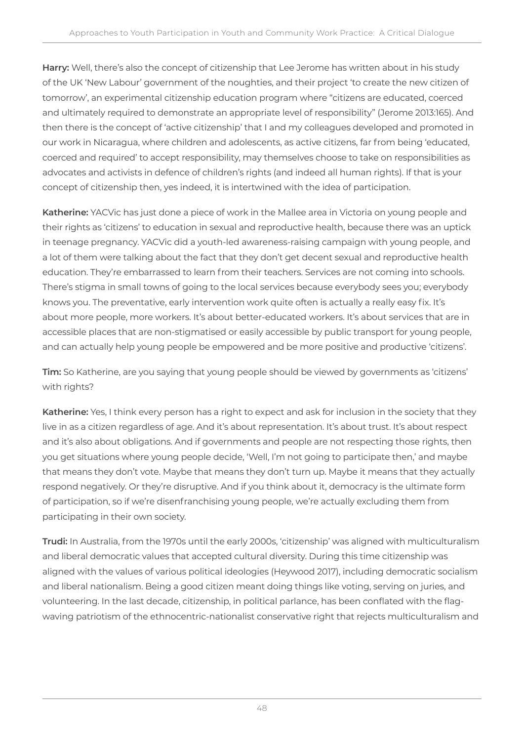**Harry:** Well, there's also the concept of citizenship that Lee Jerome has written about in his study of the UK 'New Labour' government of the noughties, and their project 'to create the new citizen of tomorrow', an experimental citizenship education program where "citizens are educated, coerced and ultimately required to demonstrate an appropriate level of responsibility" (Jerome 2013:165). And then there is the concept of 'active citizenship' that I and my colleagues developed and promoted in our work in Nicaragua, where children and adolescents, as active citizens, far from being 'educated, coerced and required' to accept responsibility, may themselves choose to take on responsibilities as advocates and activists in defence of children's rights (and indeed all human rights). If that is your concept of citizenship then, yes indeed, it is intertwined with the idea of participation.

**Katherine:** YACVic has just done a piece of work in the Mallee area in Victoria on young people and their rights as 'citizens' to education in sexual and reproductive health, because there was an uptick in teenage pregnancy. YACVic did a youth-led awareness-raising campaign with young people, and a lot of them were talking about the fact that they don't get decent sexual and reproductive health education. They're embarrassed to learn from their teachers. Services are not coming into schools. There's stigma in small towns of going to the local services because everybody sees you; everybody knows you. The preventative, early intervention work quite often is actually a really easy fix. It's about more people, more workers. It's about better-educated workers. It's about services that are in accessible places that are non-stigmatised or easily accessible by public transport for young people, and can actually help young people be empowered and be more positive and productive 'citizens'.

**Tim:** So Katherine, are you saying that young people should be viewed by governments as 'citizens' with rights?

**Katherine:** Yes, I think every person has a right to expect and ask for inclusion in the society that they live in as a citizen regardless of age. And it's about representation. It's about trust. It's about respect and it's also about obligations. And if governments and people are not respecting those rights, then you get situations where young people decide, 'Well, I'm not going to participate then,' and maybe that means they don't vote. Maybe that means they don't turn up. Maybe it means that they actually respond negatively. Or they're disruptive. And if you think about it, democracy is the ultimate form of participation, so if we're disenfranchising young people, we're actually excluding them from participating in their own society.

**Trudi:** In Australia, from the 1970s until the early 2000s, 'citizenship' was aligned with multiculturalism and liberal democratic values that accepted cultural diversity. During this time citizenship was aligned with the values of various political ideologies (Heywood 2017), including democratic socialism and liberal nationalism. Being a good citizen meant doing things like voting, serving on juries, and volunteering. In the last decade, citizenship, in political parlance, has been conflated with the flag-waving patriotism of the ethnocentric-nationalist conservative right that rejects multiculturalism and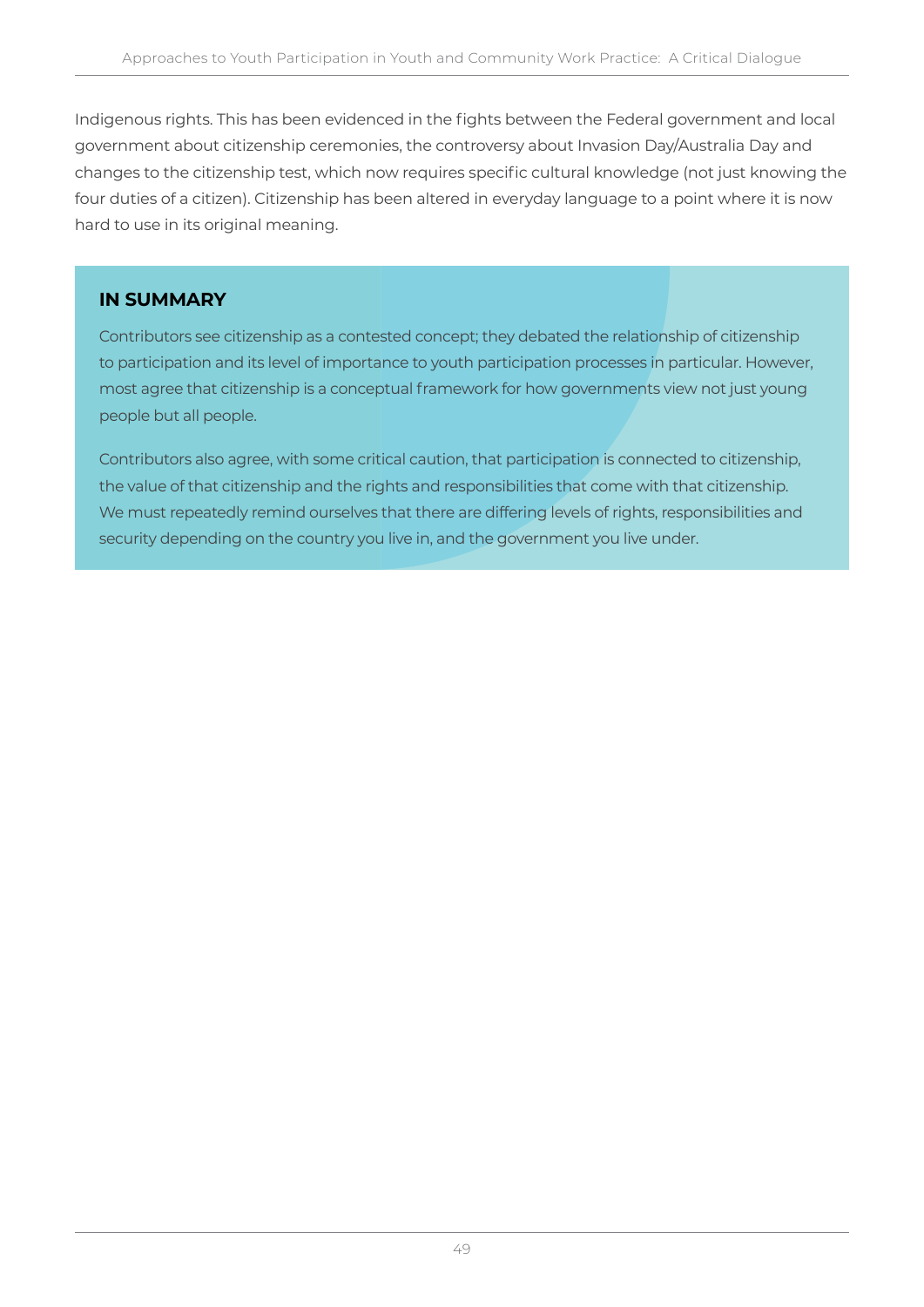Indigenous rights. This has been evidenced in the fights between the Federal government and local government about citizenship ceremonies, the controversy about Invasion Day/Australia Day and changes to the citizenship test, which now requires specific cultural knowledge (not just knowing the four duties of a citizen). Citizenship has been altered in everyday language to a point where it is now hard to use in its original meaning.

### IN SUMMARY

Contributors see citizenship as a contested concept; they debated the relationship of citizenship to participation and its level of importance to youth participation processes in particular. However, most agree that citizenship is a conceptual framework for how governments view not just young people but all people.

Contributors also agree, with some critical caution, that participation is connected to citizenship, the value of that citizenship and the rights and responsibilities that come with that citizenship. We must repeatedly remind ourselves that there are differing levels of rights, responsibilities and security depending on the country you live in, and the government you live under.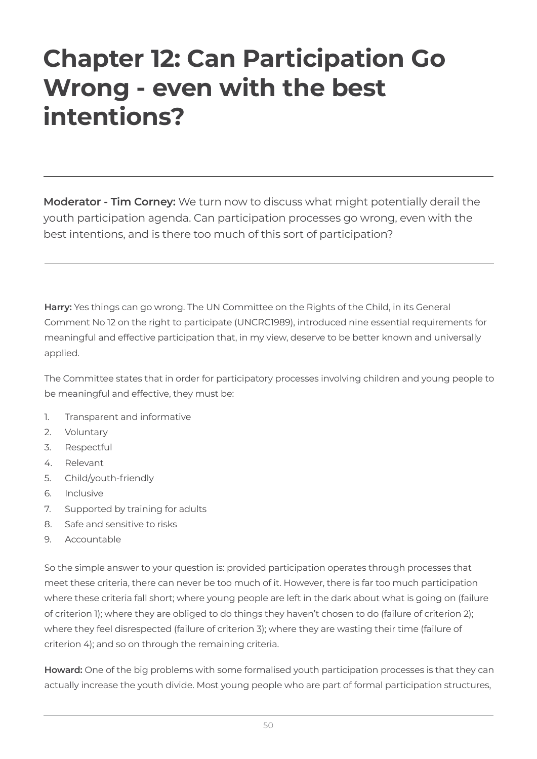# Chapter 12: Can Participation Go Wrong - even with the best intentions?

---

**Moderator - Tim Corney:** We turn now to discuss what might potentially derail the youth participation agenda. Can participation processes go wrong, even with the best intentions, and is there too much of this sort of participation?

---

**Harry:** Yes things can go wrong. The UN Committee on the Rights of the Child, in its General Comment No 12 on the right to participate (UNCRC1989), introduced nine essential requirements for meaningful and effective participation that, in my view, deserve to be better known and universally applied.

The Committee states that in order for participatory processes involving children and young people to be meaningful and effective, they must be:

1. Transparent and informative
2. Voluntary
3. Respectful
4. Relevant
5. Child/youth-friendly
6. Inclusive
7. Supported by training for adults
8. Safe and sensitive to risks
9. Accountable

So the simple answer to your question is: provided participation operates through processes that meet these criteria, there can never be too much of it. However, there is far too much participation where these criteria fall short; where young people are left in the dark about what is going on (failure of criterion 1); where they are obliged to do things they haven't chosen to do (failure of criterion 2); where they feel disrespected (failure of criterion 3); where they are wasting their time (failure of criterion 4); and so on through the remaining criteria.

**Howard:** One of the big problems with some formalised youth participation processes is that they can actually increase the youth divide. Most young people who are part of formal participation structures,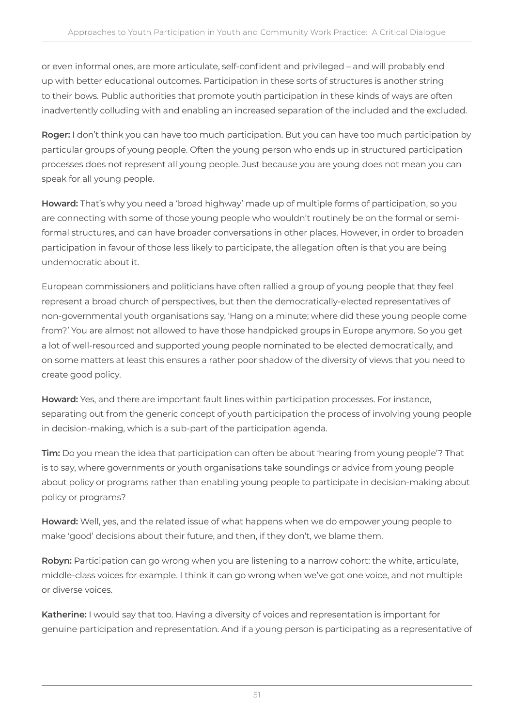or even informal ones, are more articulate, self-confident and privileged – and will probably end up with better educational outcomes. Participation in these sorts of structures is another string to their bows. Public authorities that promote youth participation in these kinds of ways are often inadvertently colluding with and enabling an increased separation of the included and the excluded.

**Roger:** I don't think you can have too much participation. But you can have too much participation by particular groups of young people. Often the young person who ends up in structured participation processes does not represent all young people. Just because you are young does not mean you can speak for all young people.

**Howard:** That's why you need a 'broad highway' made up of multiple forms of participation, so you are connecting with some of those young people who wouldn't routinely be on the formal or semi-formal structures, and can have broader conversations in other places. However, in order to broaden participation in favour of those less likely to participate, the allegation often is that you are being undemocratic about it.

European commissioners and politicians have often rallied a group of young people that they feel represent a broad church of perspectives, but then the democratically-elected representatives of non-governmental youth organisations say, 'Hang on a minute; where did these young people come from?' You are almost not allowed to have those handpicked groups in Europe anymore. So you get a lot of well-resourced and supported young people nominated to be elected democratically, and on some matters at least this ensures a rather poor shadow of the diversity of views that you need to create good policy.

**Howard:** Yes, and there are important fault lines within participation processes. For instance, separating out from the generic concept of youth participation the process of involving young people in decision-making, which is a sub-part of the participation agenda.

**Tim:** Do you mean the idea that participation can often be about 'hearing from young people'? That is to say, where governments or youth organisations take soundings or advice from young people about policy or programs rather than enabling young people to participate in decision-making about policy or programs?

**Howard:** Well, yes, and the related issue of what happens when we do empower young people to make 'good' decisions about their future, and then, if they don't, we blame them.

**Robyn:** Participation can go wrong when you are listening to a narrow cohort: the white, articulate, middle-class voices for example. I think it can go wrong when we've got one voice, and not multiple or diverse voices.

**Katherine:** I would say that too. Having a diversity of voices and representation is important for genuine participation and representation. And if a young person is participating as a representative of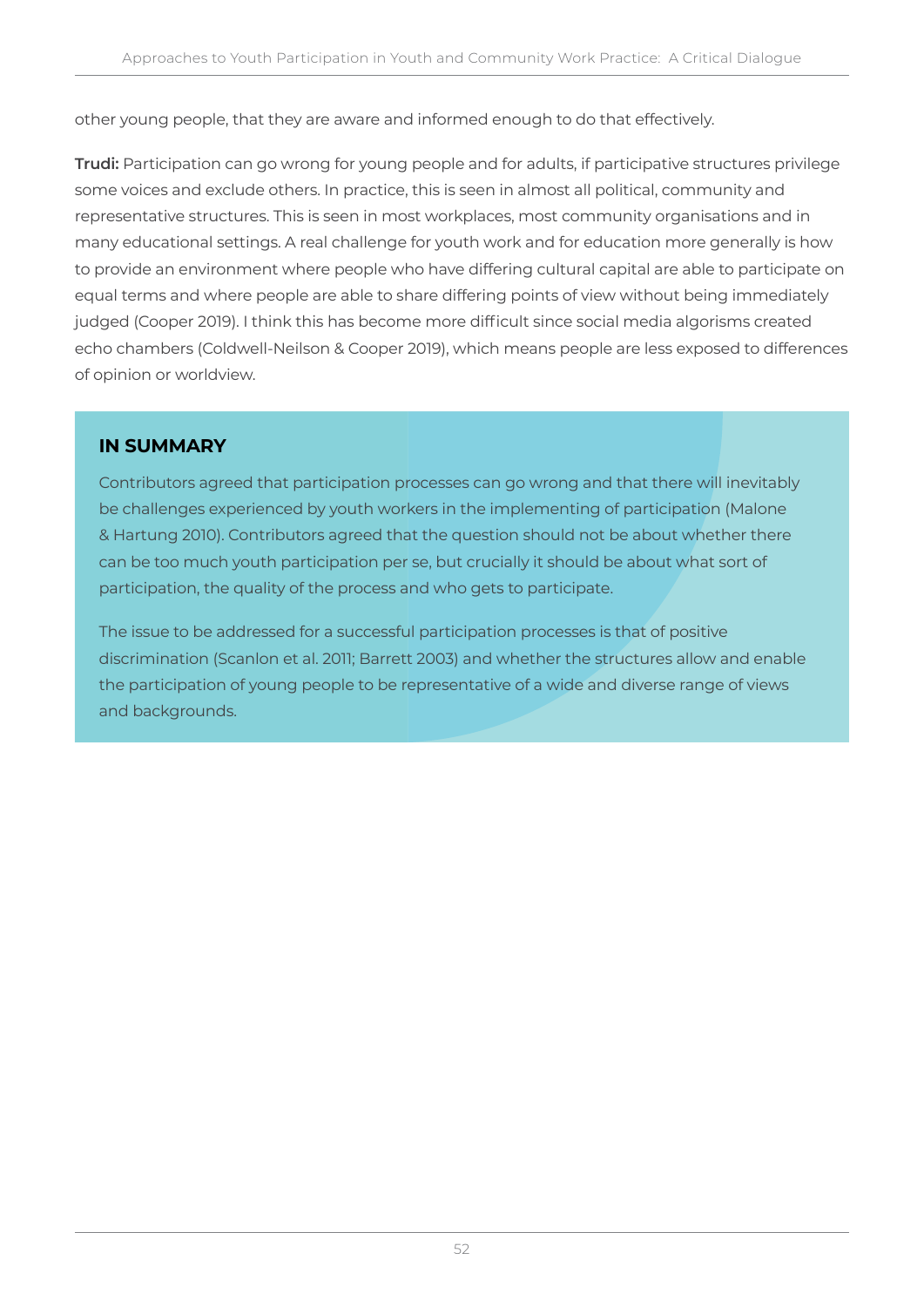other young people, that they are aware and informed enough to do that effectively.

**Trudi:** Participation can go wrong for young people and for adults, if participative structures privilege some voices and exclude others. In practice, this is seen in almost all political, community and representative structures. This is seen in most workplaces, most community organisations and in many educational settings. A real challenge for youth work and for education more generally is how to provide an environment where people who have differing cultural capital are able to participate on equal terms and where people are able to share differing points of view without being immediately judged (Cooper 2019). I think this has become more difficult since social media algorisms created echo chambers (Coldwell-Neilson & Cooper 2019), which means people are less exposed to differences of opinion or worldview.

### IN SUMMARY

Contributors agreed that participation processes can go wrong and that there will inevitably be challenges experienced by youth workers in the implementing of participation (Malone & Hartung 2010). Contributors agreed that the question should not be about whether there can be too much youth participation per se, but crucially it should be about what sort of participation, the quality of the process and who gets to participate.

The issue to be addressed for a successful participation processes is that of positive discrimination (Scanlon et al. 2011; Barrett 2003) and whether the structures allow and enable the participation of young people to be representative of a wide and diverse range of views and backgrounds.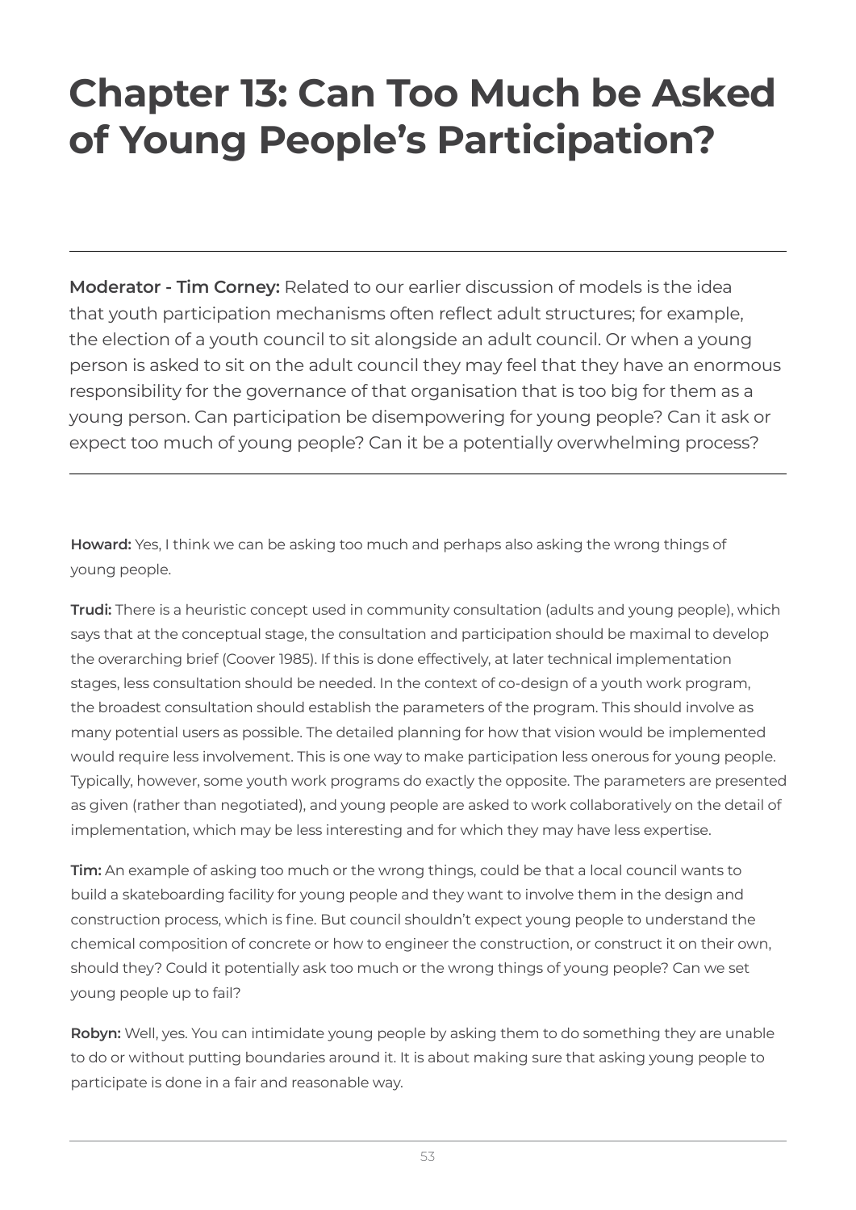# Chapter 13: Can Too Much be Asked of Young People's Participation?

**Moderator - Tim Corney:** Related to our earlier discussion of models is the idea that youth participation mechanisms often reflect adult structures; for example, the election of a youth council to sit alongside an adult council. Or when a young person is asked to sit on the adult council they may feel that they have an enormous responsibility for the governance of that organisation that is too big for them as a young person. Can participation be disempowering for young people? Can it ask or expect too much of young people? Can it be a potentially overwhelming process?

**Howard:** Yes, I think we can be asking too much and perhaps also asking the wrong things of young people.

**Trudi:** There is a heuristic concept used in community consultation (adults and young people), which says that at the conceptual stage, the consultation and participation should be maximal to develop the overarching brief (Coover 1985). If this is done effectively, at later technical implementation stages, less consultation should be needed. In the context of co-design of a youth work program, the broadest consultation should establish the parameters of the program. This should involve as many potential users as possible. The detailed planning for how that vision would be implemented would require less involvement. This is one way to make participation less onerous for young people. Typically, however, some youth work programs do exactly the opposite. The parameters are presented as given (rather than negotiated), and young people are asked to work collaboratively on the detail of implementation, which may be less interesting and for which they may have less expertise.

**Tim:** An example of asking too much or the wrong things, could be that a local council wants to build a skateboarding facility for young people and they want to involve them in the design and construction process, which is fine. But council shouldn't expect young people to understand the chemical composition of concrete or how to engineer the construction, or construct it on their own, should they? Could it potentially ask too much or the wrong things of young people? Can we set young people up to fail?

**Robyn:** Well, yes. You can intimidate young people by asking them to do something they are unable to do or without putting boundaries around it. It is about making sure that asking young people to participate is done in a fair and reasonable way.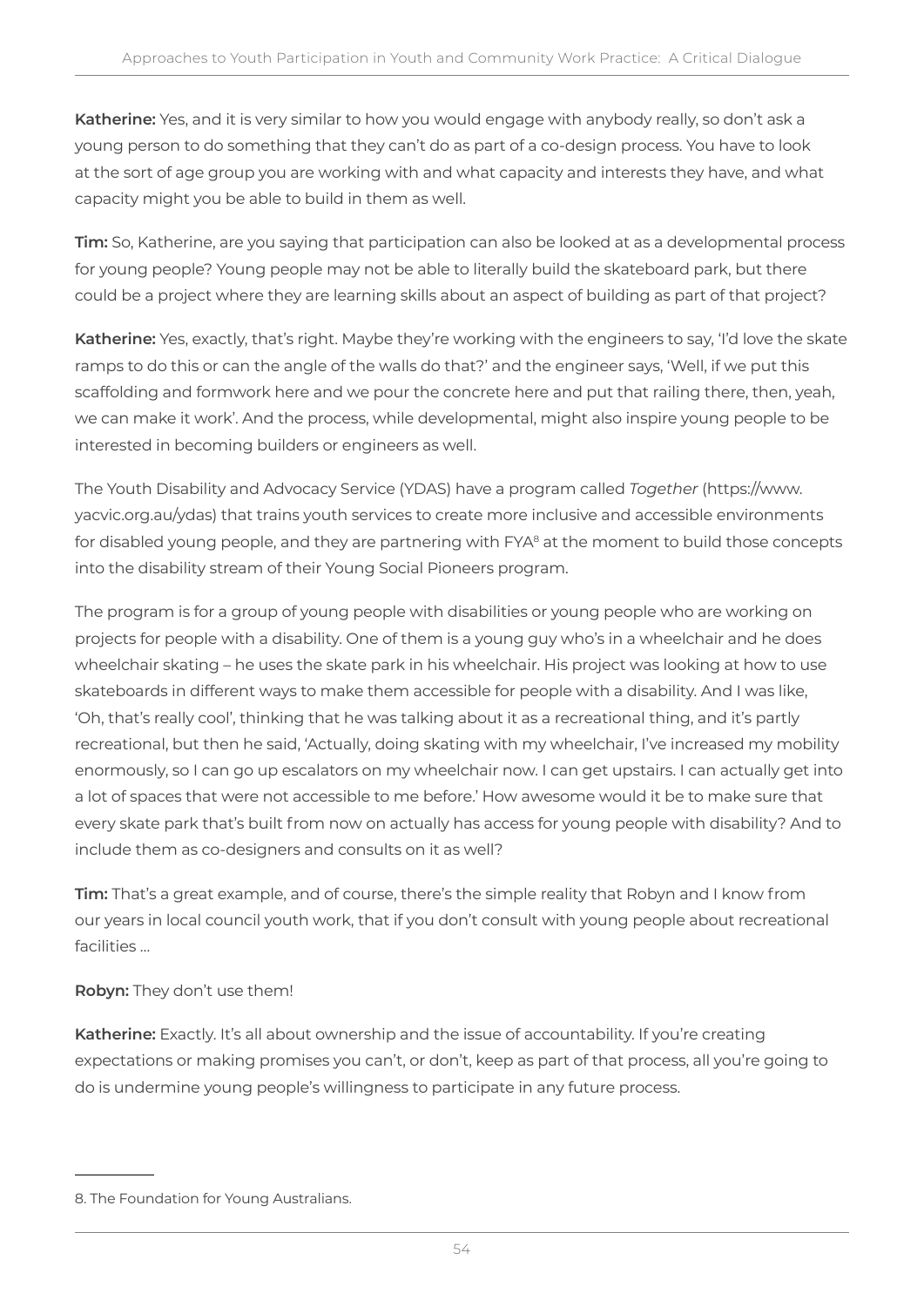**Katherine:** Yes, and it is very similar to how you would engage with anybody really, so don't ask a young person to do something that they can't do as part of a co-design process. You have to look at the sort of age group you are working with and what capacity and interests they have, and what capacity might you be able to build in them as well.

**Tim:** So, Katherine, are you saying that participation can also be looked at as a developmental process for young people? Young people may not be able to literally build the skateboard park, but there could be a project where they are learning skills about an aspect of building as part of that project?

**Katherine:** Yes, exactly, that's right. Maybe they're working with the engineers to say, 'I'd love the skate ramps to do this or can the angle of the walls do that?' and the engineer says, 'Well, if we put this scaffolding and formwork here and we pour the concrete here and put that railing there, then, yeah, we can make it work'. And the process, while developmental, might also inspire young people to be interested in becoming builders or engineers as well.

The Youth Disability and Advocacy Service (YDAS) have a program called *Together* (https://www.yacvic.org.au/ydas) that trains youth services to create more inclusive and accessible environments for disabled young people, and they are partnering with FYA[8] at the moment to build those concepts into the disability stream of their Young Social Pioneers program.

The program is for a group of young people with disabilities or young people who are working on projects for people with a disability. One of them is a young guy who's in a wheelchair and he does wheelchair skating – he uses the skate park in his wheelchair. His project was looking at how to use skateboards in different ways to make them accessible for people with a disability. And I was like, 'Oh, that's really cool', thinking that he was talking about it as a recreational thing, and it's partly recreational, but then he said, 'Actually, doing skating with my wheelchair, I've increased my mobility enormously, so I can go up escalators on my wheelchair now. I can get upstairs. I can actually get into a lot of spaces that were not accessible to me before.' How awesome would it be to make sure that every skate park that's built from now on actually has access for young people with disability? And to include them as co-designers and consults on it as well?

**Tim:** That's a great example, and of course, there's the simple reality that Robyn and I know from our years in local council youth work, that if you don't consult with young people about recreational facilities …

**Robyn:** They don't use them!

**Katherine:** Exactly. It's all about ownership and the issue of accountability. If you're creating expectations or making promises you can't, or don't, keep as part of that process, all you're going to do is undermine young people's willingness to participate in any future process.

---

8. The Foundation for Young Australians.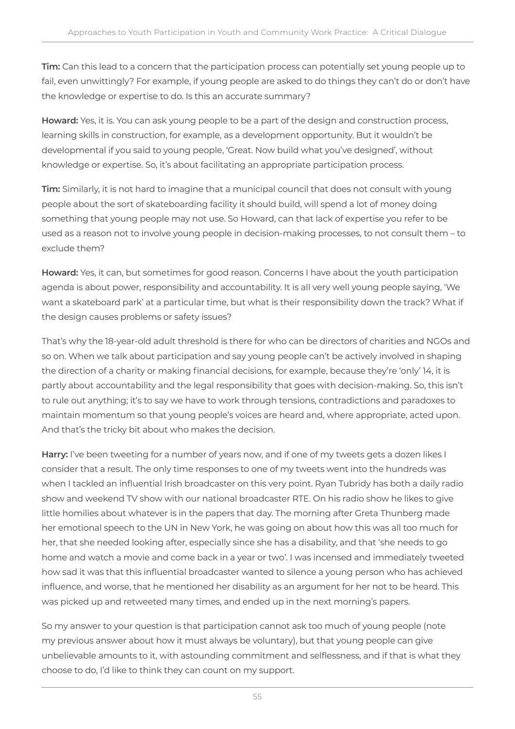**Tim:** Can this lead to a concern that the participation process can potentially set young people up to fail, even unwittingly? For example, if young people are asked to do things they can't do or don't have the knowledge or expertise to do. Is this an accurate summary?

**Howard:** Yes, it is. You can ask young people to be a part of the design and construction process, learning skills in construction, for example, as a development opportunity. But it wouldn't be developmental if you said to young people, 'Great. Now build what you've designed', without knowledge or expertise. So, it's about facilitating an appropriate participation process.

**Tim:** Similarly, it is not hard to imagine that a municipal council that does not consult with young people about the sort of skateboarding facility it should build, will spend a lot of money doing something that young people may not use. So Howard, can that lack of expertise you refer to be used as a reason not to involve young people in decision-making processes, to not consult them – to exclude them?

**Howard:** Yes, it can, but sometimes for good reason. Concerns I have about the youth participation agenda is about power, responsibility and accountability. It is all very well young people saying, 'We want a skateboard park' at a particular time, but what is their responsibility down the track? What if the design causes problems or safety issues?

That's why the 18-year-old adult threshold is there for who can be directors of charities and NGOs and so on. When we talk about participation and say young people can't be actively involved in shaping the direction of a charity or making financial decisions, for example, because they're 'only' 14, it is partly about accountability and the legal responsibility that goes with decision-making. So, this isn't to rule out anything; it's to say we have to work through tensions, contradictions and paradoxes to maintain momentum so that young people's voices are heard and, where appropriate, acted upon. And that's the tricky bit about who makes the decision.

**Harry:** I've been tweeting for a number of years now, and if one of my tweets gets a dozen likes I consider that a result. The only time responses to one of my tweets went into the hundreds was when I tackled an influential Irish broadcaster on this very point. Ryan Tubridy has both a daily radio show and weekend TV show with our national broadcaster RTE. On his radio show he likes to give little homilies about whatever is in the papers that day. The morning after Greta Thunberg made her emotional speech to the UN in New York, he was going on about how this was all too much for her, that she needed looking after, especially since she has a disability, and that 'she needs to go home and watch a movie and come back in a year or two'. I was incensed and immediately tweeted how sad it was that this influential broadcaster wanted to silence a young person who has achieved influence, and worse, that he mentioned her disability as an argument for her not to be heard. This was picked up and retweeted many times, and ended up in the next morning's papers.

So my answer to your question is that participation cannot ask too much of young people (note my previous answer about how it must always be voluntary), but that young people can give unbelievable amounts to it, with astounding commitment and selflessness, and if that is what they choose to do, I'd like to think they can count on my support.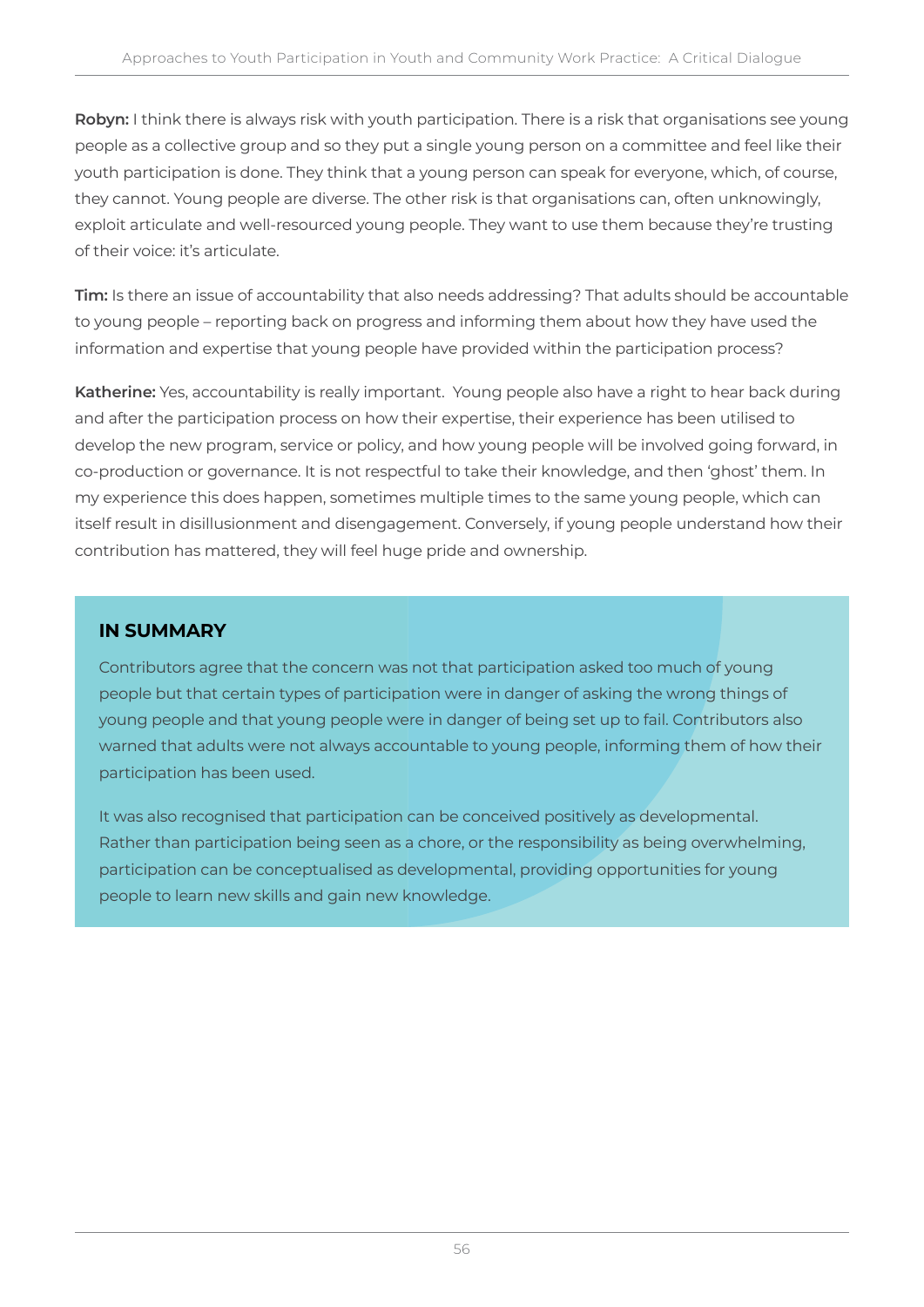**Robyn:** I think there is always risk with youth participation. There is a risk that organisations see young people as a collective group and so they put a single young person on a committee and feel like their youth participation is done. They think that a young person can speak for everyone, which, of course, they cannot. Young people are diverse. The other risk is that organisations can, often unknowingly, exploit articulate and well-resourced young people. They want to use them because they're trusting of their voice: it's articulate.

**Tim:** Is there an issue of accountability that also needs addressing? That adults should be accountable to young people – reporting back on progress and informing them about how they have used the information and expertise that young people have provided within the participation process?

**Katherine:** Yes, accountability is really important. Young people also have a right to hear back during and after the participation process on how their expertise, their experience has been utilised to develop the new program, service or policy, and how young people will be involved going forward, in co-production or governance. It is not respectful to take their knowledge, and then 'ghost' them. In my experience this does happen, sometimes multiple times to the same young people, which can itself result in disillusionment and disengagement. Conversely, if young people understand how their contribution has mattered, they will feel huge pride and ownership.

## IN SUMMARY

Contributors agree that the concern was not that participation asked too much of young people but that certain types of participation were in danger of asking the wrong things of young people and that young people were in danger of being set up to fail. Contributors also warned that adults were not always accountable to young people, informing them of how their participation has been used.

It was also recognised that participation can be conceived positively as developmental. Rather than participation being seen as a chore, or the responsibility as being overwhelming, participation can be conceptualised as developmental, providing opportunities for young people to learn new skills and gain new knowledge.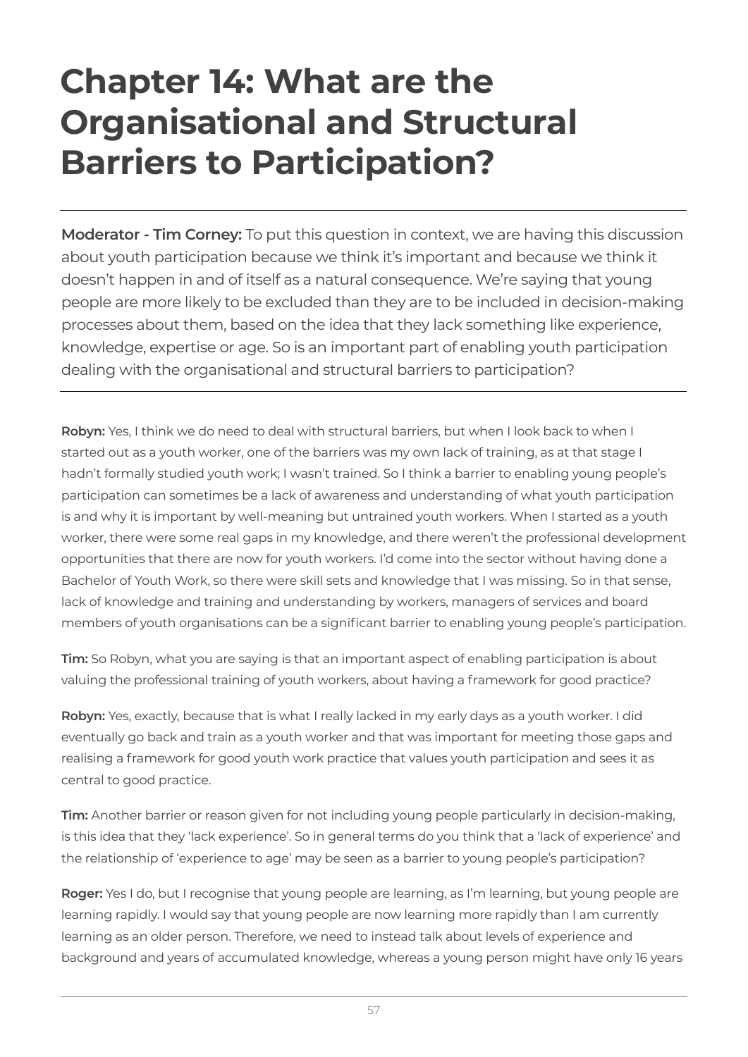# Chapter 14: What are the Organisational and Structural Barriers to Participation?

**Moderator - Tim Corney:** To put this question in context, we are having this discussion about youth participation because we think it's important and because we think it doesn't happen in and of itself as a natural consequence. We're saying that young people are more likely to be excluded than they are to be included in decision-making processes about them, based on the idea that they lack something like experience, knowledge, expertise or age. So is an important part of enabling youth participation dealing with the organisational and structural barriers to participation?

---

**Robyn:** Yes, I think we do need to deal with structural barriers, but when I look back to when I started out as a youth worker, one of the barriers was my own lack of training, as at that stage I hadn't formally studied youth work; I wasn't trained. So I think a barrier to enabling young people's participation can sometimes be a lack of awareness and understanding of what youth participation is and why it is important by well-meaning but untrained youth workers. When I started as a youth worker, there were some real gaps in my knowledge, and there weren't the professional development opportunities that there are now for youth workers. I'd come into the sector without having done a Bachelor of Youth Work, so there were skill sets and knowledge that I was missing. So in that sense, lack of knowledge and training and understanding by workers, managers of services and board members of youth organisations can be a significant barrier to enabling young people's participation.

**Tim:** So Robyn, what you are saying is that an important aspect of enabling participation is about valuing the professional training of youth workers, about having a framework for good practice?

**Robyn:** Yes, exactly, because that is what I really lacked in my early days as a youth worker. I did eventually go back and train as a youth worker and that was important for meeting those gaps and realising a framework for good youth work practice that values youth participation and sees it as central to good practice.

**Tim:** Another barrier or reason given for not including young people particularly in decision-making, is this idea that they 'lack experience'. So in general terms do you think that a 'lack of experience' and the relationship of 'experience to age' may be seen as a barrier to young people's participation?

**Roger:** Yes I do, but I recognise that young people are learning, as I'm learning, but young people are learning rapidly. I would say that young people are now learning more rapidly than I am currently learning as an older person. Therefore, we need to instead talk about levels of experience and background and years of accumulated knowledge, whereas a young person might have only 16 years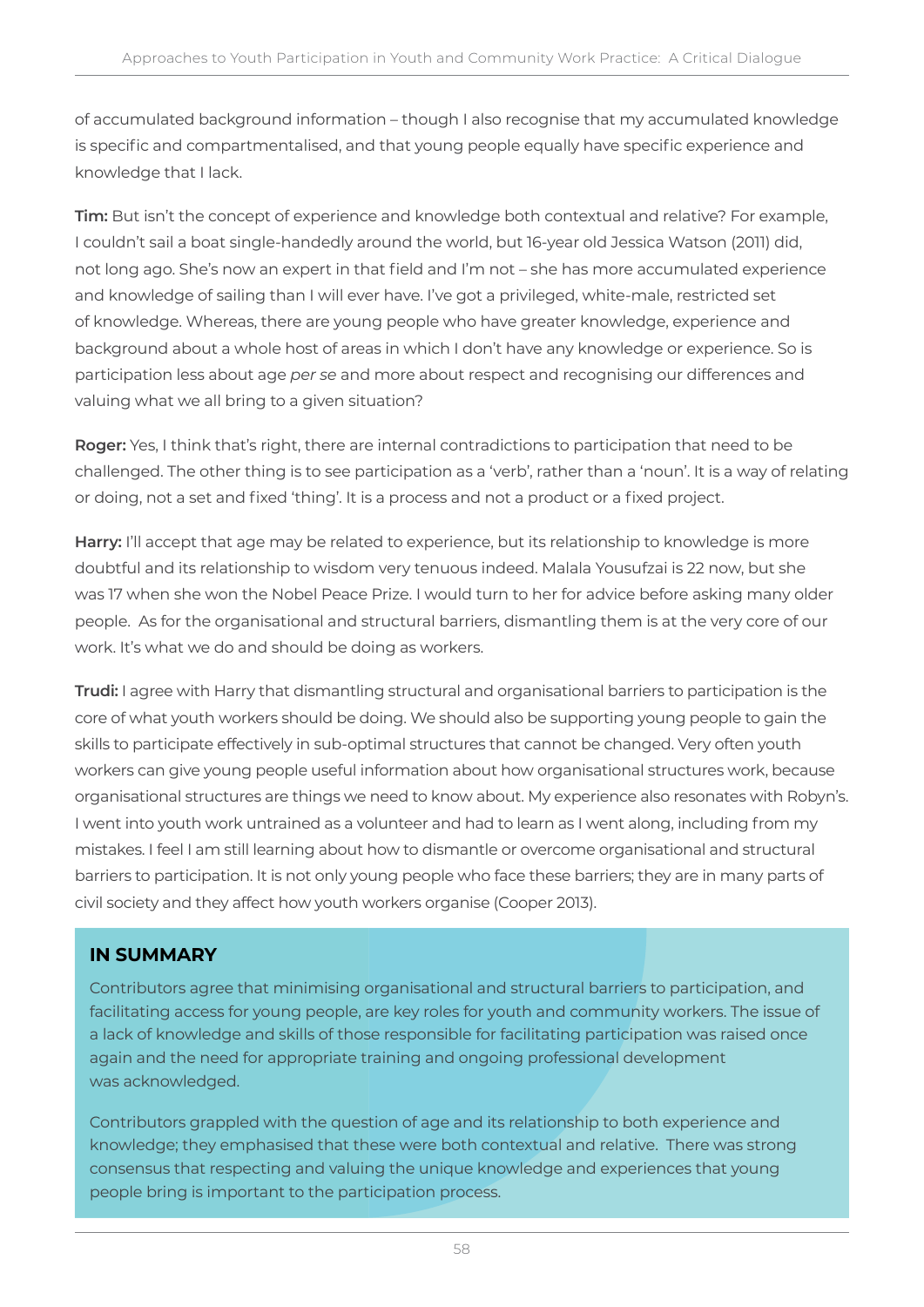of accumulated background information – though I also recognise that my accumulated knowledge is specific and compartmentalised, and that young people equally have specific experience and knowledge that I lack.

**Tim:** But isn't the concept of experience and knowledge both contextual and relative? For example, I couldn't sail a boat single-handedly around the world, but 16-year old Jessica Watson (2011) did, not long ago. She's now an expert in that field and I'm not – she has more accumulated experience and knowledge of sailing than I will ever have. I've got a privileged, white-male, restricted set of knowledge. Whereas, there are young people who have greater knowledge, experience and background about a whole host of areas in which I don't have any knowledge or experience. So is participation less about age *per se* and more about respect and recognising our differences and valuing what we all bring to a given situation?

**Roger:** Yes, I think that's right, there are internal contradictions to participation that need to be challenged. The other thing is to see participation as a 'verb', rather than a 'noun'. It is a way of relating or doing, not a set and fixed 'thing'. It is a process and not a product or a fixed project.

**Harry:** I'll accept that age may be related to experience, but its relationship to knowledge is more doubtful and its relationship to wisdom very tenuous indeed. Malala Yousufzai is 22 now, but she was 17 when she won the Nobel Peace Prize. I would turn to her for advice before asking many older people. As for the organisational and structural barriers, dismantling them is at the very core of our work. It's what we do and should be doing as workers.

**Trudi:** I agree with Harry that dismantling structural and organisational barriers to participation is the core of what youth workers should be doing. We should also be supporting young people to gain the skills to participate effectively in sub-optimal structures that cannot be changed. Very often youth workers can give young people useful information about how organisational structures work, because organisational structures are things we need to know about. My experience also resonates with Robyn's. I went into youth work untrained as a volunteer and had to learn as I went along, including from my mistakes. I feel I am still learning about how to dismantle or overcome organisational and structural barriers to participation. It is not only young people who face these barriers; they are in many parts of civil society and they affect how youth workers organise (Cooper 2013).

## IN SUMMARY

Contributors agree that minimising organisational and structural barriers to participation, and facilitating access for young people, are key roles for youth and community workers. The issue of a lack of knowledge and skills of those responsible for facilitating participation was raised once again and the need for appropriate training and ongoing professional development was acknowledged.

Contributors grappled with the question of age and its relationship to both experience and knowledge; they emphasised that these were both contextual and relative. There was strong consensus that respecting and valuing the unique knowledge and experiences that young people bring is important to the participation process.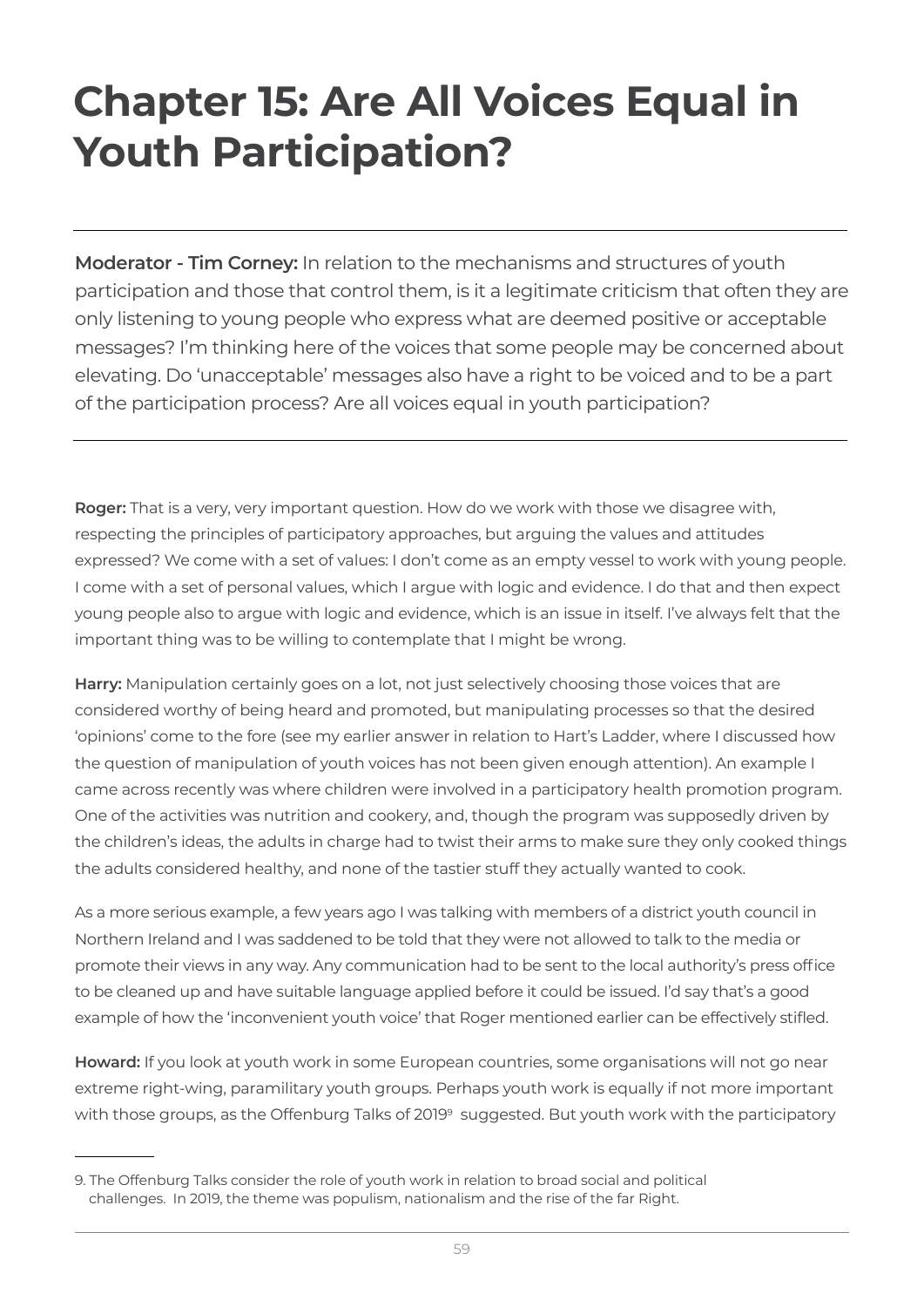# Chapter 15: Are All Voices Equal in Youth Participation?

---

**Moderator - Tim Corney:** In relation to the mechanisms and structures of youth participation and those that control them, is it a legitimate criticism that often they are only listening to young people who express what are deemed positive or acceptable messages? I'm thinking here of the voices that some people may be concerned about elevating. Do 'unacceptable' messages also have a right to be voiced and to be a part of the participation process? Are all voices equal in youth participation?

---

**Roger:** That is a very, very important question. How do we work with those we disagree with, respecting the principles of participatory approaches, but arguing the values and attitudes expressed? We come with a set of values: I don't come as an empty vessel to work with young people. I come with a set of personal values, which I argue with logic and evidence. I do that and then expect young people also to argue with logic and evidence, which is an issue in itself. I've always felt that the important thing was to be willing to contemplate that I might be wrong.

**Harry:** Manipulation certainly goes on a lot, not just selectively choosing those voices that are considered worthy of being heard and promoted, but manipulating processes so that the desired 'opinions' come to the fore (see my earlier answer in relation to Hart's Ladder, where I discussed how the question of manipulation of youth voices has not been given enough attention). An example I came across recently was where children were involved in a participatory health promotion program. One of the activities was nutrition and cookery, and, though the program was supposedly driven by the children's ideas, the adults in charge had to twist their arms to make sure they only cooked things the adults considered healthy, and none of the tastier stuff they actually wanted to cook.

As a more serious example, a few years ago I was talking with members of a district youth council in Northern Ireland and I was saddened to be told that they were not allowed to talk to the media or promote their views in any way. Any communication had to be sent to the local authority's press office to be cleaned up and have suitable language applied before it could be issued. I'd say that's a good example of how the 'inconvenient youth voice' that Roger mentioned earlier can be effectively stifled.

**Howard:** If you look at youth work in some European countries, some organisations will not go near extreme right-wing, paramilitary youth groups. Perhaps youth work is equally if not more important with those groups, as the Offenburg Talks of 2019[9] suggested. But youth work with the participatory

---

9. The Offenburg Talks consider the role of youth work in relation to broad social and political challenges. In 2019, the theme was populism, nationalism and the rise of the far Right.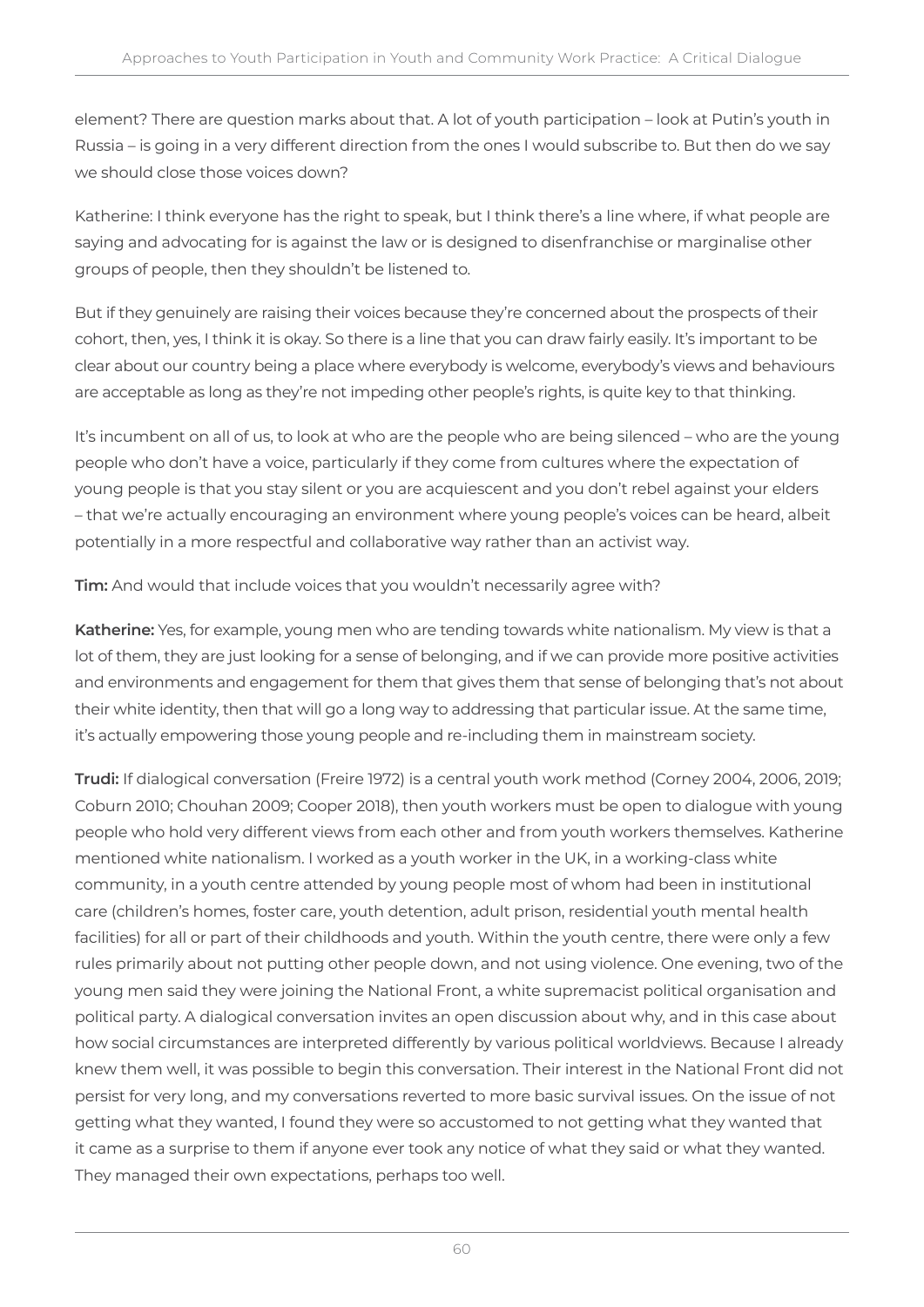element? There are question marks about that. A lot of youth participation – look at Putin's youth in Russia – is going in a very different direction from the ones I would subscribe to. But then do we say we should close those voices down?

Katherine: I think everyone has the right to speak, but I think there's a line where, if what people are saying and advocating for is against the law or is designed to disenfranchise or marginalise other groups of people, then they shouldn't be listened to.

But if they genuinely are raising their voices because they're concerned about the prospects of their cohort, then, yes, I think it is okay. So there is a line that you can draw fairly easily. It's important to be clear about our country being a place where everybody is welcome, everybody's views and behaviours are acceptable as long as they're not impeding other people's rights, is quite key to that thinking.

It's incumbent on all of us, to look at who are the people who are being silenced – who are the young people who don't have a voice, particularly if they come from cultures where the expectation of young people is that you stay silent or you are acquiescent and you don't rebel against your elders – that we're actually encouraging an environment where young people's voices can be heard, albeit potentially in a more respectful and collaborative way rather than an activist way.

**Tim:** And would that include voices that you wouldn't necessarily agree with?

**Katherine:** Yes, for example, young men who are tending towards white nationalism. My view is that a lot of them, they are just looking for a sense of belonging, and if we can provide more positive activities and environments and engagement for them that gives them that sense of belonging that's not about their white identity, then that will go a long way to addressing that particular issue. At the same time, it's actually empowering those young people and re-including them in mainstream society.

**Trudi:** If dialogical conversation (Freire 1972) is a central youth work method (Corney 2004, 2006, 2019; Coburn 2010; Chouhan 2009; Cooper 2018), then youth workers must be open to dialogue with young people who hold very different views from each other and from youth workers themselves. Katherine mentioned white nationalism. I worked as a youth worker in the UK, in a working-class white community, in a youth centre attended by young people most of whom had been in institutional care (children's homes, foster care, youth detention, adult prison, residential youth mental health facilities) for all or part of their childhoods and youth. Within the youth centre, there were only a few rules primarily about not putting other people down, and not using violence. One evening, two of the young men said they were joining the National Front, a white supremacist political organisation and political party. A dialogical conversation invites an open discussion about why, and in this case about how social circumstances are interpreted differently by various political worldviews. Because I already knew them well, it was possible to begin this conversation. Their interest in the National Front did not persist for very long, and my conversations reverted to more basic survival issues. On the issue of not getting what they wanted, I found they were so accustomed to not getting what they wanted that it came as a surprise to them if anyone ever took any notice of what they said or what they wanted. They managed their own expectations, perhaps too well.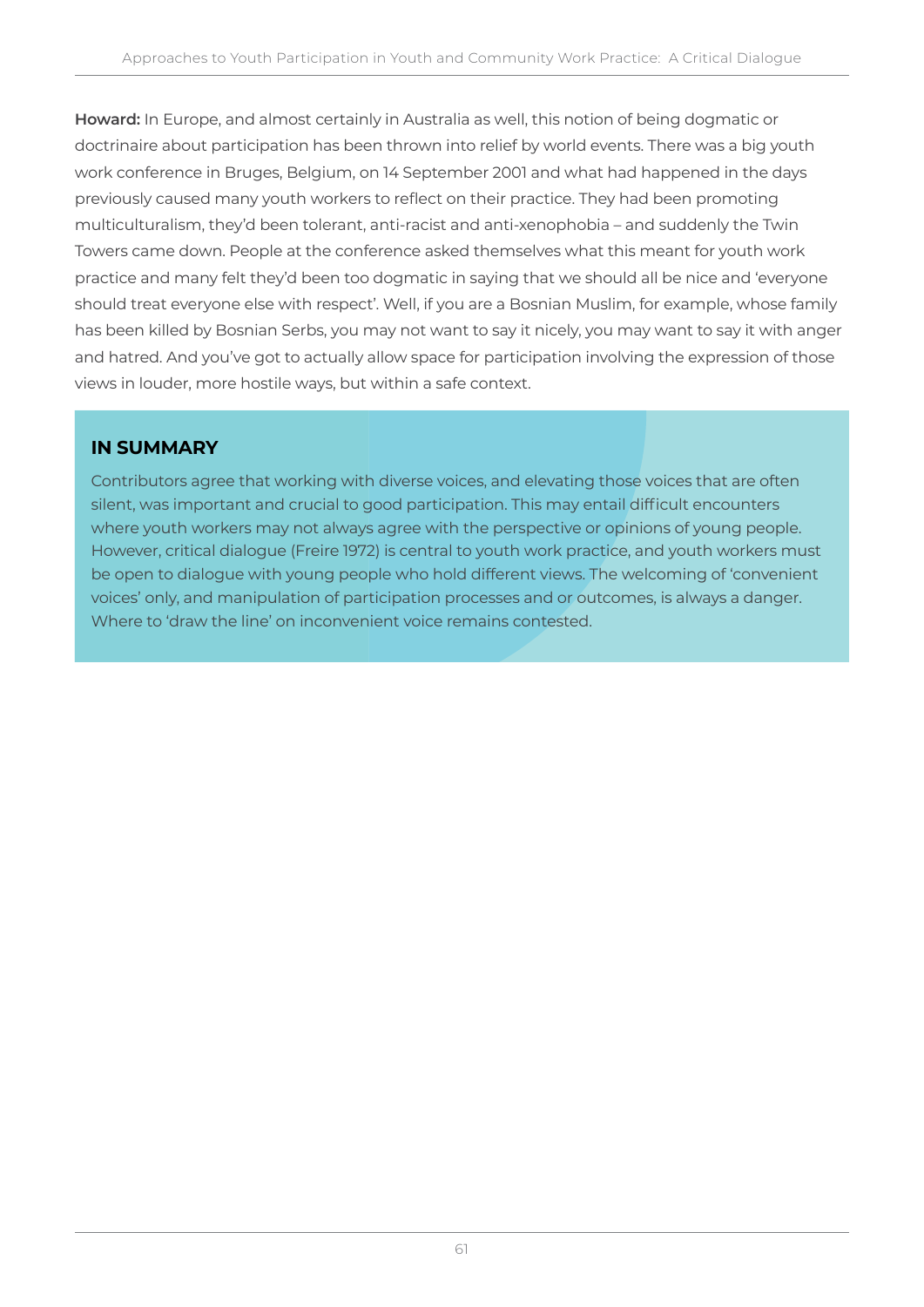**Howard:** In Europe, and almost certainly in Australia as well, this notion of being dogmatic or doctrinaire about participation has been thrown into relief by world events. There was a big youth work conference in Bruges, Belgium, on 14 September 2001 and what had happened in the days previously caused many youth workers to reflect on their practice. They had been promoting multiculturalism, they'd been tolerant, anti-racist and anti-xenophobia – and suddenly the Twin Towers came down. People at the conference asked themselves what this meant for youth work practice and many felt they'd been too dogmatic in saying that we should all be nice and 'everyone should treat everyone else with respect'. Well, if you are a Bosnian Muslim, for example, whose family has been killed by Bosnian Serbs, you may not want to say it nicely, you may want to say it with anger and hatred. And you've got to actually allow space for participation involving the expression of those views in louder, more hostile ways, but within a safe context.

## IN SUMMARY

Contributors agree that working with diverse voices, and elevating those voices that are often silent, was important and crucial to good participation. This may entail difficult encounters where youth workers may not always agree with the perspective or opinions of young people. However, critical dialogue (Freire 1972) is central to youth work practice, and youth workers must be open to dialogue with young people who hold different views. The welcoming of 'convenient voices' only, and manipulation of participation processes and or outcomes, is always a danger. Where to 'draw the line' on inconvenient voice remains contested.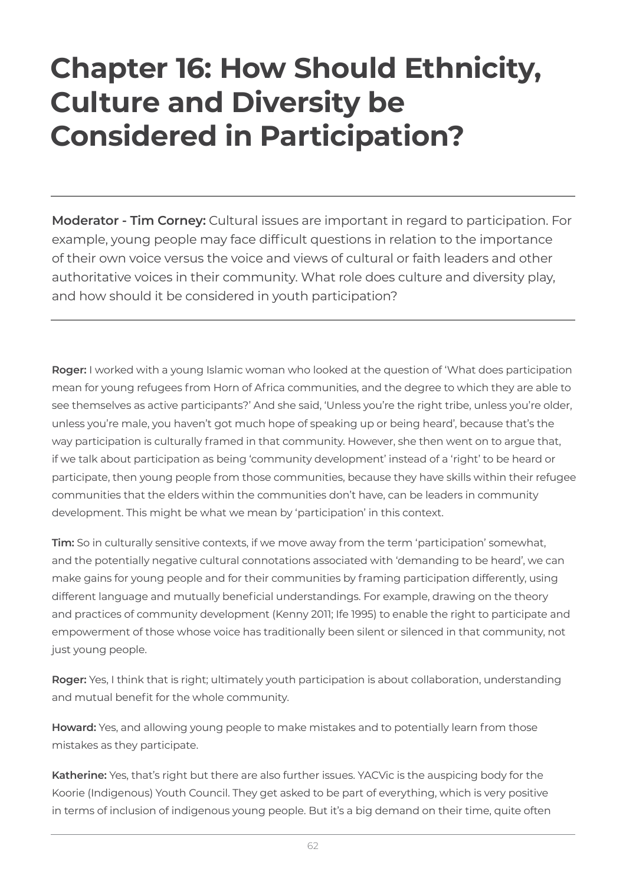# Chapter 16: How Should Ethnicity, Culture and Diversity be Considered in Participation?

---

**Moderator - Tim Corney:** Cultural issues are important in regard to participation. For example, young people may face difficult questions in relation to the importance of their own voice versus the voice and views of cultural or faith leaders and other authoritative voices in their community. What role does culture and diversity play, and how should it be considered in youth participation?

---

**Roger:** I worked with a young Islamic woman who looked at the question of 'What does participation mean for young refugees from Horn of Africa communities, and the degree to which they are able to see themselves as active participants?' And she said, 'Unless you're the right tribe, unless you're older, unless you're male, you haven't got much hope of speaking up or being heard', because that's the way participation is culturally framed in that community. However, she then went on to argue that, if we talk about participation as being 'community development' instead of a 'right' to be heard or participate, then young people from those communities, because they have skills within their refugee communities that the elders within the communities don't have, can be leaders in community development. This might be what we mean by 'participation' in this context.

**Tim:** So in culturally sensitive contexts, if we move away from the term 'participation' somewhat, and the potentially negative cultural connotations associated with 'demanding to be heard', we can make gains for young people and for their communities by framing participation differently, using different language and mutually beneficial understandings. For example, drawing on the theory and practices of community development (Kenny 2011; Ife 1995) to enable the right to participate and empowerment of those whose voice has traditionally been silent or silenced in that community, not just young people.

**Roger:** Yes, I think that is right; ultimately youth participation is about collaboration, understanding and mutual benefit for the whole community.

**Howard:** Yes, and allowing young people to make mistakes and to potentially learn from those mistakes as they participate.

**Katherine:** Yes, that's right but there are also further issues. YACVic is the auspicing body for the Koorie (Indigenous) Youth Council. They get asked to be part of everything, which is very positive in terms of inclusion of indigenous young people. But it's a big demand on their time, quite often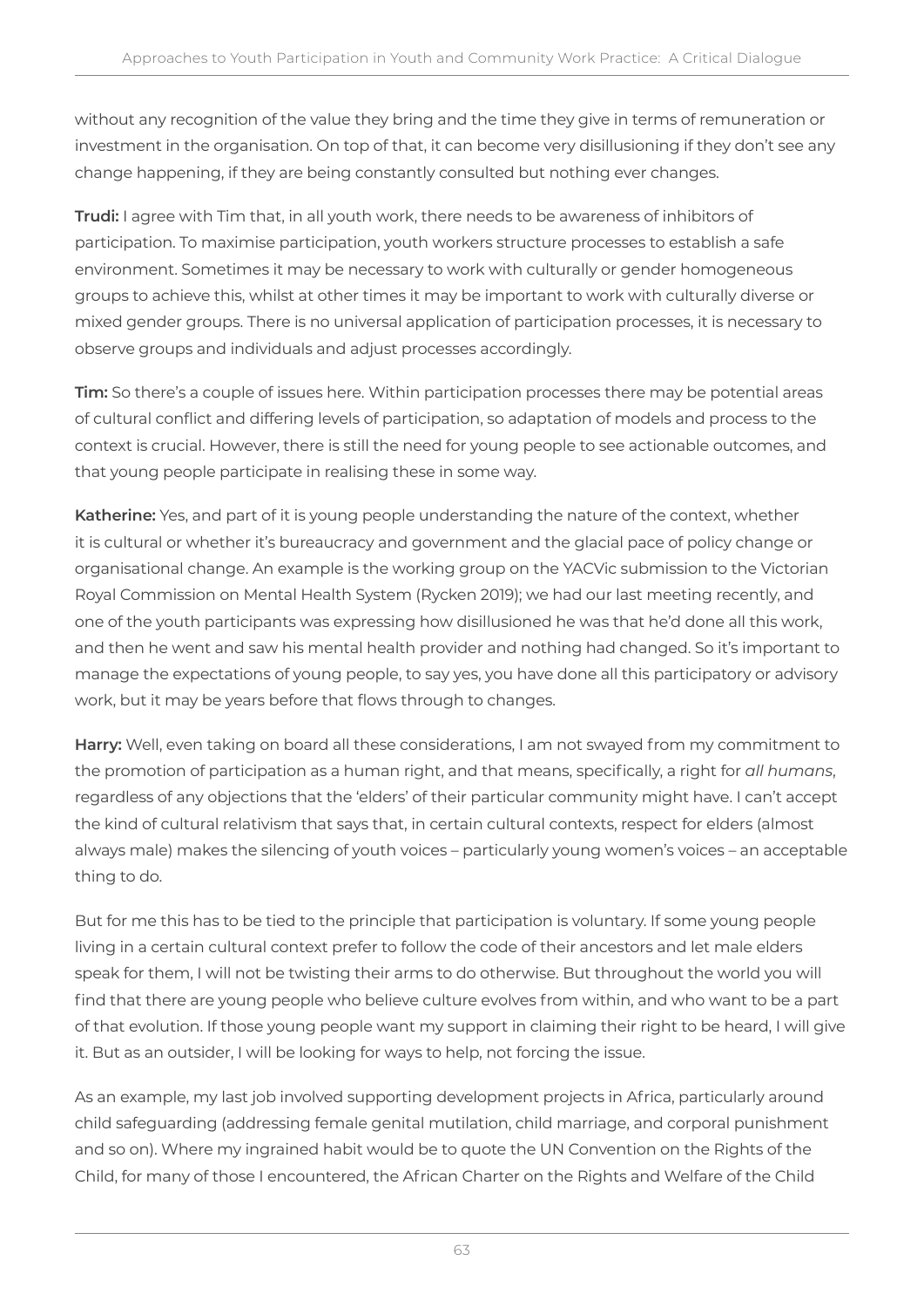without any recognition of the value they bring and the time they give in terms of remuneration or investment in the organisation. On top of that, it can become very disillusioning if they don't see any change happening, if they are being constantly consulted but nothing ever changes.

**Trudi:** I agree with Tim that, in all youth work, there needs to be awareness of inhibitors of participation. To maximise participation, youth workers structure processes to establish a safe environment. Sometimes it may be necessary to work with culturally or gender homogeneous groups to achieve this, whilst at other times it may be important to work with culturally diverse or mixed gender groups. There is no universal application of participation processes, it is necessary to observe groups and individuals and adjust processes accordingly.

**Tim:** So there's a couple of issues here. Within participation processes there may be potential areas of cultural conflict and differing levels of participation, so adaptation of models and process to the context is crucial. However, there is still the need for young people to see actionable outcomes, and that young people participate in realising these in some way.

**Katherine:** Yes, and part of it is young people understanding the nature of the context, whether it is cultural or whether it's bureaucracy and government and the glacial pace of policy change or organisational change. An example is the working group on the YACVic submission to the Victorian Royal Commission on Mental Health System (Rycken 2019); we had our last meeting recently, and one of the youth participants was expressing how disillusioned he was that he'd done all this work, and then he went and saw his mental health provider and nothing had changed. So it's important to manage the expectations of young people, to say yes, you have done all this participatory or advisory work, but it may be years before that flows through to changes.

**Harry:** Well, even taking on board all these considerations, I am not swayed from my commitment to the promotion of participation as a human right, and that means, specifically, a right for *all humans*, regardless of any objections that the 'elders' of their particular community might have. I can't accept the kind of cultural relativism that says that, in certain cultural contexts, respect for elders (almost always male) makes the silencing of youth voices – particularly young women's voices – an acceptable thing to do.

But for me this has to be tied to the principle that participation is voluntary. If some young people living in a certain cultural context prefer to follow the code of their ancestors and let male elders speak for them, I will not be twisting their arms to do otherwise. But throughout the world you will find that there are young people who believe culture evolves from within, and who want to be a part of that evolution. If those young people want my support in claiming their right to be heard, I will give it. But as an outsider, I will be looking for ways to help, not forcing the issue.

As an example, my last job involved supporting development projects in Africa, particularly around child safeguarding (addressing female genital mutilation, child marriage, and corporal punishment and so on). Where my ingrained habit would be to quote the UN Convention on the Rights of the Child, for many of those I encountered, the African Charter on the Rights and Welfare of the Child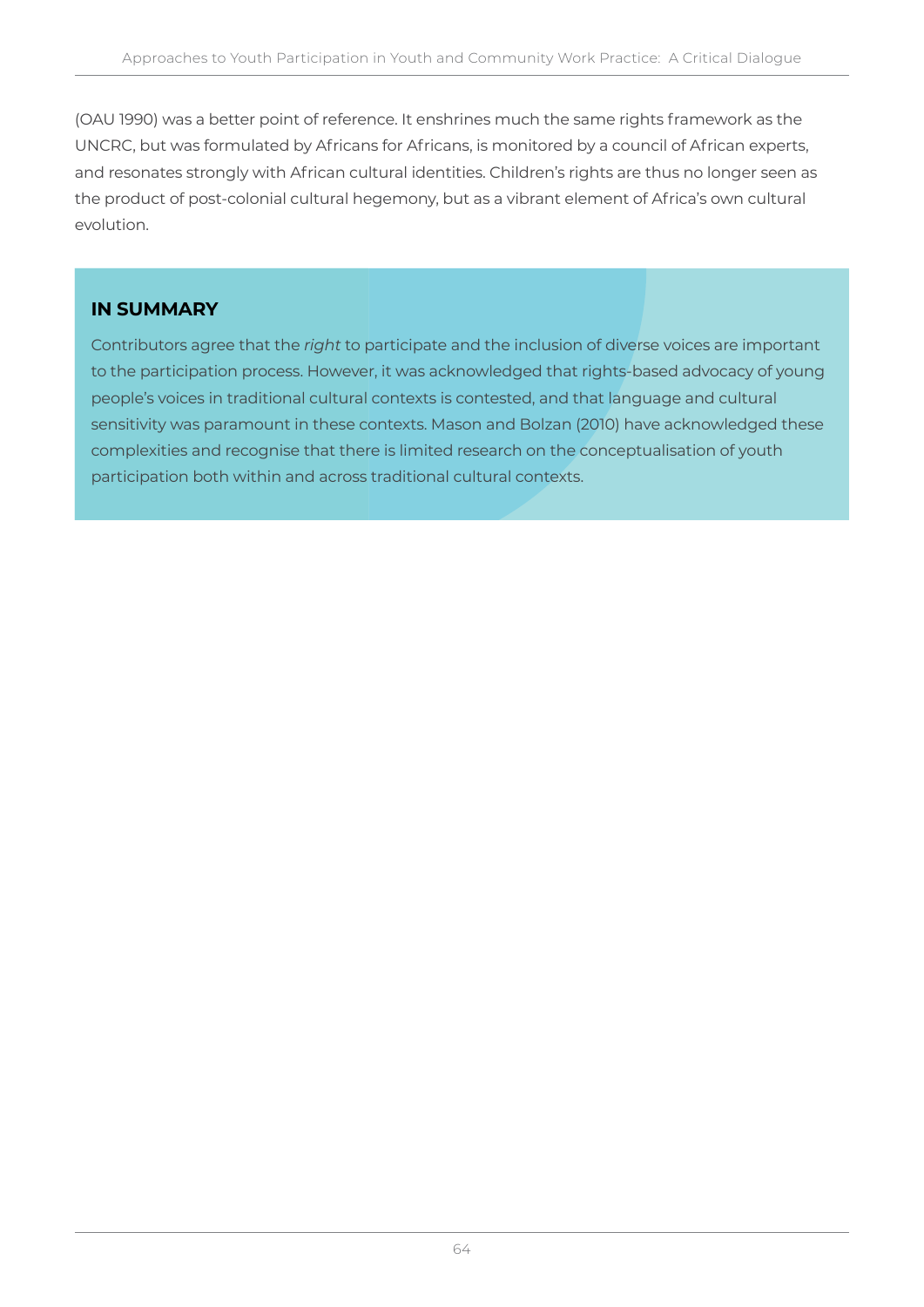(OAU 1990) was a better point of reference. It enshrines much the same rights framework as the UNCRC, but was formulated by Africans for Africans, is monitored by a council of African experts, and resonates strongly with African cultural identities. Children's rights are thus no longer seen as the product of post-colonial cultural hegemony, but as a vibrant element of Africa's own cultural evolution.

## IN SUMMARY

Contributors agree that the *right* to participate and the inclusion of diverse voices are important to the participation process. However, it was acknowledged that rights-based advocacy of young people's voices in traditional cultural contexts is contested, and that language and cultural sensitivity was paramount in these contexts. Mason and Bolzan (2010) have acknowledged these complexities and recognise that there is limited research on the conceptualisation of youth participation both within and across traditional cultural contexts.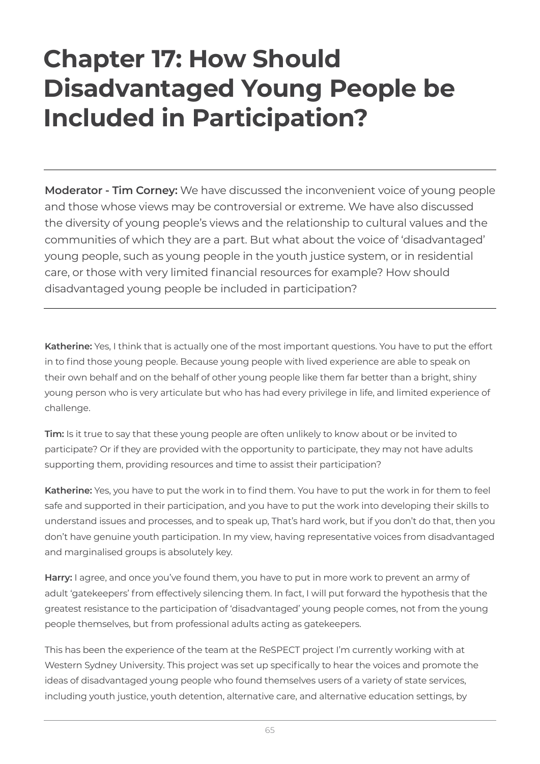# Chapter 17: How Should Disadvantaged Young People be Included in Participation?

---

**Moderator - Tim Corney:** We have discussed the inconvenient voice of young people and those whose views may be controversial or extreme. We have also discussed the diversity of young people's views and the relationship to cultural values and the communities of which they are a part. But what about the voice of 'disadvantaged' young people, such as young people in the youth justice system, or in residential care, or those with very limited financial resources for example? How should disadvantaged young people be included in participation?

---

**Katherine:** Yes, I think that is actually one of the most important questions. You have to put the effort in to find those young people. Because young people with lived experience are able to speak on their own behalf and on the behalf of other young people like them far better than a bright, shiny young person who is very articulate but who has had every privilege in life, and limited experience of challenge.

**Tim:** Is it true to say that these young people are often unlikely to know about or be invited to participate? Or if they are provided with the opportunity to participate, they may not have adults supporting them, providing resources and time to assist their participation?

**Katherine:** Yes, you have to put the work in to find them. You have to put the work in for them to feel safe and supported in their participation, and you have to put the work into developing their skills to understand issues and processes, and to speak up, That's hard work, but if you don't do that, then you don't have genuine youth participation. In my view, having representative voices from disadvantaged and marginalised groups is absolutely key.

**Harry:** I agree, and once you've found them, you have to put in more work to prevent an army of adult 'gatekeepers' from effectively silencing them. In fact, I will put forward the hypothesis that the greatest resistance to the participation of 'disadvantaged' young people comes, not from the young people themselves, but from professional adults acting as gatekeepers.

This has been the experience of the team at the ReSPECT project I'm currently working with at Western Sydney University. This project was set up specifically to hear the voices and promote the ideas of disadvantaged young people who found themselves users of a variety of state services, including youth justice, youth detention, alternative care, and alternative education settings, by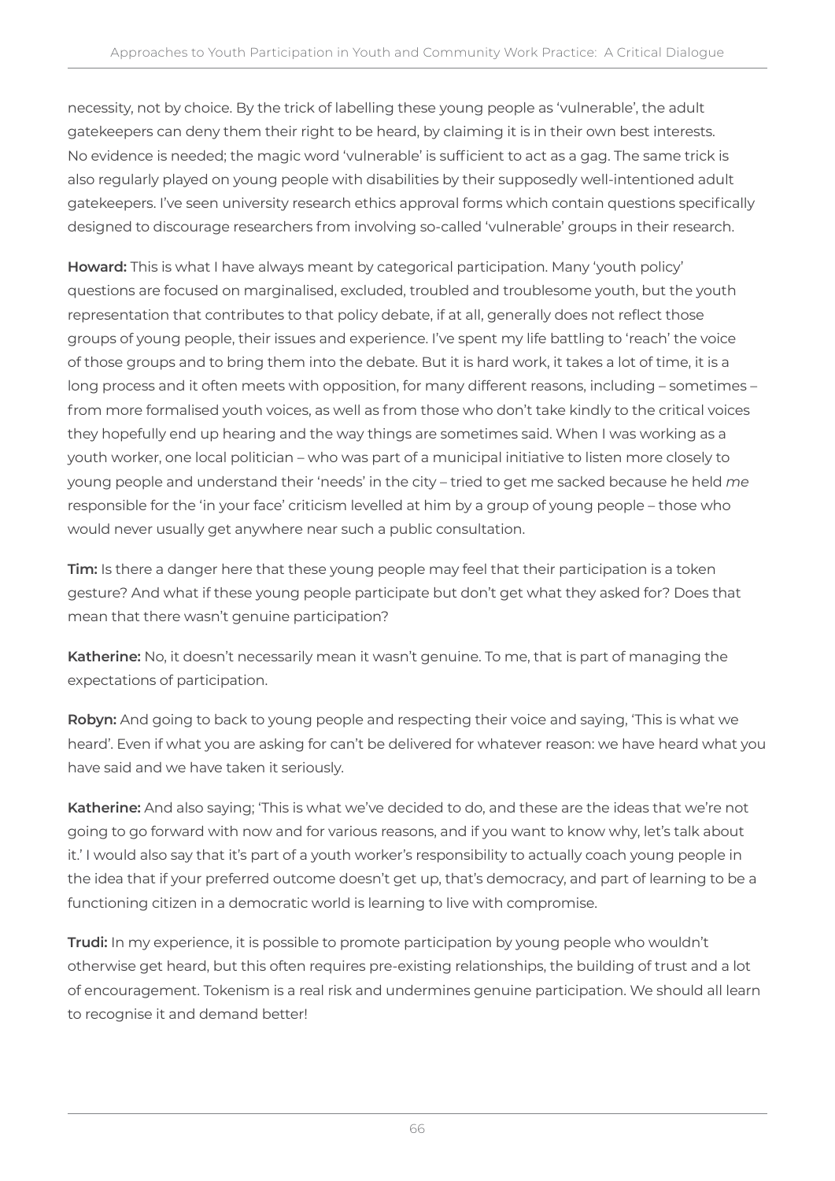necessity, not by choice. By the trick of labelling these young people as 'vulnerable', the adult gatekeepers can deny them their right to be heard, by claiming it is in their own best interests. No evidence is needed; the magic word 'vulnerable' is sufficient to act as a gag. The same trick is also regularly played on young people with disabilities by their supposedly well-intentioned adult gatekeepers. I've seen university research ethics approval forms which contain questions specifically designed to discourage researchers from involving so-called 'vulnerable' groups in their research.

**Howard:** This is what I have always meant by categorical participation. Many 'youth policy' questions are focused on marginalised, excluded, troubled and troublesome youth, but the youth representation that contributes to that policy debate, if at all, generally does not reflect those groups of young people, their issues and experience. I've spent my life battling to 'reach' the voice of those groups and to bring them into the debate. But it is hard work, it takes a lot of time, it is a long process and it often meets with opposition, for many different reasons, including – sometimes – from more formalised youth voices, as well as from those who don't take kindly to the critical voices they hopefully end up hearing and the way things are sometimes said. When I was working as a youth worker, one local politician – who was part of a municipal initiative to listen more closely to young people and understand their 'needs' in the city – tried to get me sacked because he held *me* responsible for the 'in your face' criticism levelled at him by a group of young people – those who would never usually get anywhere near such a public consultation.

**Tim:** Is there a danger here that these young people may feel that their participation is a token gesture? And what if these young people participate but don't get what they asked for? Does that mean that there wasn't genuine participation?

**Katherine:** No, it doesn't necessarily mean it wasn't genuine. To me, that is part of managing the expectations of participation.

**Robyn:** And going to back to young people and respecting their voice and saying, 'This is what we heard'. Even if what you are asking for can't be delivered for whatever reason: we have heard what you have said and we have taken it seriously.

**Katherine:** And also saying; 'This is what we've decided to do, and these are the ideas that we're not going to go forward with now and for various reasons, and if you want to know why, let's talk about it.' I would also say that it's part of a youth worker's responsibility to actually coach young people in the idea that if your preferred outcome doesn't get up, that's democracy, and part of learning to be a functioning citizen in a democratic world is learning to live with compromise.

**Trudi:** In my experience, it is possible to promote participation by young people who wouldn't otherwise get heard, but this often requires pre-existing relationships, the building of trust and a lot of encouragement. Tokenism is a real risk and undermines genuine participation. We should all learn to recognise it and demand better!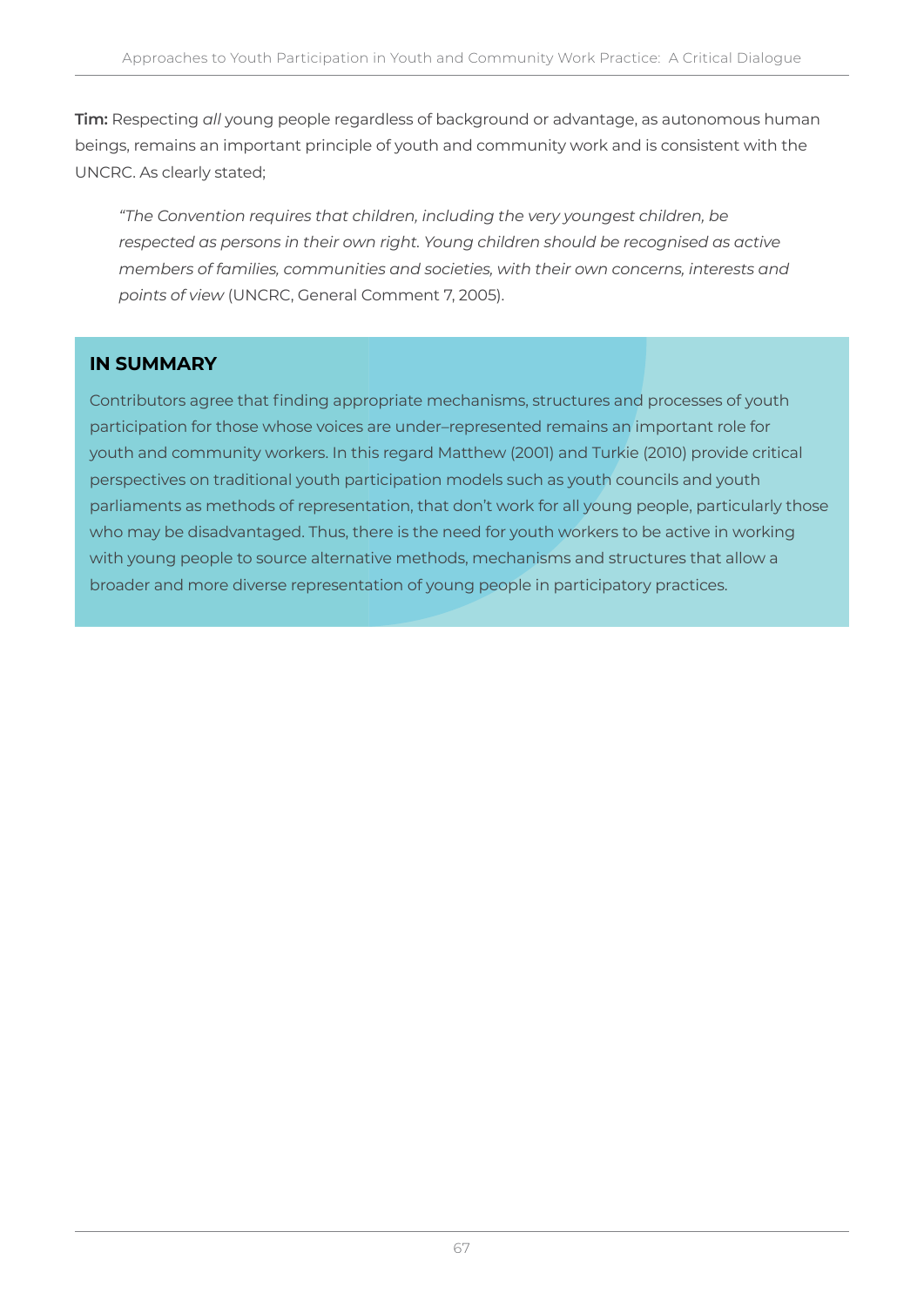**Tim:** Respecting *all* young people regardless of background or advantage, as autonomous human beings, remains an important principle of youth and community work and is consistent with the UNCRC. As clearly stated;

> *"The Convention requires that children, including the very youngest children, be respected as persons in their own right. Young children should be recognised as active members of families, communities and societies, with their own concerns, interests and points of view* (UNCRC, General Comment 7, 2005).

## IN SUMMARY

Contributors agree that finding appropriate mechanisms, structures and processes of youth participation for those whose voices are under–represented remains an important role for youth and community workers. In this regard Matthew (2001) and Turkie (2010) provide critical perspectives on traditional youth participation models such as youth councils and youth parliaments as methods of representation, that don't work for all young people, particularly those who may be disadvantaged. Thus, there is the need for youth workers to be active in working with young people to source alternative methods, mechanisms and structures that allow a broader and more diverse representation of young people in participatory practices.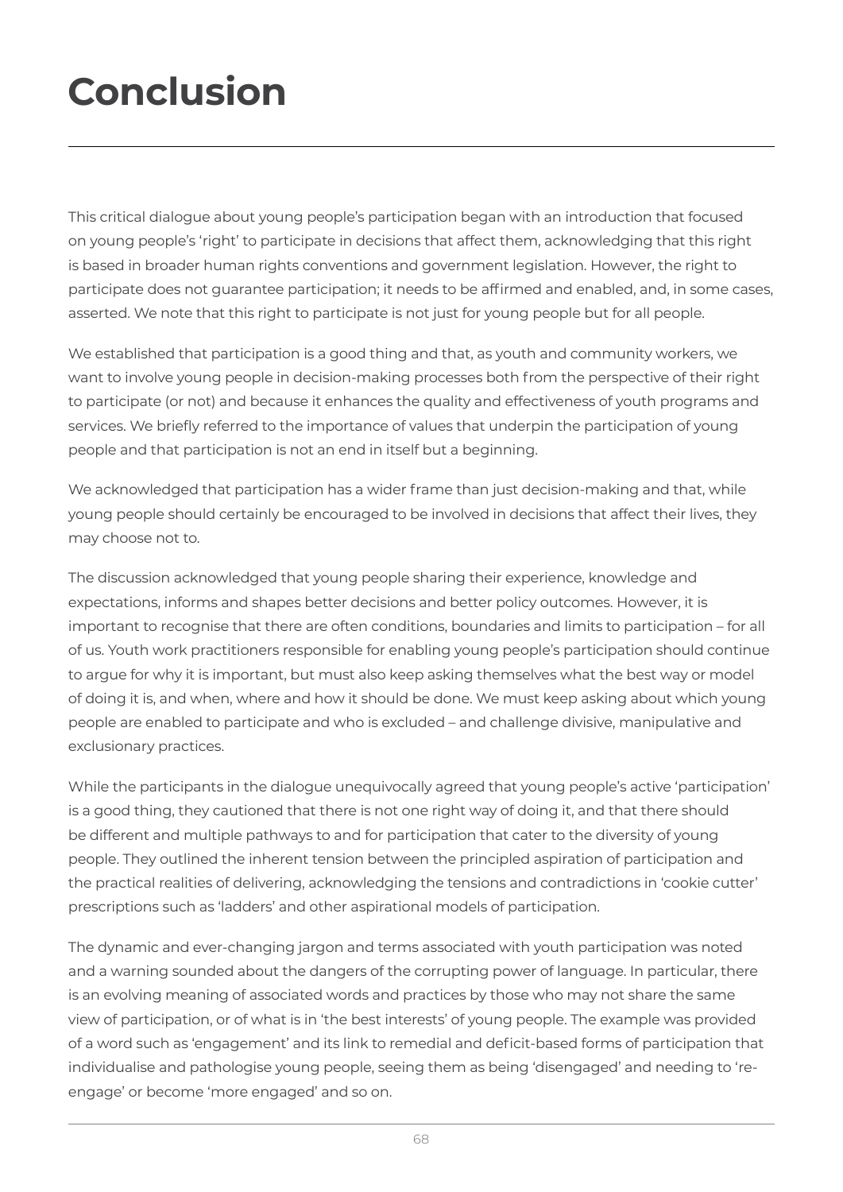# Conclusion

This critical dialogue about young people's participation began with an introduction that focused on young people's 'right' to participate in decisions that affect them, acknowledging that this right is based in broader human rights conventions and government legislation. However, the right to participate does not guarantee participation; it needs to be affirmed and enabled, and, in some cases, asserted. We note that this right to participate is not just for young people but for all people.

We established that participation is a good thing and that, as youth and community workers, we want to involve young people in decision-making processes both from the perspective of their right to participate (or not) and because it enhances the quality and effectiveness of youth programs and services. We briefly referred to the importance of values that underpin the participation of young people and that participation is not an end in itself but a beginning.

We acknowledged that participation has a wider frame than just decision-making and that, while young people should certainly be encouraged to be involved in decisions that affect their lives, they may choose not to.

The discussion acknowledged that young people sharing their experience, knowledge and expectations, informs and shapes better decisions and better policy outcomes. However, it is important to recognise that there are often conditions, boundaries and limits to participation – for all of us. Youth work practitioners responsible for enabling young people's participation should continue to argue for why it is important, but must also keep asking themselves what the best way or model of doing it is, and when, where and how it should be done. We must keep asking about which young people are enabled to participate and who is excluded – and challenge divisive, manipulative and exclusionary practices.

While the participants in the dialogue unequivocally agreed that young people's active 'participation' is a good thing, they cautioned that there is not one right way of doing it, and that there should be different and multiple pathways to and for participation that cater to the diversity of young people. They outlined the inherent tension between the principled aspiration of participation and the practical realities of delivering, acknowledging the tensions and contradictions in 'cookie cutter' prescriptions such as 'ladders' and other aspirational models of participation.

The dynamic and ever-changing jargon and terms associated with youth participation was noted and a warning sounded about the dangers of the corrupting power of language. In particular, there is an evolving meaning of associated words and practices by those who may not share the same view of participation, or of what is in 'the best interests' of young people. The example was provided of a word such as 'engagement' and its link to remedial and deficit-based forms of participation that individualise and pathologise young people, seeing them as being 'disengaged' and needing to 're-engage' or become 'more engaged' and so on.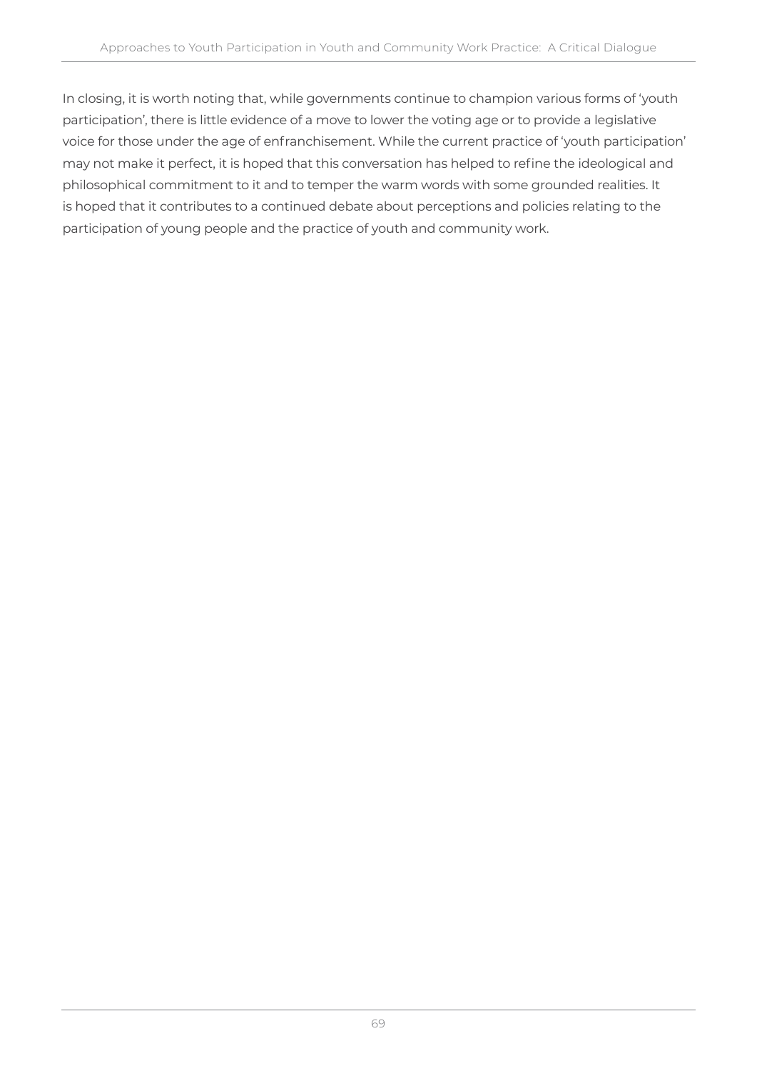In closing, it is worth noting that, while governments continue to champion various forms of 'youth participation', there is little evidence of a move to lower the voting age or to provide a legislative voice for those under the age of enfranchisement. While the current practice of 'youth participation' may not make it perfect, it is hoped that this conversation has helped to refine the ideological and philosophical commitment to it and to temper the warm words with some grounded realities. It is hoped that it contributes to a continued debate about perceptions and policies relating to the participation of young people and the practice of youth and community work.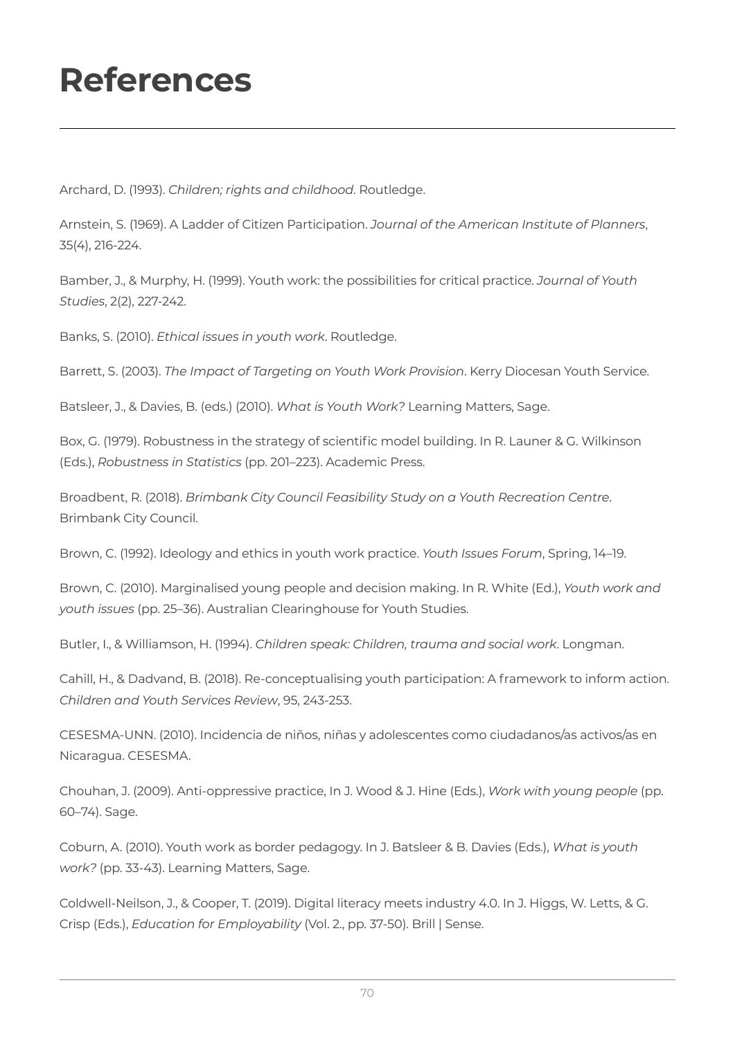# References

Archard, D. (1993). *Children; rights and childhood*. Routledge.

Arnstein, S. (1969). A Ladder of Citizen Participation. *Journal of the American Institute of Planners*, 35(4), 216-224.

Bamber, J., & Murphy, H. (1999). Youth work: the possibilities for critical practice. *Journal of Youth Studies*, 2(2), 227-242.

Banks, S. (2010). *Ethical issues in youth work*. Routledge.

Barrett, S. (2003). *The Impact of Targeting on Youth Work Provision*. Kerry Diocesan Youth Service.

Batsleer, J., & Davies, B. (eds.) (2010). *What is Youth Work?* Learning Matters, Sage.

Box, G. (1979). Robustness in the strategy of scientific model building. In R. Launer & G. Wilkinson (Eds.), *Robustness in Statistics* (pp. 201–223). Academic Press.

Broadbent, R. (2018). *Brimbank City Council Feasibility Study on a Youth Recreation Centre*. Brimbank City Council.

Brown, C. (1992). Ideology and ethics in youth work practice. *Youth Issues Forum*, Spring, 14–19.

Brown, C. (2010). Marginalised young people and decision making. In R. White (Ed.), *Youth work and youth issues* (pp. 25–36). Australian Clearinghouse for Youth Studies.

Butler, I., & Williamson, H. (1994). *Children speak: Children, trauma and social work*. Longman.

Cahill, H., & Dadvand, B. (2018). Re-conceptualising youth participation: A framework to inform action. *Children and Youth Services Review*, 95, 243-253.

CESESMA-UNN. (2010). Incidencia de niños, niñas y adolescentes como ciudadanos/as activos/as en Nicaragua. CESESMA.

Chouhan, J. (2009). Anti-oppressive practice, In J. Wood & J. Hine (Eds.), *Work with young people* (pp. 60–74). Sage.

Coburn, A. (2010). Youth work as border pedagogy. In J. Batsleer & B. Davies (Eds.), *What is youth work?* (pp. 33-43). Learning Matters, Sage.

Coldwell-Neilson, J., & Cooper, T. (2019). Digital literacy meets industry 4.0. In J. Higgs, W. Letts, & G. Crisp (Eds.), *Education for Employability* (Vol. 2., pp. 37-50). Brill | Sense.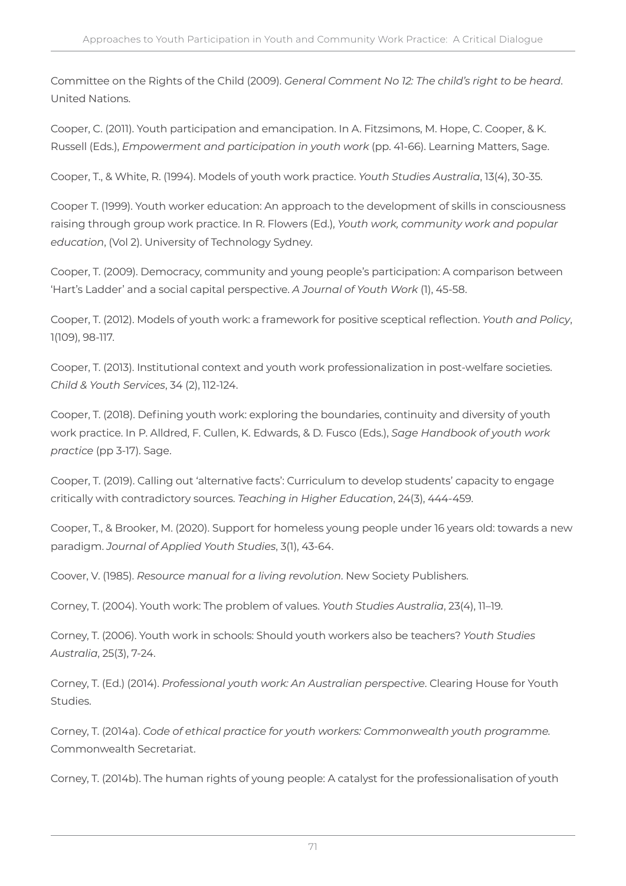Committee on the Rights of the Child (2009). *General Comment No 12: The child's right to be heard*. United Nations.

Cooper, C. (2011). Youth participation and emancipation. In A. Fitzsimons, M. Hope, C. Cooper, & K. Russell (Eds.), *Empowerment and participation in youth work* (pp. 41-66). Learning Matters, Sage.

Cooper, T., & White, R. (1994). Models of youth work practice. *Youth Studies Australia*, 13(4), 30-35.

Cooper T. (1999). Youth worker education: An approach to the development of skills in consciousness raising through group work practice. In R. Flowers (Ed.), *Youth work, community work and popular education*, (Vol 2). University of Technology Sydney.

Cooper, T. (2009). Democracy, community and young people's participation: A comparison between 'Hart's Ladder' and a social capital perspective. *A Journal of Youth Work* (1), 45-58.

Cooper, T. (2012). Models of youth work: a framework for positive sceptical reflection. *Youth and Policy*, 1(109), 98-117.

Cooper, T. (2013). Institutional context and youth work professionalization in post-welfare societies. *Child & Youth Services*, 34 (2), 112-124.

Cooper, T. (2018). Defining youth work: exploring the boundaries, continuity and diversity of youth work practice. In P. Alldred, F. Cullen, K. Edwards, & D. Fusco (Eds.), *Sage Handbook of youth work practice* (pp 3-17). Sage.

Cooper, T. (2019). Calling out 'alternative facts': Curriculum to develop students' capacity to engage critically with contradictory sources. *Teaching in Higher Education*, 24(3), 444-459.

Cooper, T., & Brooker, M. (2020). Support for homeless young people under 16 years old: towards a new paradigm. *Journal of Applied Youth Studies*, 3(1), 43-64.

Coover, V. (1985). *Resource manual for a living revolution*. New Society Publishers.

Corney, T. (2004). Youth work: The problem of values. *Youth Studies Australia*, 23(4), 11–19.

Corney, T. (2006). Youth work in schools: Should youth workers also be teachers? *Youth Studies Australia*, 25(3), 7-24.

Corney, T. (Ed.) (2014). *Professional youth work: An Australian perspective*. Clearing House for Youth Studies.

Corney, T. (2014a). *Code of ethical practice for youth workers: Commonwealth youth programme.* Commonwealth Secretariat.

Corney, T. (2014b). The human rights of young people: A catalyst for the professionalisation of youth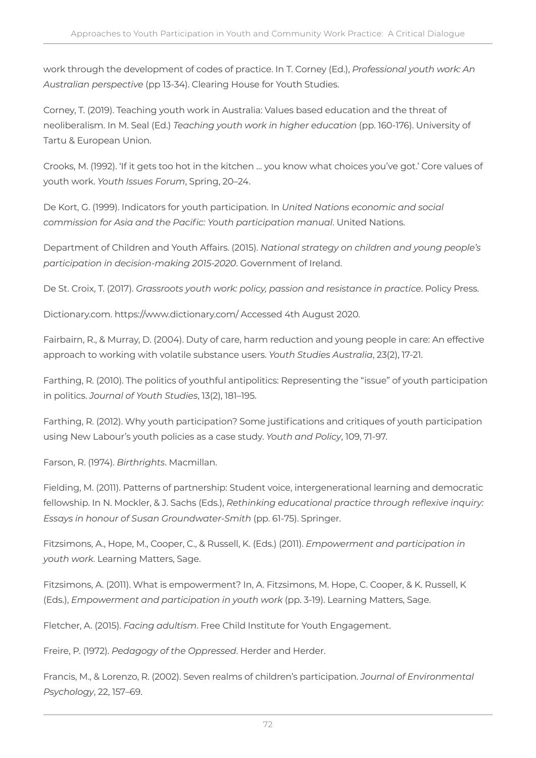work through the development of codes of practice. In T. Corney (Ed.), *Professional youth work: An Australian perspective* (pp 13-34). Clearing House for Youth Studies.

Corney, T. (2019). Teaching youth work in Australia: Values based education and the threat of neoliberalism. In M. Seal (Ed.) *Teaching youth work in higher education* (pp. 160-176). University of Tartu & European Union.

Crooks, M. (1992). 'If it gets too hot in the kitchen ... you know what choices you've got.' Core values of youth work. *Youth Issues Forum*, Spring, 20–24.

De Kort, G. (1999). Indicators for youth participation. In *United Nations economic and social commission for Asia and the Pacific: Youth participation manual*. United Nations.

Department of Children and Youth Affairs. (2015). *National strategy on children and young people's participation in decision-making 2015-2020*. Government of Ireland.

De St. Croix, T. (2017). *Grassroots youth work: policy, passion and resistance in practice*. Policy Press.

Dictionary.com. https://www.dictionary.com/ Accessed 4th August 2020.

Fairbairn, R., & Murray, D. (2004). Duty of care, harm reduction and young people in care: An effective approach to working with volatile substance users. *Youth Studies Australia*, 23(2), 17-21.

Farthing, R. (2010). The politics of youthful antipolitics: Representing the "issue" of youth participation in politics. *Journal of Youth Studies*, 13(2), 181–195.

Farthing, R. (2012). Why youth participation? Some justifications and critiques of youth participation using New Labour's youth policies as a case study. *Youth and Policy*, 109, 71-97.

Farson, R. (1974). *Birthrights*. Macmillan.

Fielding, M. (2011). Patterns of partnership: Student voice, intergenerational learning and democratic fellowship. In N. Mockler, & J. Sachs (Eds.), *Rethinking educational practice through reflexive inquiry: Essays in honour of Susan Groundwater-Smith* (pp. 61-75). Springer.

Fitzsimons, A., Hope, M., Cooper, C., & Russell, K. (Eds.) (2011). *Empowerment and participation in youth work*. Learning Matters, Sage.

Fitzsimons, A. (2011). What is empowerment? In, A. Fitzsimons, M. Hope, C. Cooper, & K. Russell, K (Eds.), *Empowerment and participation in youth work* (pp. 3-19). Learning Matters, Sage.

Fletcher, A. (2015). *Facing adultism*. Free Child Institute for Youth Engagement.

Freire, P. (1972). *Pedagogy of the Oppressed*. Herder and Herder.

Francis, M., & Lorenzo, R. (2002). Seven realms of children's participation. *Journal of Environmental Psychology*, 22, 157–69.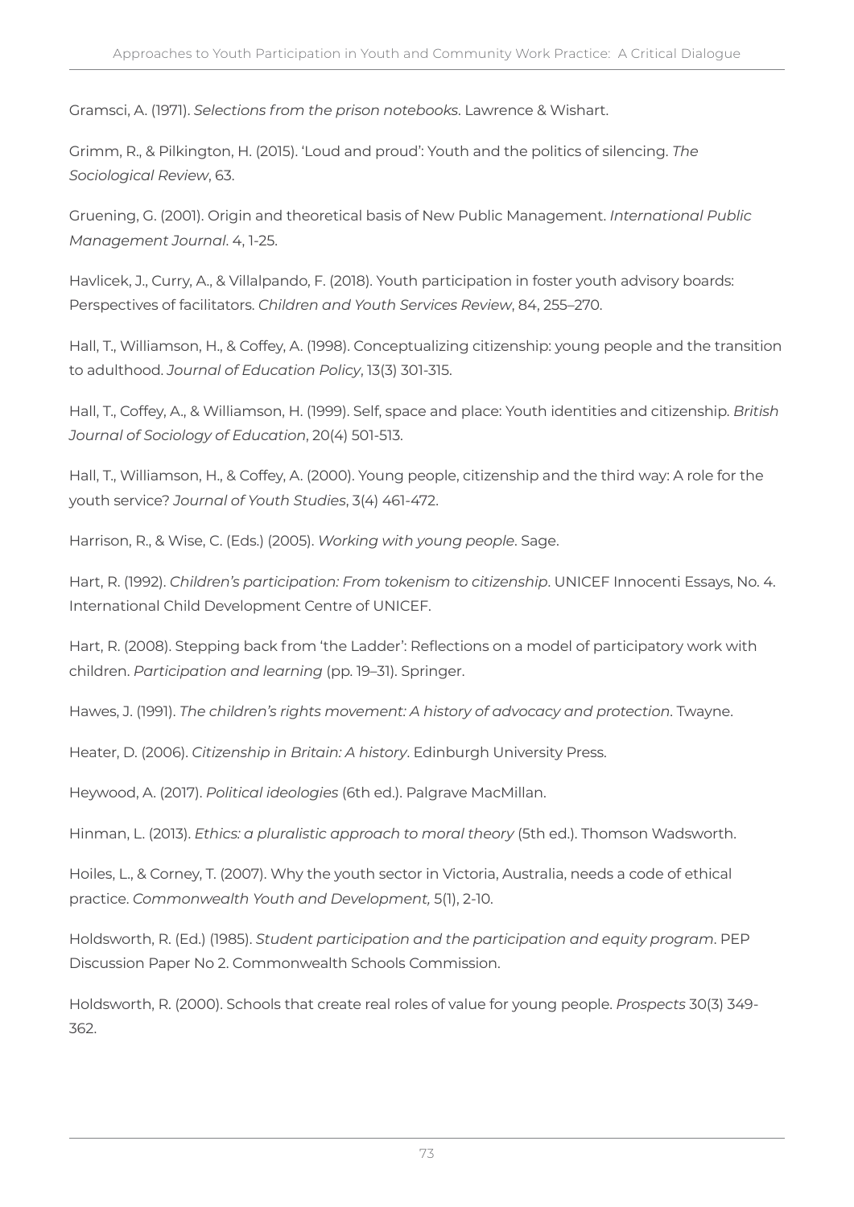Gramsci, A. (1971). *Selections from the prison notebooks*. Lawrence & Wishart.

Grimm, R., & Pilkington, H. (2015). 'Loud and proud': Youth and the politics of silencing. *The Sociological Review*, 63.

Gruening, G. (2001). Origin and theoretical basis of New Public Management. *International Public Management Journal*. 4, 1-25.

Havlicek, J., Curry, A., & Villalpando, F. (2018). Youth participation in foster youth advisory boards: Perspectives of facilitators. *Children and Youth Services Review*, 84, 255–270.

Hall, T., Williamson, H., & Coffey, A. (1998). Conceptualizing citizenship: young people and the transition to adulthood. *Journal of Education Policy*, 13(3) 301-315.

Hall, T., Coffey, A., & Williamson, H. (1999). Self, space and place: Youth identities and citizenship. *British Journal of Sociology of Education*, 20(4) 501-513.

Hall, T., Williamson, H., & Coffey, A. (2000). Young people, citizenship and the third way: A role for the youth service? *Journal of Youth Studies*, 3(4) 461-472.

Harrison, R., & Wise, C. (Eds.) (2005). *Working with young people*. Sage.

Hart, R. (1992). *Children's participation: From tokenism to citizenship*. UNICEF Innocenti Essays, No. 4. International Child Development Centre of UNICEF.

Hart, R. (2008). Stepping back from 'the Ladder': Reflections on a model of participatory work with children. *Participation and learning* (pp. 19–31). Springer.

Hawes, J. (1991). *The children's rights movement: A history of advocacy and protection*. Twayne.

Heater, D. (2006). *Citizenship in Britain: A history*. Edinburgh University Press.

Heywood, A. (2017). *Political ideologies* (6th ed.). Palgrave MacMillan.

Hinman, L. (2013). *Ethics: a pluralistic approach to moral theory* (5th ed.). Thomson Wadsworth.

Hoiles, L., & Corney, T. (2007). Why the youth sector in Victoria, Australia, needs a code of ethical practice. *Commonwealth Youth and Development,* 5(1), 2-10.

Holdsworth, R. (Ed.) (1985). *Student participation and the participation and equity program*. PEP Discussion Paper No 2. Commonwealth Schools Commission.

Holdsworth, R. (2000). Schools that create real roles of value for young people. *Prospects* 30(3) 349-362.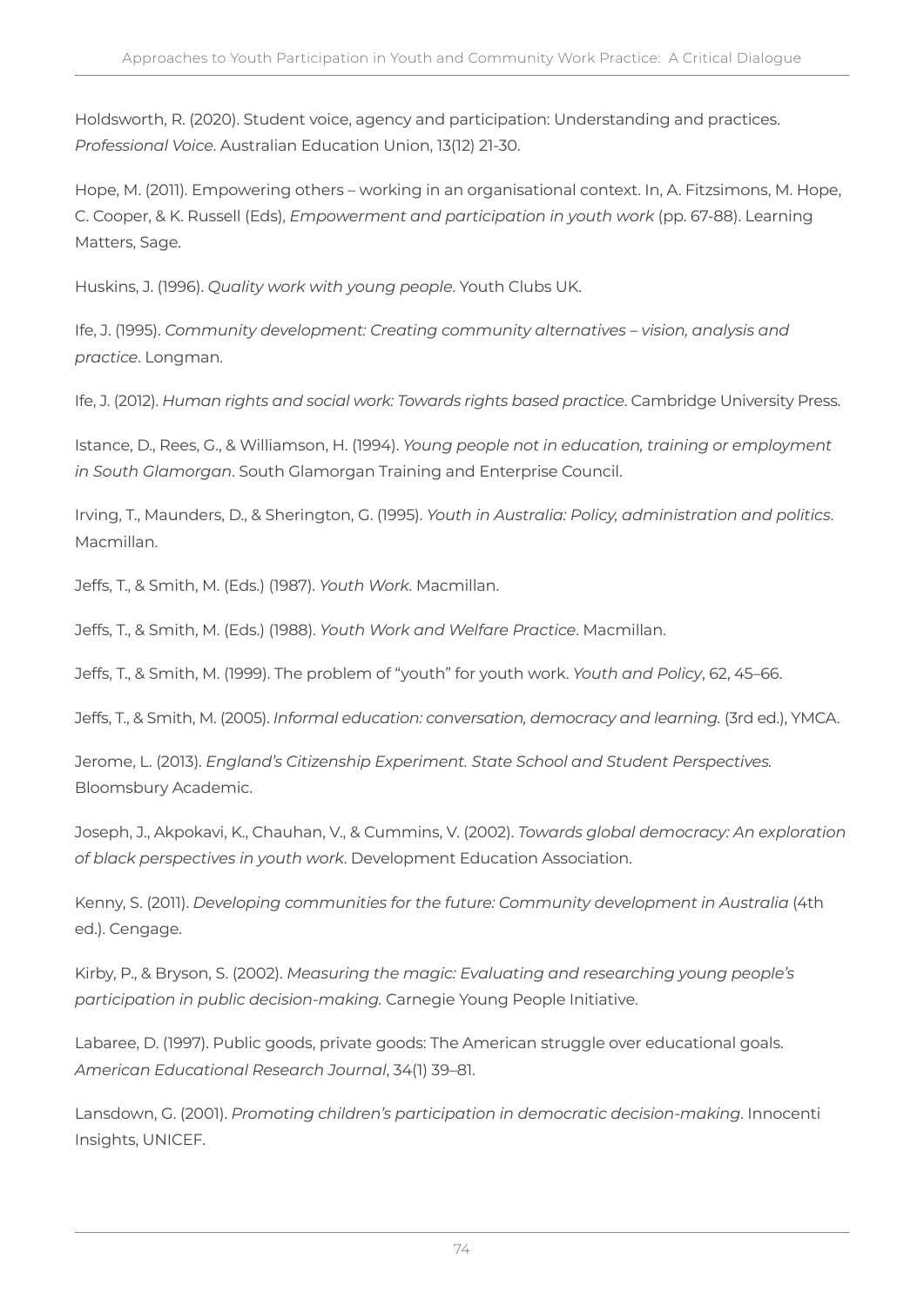Holdsworth, R. (2020). Student voice, agency and participation: Understanding and practices. *Professional Voice*. Australian Education Union, 13(12) 21-30.

Hope, M. (2011). Empowering others – working in an organisational context. In, A. Fitzsimons, M. Hope, C. Cooper, & K. Russell (Eds), *Empowerment and participation in youth work* (pp. 67-88). Learning Matters, Sage.

Huskins, J. (1996). *Quality work with young people*. Youth Clubs UK.

Ife, J. (1995). *Community development: Creating community alternatives – vision, analysis and practice*. Longman.

Ife, J. (2012). *Human rights and social work: Towards rights based practice*. Cambridge University Press.

Istance, D., Rees, G., & Williamson, H. (1994). *Young people not in education, training or employment in South Glamorgan*. South Glamorgan Training and Enterprise Council.

Irving, T., Maunders, D., & Sherington, G. (1995). *Youth in Australia: Policy, administration and politics*. Macmillan.

Jeffs, T., & Smith, M. (Eds.) (1987). *Youth Work*. Macmillan.

Jeffs, T., & Smith, M. (Eds.) (1988). *Youth Work and Welfare Practice*. Macmillan.

Jeffs, T., & Smith, M. (1999). The problem of "youth" for youth work. *Youth and Policy*, 62, 45–66.

Jeffs, T., & Smith, M. (2005). *Informal education: conversation, democracy and learning.* (3rd ed.), YMCA.

Jerome, L. (2013). *England's Citizenship Experiment. State School and Student Perspectives.* Bloomsbury Academic.

Joseph, J., Akpokavi, K., Chauhan, V., & Cummins, V. (2002). *Towards global democracy: An exploration of black perspectives in youth work*. Development Education Association.

Kenny, S. (2011). *Developing communities for the future: Community development in Australia* (4th ed.). Cengage.

Kirby, P., & Bryson, S. (2002). *Measuring the magic: Evaluating and researching young people's participation in public decision-making.* Carnegie Young People Initiative.

Labaree, D. (1997). Public goods, private goods: The American struggle over educational goals. *American Educational Research Journal*, 34(1) 39–81.

Lansdown, G. (2001). *Promoting children's participation in democratic decision-making*. Innocenti Insights, UNICEF.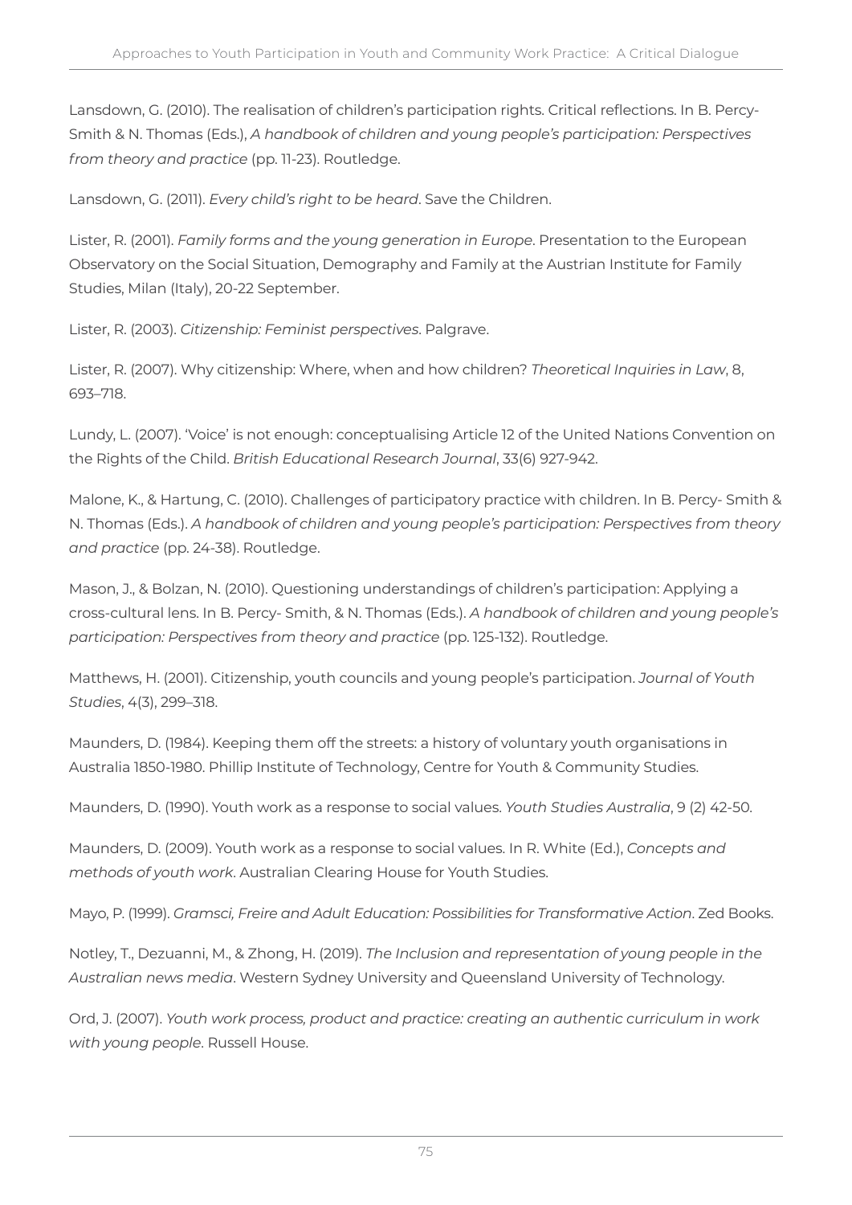Lansdown, G. (2010). The realisation of children's participation rights. Critical reflections. In B. Percy-Smith & N. Thomas (Eds.), *A handbook of children and young people's participation: Perspectives from theory and practice* (pp. 11-23). Routledge.

Lansdown, G. (2011). *Every child's right to be heard*. Save the Children.

Lister, R. (2001). *Family forms and the young generation in Europe*. Presentation to the European Observatory on the Social Situation, Demography and Family at the Austrian Institute for Family Studies, Milan (Italy), 20-22 September.

Lister, R. (2003). *Citizenship: Feminist perspectives*. Palgrave.

Lister, R. (2007). Why citizenship: Where, when and how children? *Theoretical Inquiries in Law*, 8, 693–718.

Lundy, L. (2007). 'Voice' is not enough: conceptualising Article 12 of the United Nations Convention on the Rights of the Child. *British Educational Research Journal*, 33(6) 927-942.

Malone, K., & Hartung, C. (2010). Challenges of participatory practice with children. In B. Percy- Smith & N. Thomas (Eds.). *A handbook of children and young people's participation: Perspectives from theory and practice* (pp. 24-38). Routledge.

Mason, J., & Bolzan, N. (2010). Questioning understandings of children's participation: Applying a cross-cultural lens. In B. Percy- Smith, & N. Thomas (Eds.). *A handbook of children and young people's participation: Perspectives from theory and practice* (pp. 125-132). Routledge.

Matthews, H. (2001). Citizenship, youth councils and young people's participation. *Journal of Youth Studies*, 4(3), 299–318.

Maunders, D. (1984). Keeping them off the streets: a history of voluntary youth organisations in Australia 1850-1980. Phillip Institute of Technology, Centre for Youth & Community Studies.

Maunders, D. (1990). Youth work as a response to social values. *Youth Studies Australia*, 9 (2) 42-50.

Maunders, D. (2009). Youth work as a response to social values. In R. White (Ed.), *Concepts and methods of youth work*. Australian Clearing House for Youth Studies.

Mayo, P. (1999). *Gramsci, Freire and Adult Education: Possibilities for Transformative Action*. Zed Books.

Notley, T., Dezuanni, M., & Zhong, H. (2019). *The Inclusion and representation of young people in the Australian news media*. Western Sydney University and Queensland University of Technology.

Ord, J. (2007). *Youth work process, product and practice: creating an authentic curriculum in work with young people*. Russell House.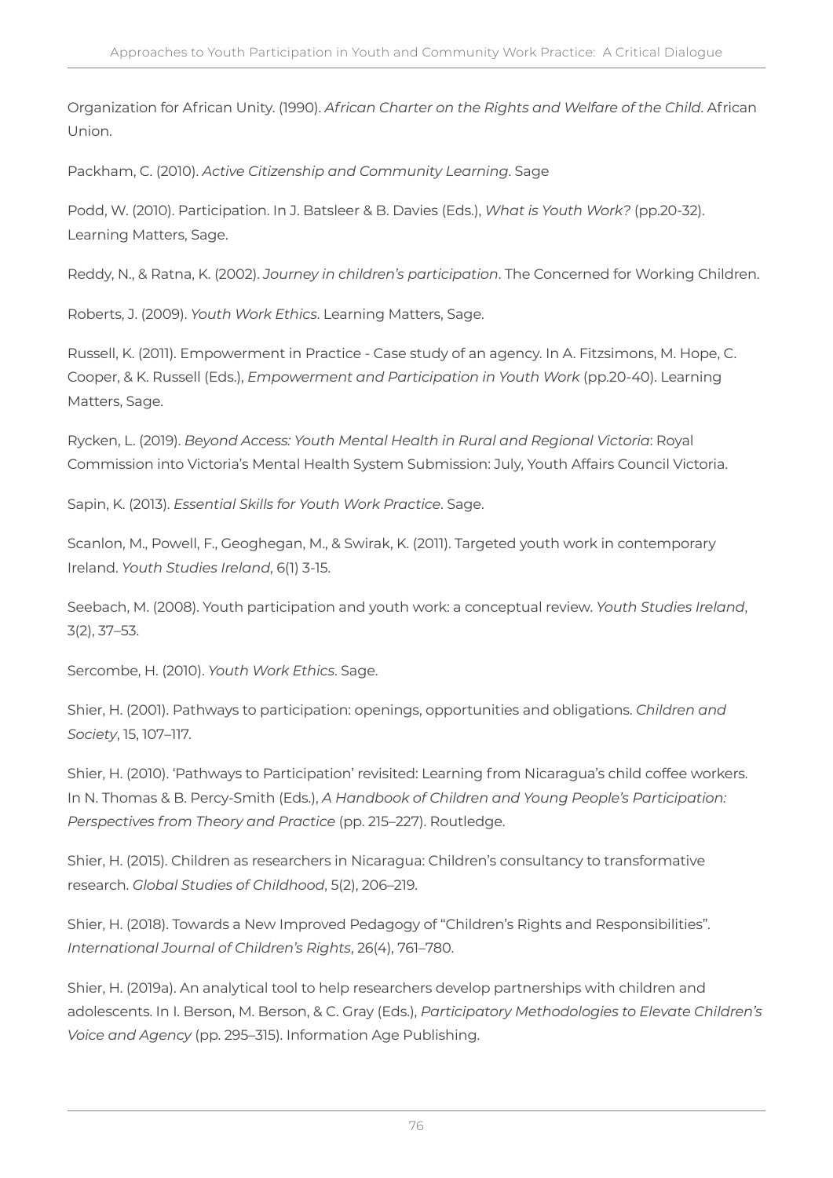Organization for African Unity. (1990). *African Charter on the Rights and Welfare of the Child*. African Union.

Packham, C. (2010). *Active Citizenship and Community Learning*. Sage

Podd, W. (2010). Participation. In J. Batsleer & B. Davies (Eds.), *What is Youth Work?* (pp.20-32). Learning Matters, Sage.

Reddy, N., & Ratna, K. (2002). *Journey in children's participation*. The Concerned for Working Children.

Roberts, J. (2009). *Youth Work Ethics*. Learning Matters, Sage.

Russell, K. (2011). Empowerment in Practice - Case study of an agency. In A. Fitzsimons, M. Hope, C. Cooper, & K. Russell (Eds.), *Empowerment and Participation in Youth Work* (pp.20-40). Learning Matters, Sage.

Rycken, L. (2019). *Beyond Access: Youth Mental Health in Rural and Regional Victoria*: Royal Commission into Victoria's Mental Health System Submission: July, Youth Affairs Council Victoria.

Sapin, K. (2013). *Essential Skills for Youth Work Practice*. Sage.

Scanlon, M., Powell, F., Geoghegan, M., & Swirak, K. (2011). Targeted youth work in contemporary Ireland. *Youth Studies Ireland*, 6(1) 3-15.

Seebach, M. (2008). Youth participation and youth work: a conceptual review. *Youth Studies Ireland*, 3(2), 37–53.

Sercombe, H. (2010). *Youth Work Ethics*. Sage.

Shier, H. (2001). Pathways to participation: openings, opportunities and obligations. *Children and Society*, 15, 107–117.

Shier, H. (2010). 'Pathways to Participation' revisited: Learning from Nicaragua's child coffee workers. In N. Thomas & B. Percy-Smith (Eds.), *A Handbook of Children and Young People's Participation: Perspectives from Theory and Practice* (pp. 215–227). Routledge.

Shier, H. (2015). Children as researchers in Nicaragua: Children's consultancy to transformative research. *Global Studies of Childhood*, 5(2), 206–219.

Shier, H. (2018). Towards a New Improved Pedagogy of "Children's Rights and Responsibilities". *International Journal of Children's Rights*, 26(4), 761–780.

Shier, H. (2019a). An analytical tool to help researchers develop partnerships with children and adolescents. In I. Berson, M. Berson, & C. Gray (Eds.), *Participatory Methodologies to Elevate Children's Voice and Agency* (pp. 295–315). Information Age Publishing.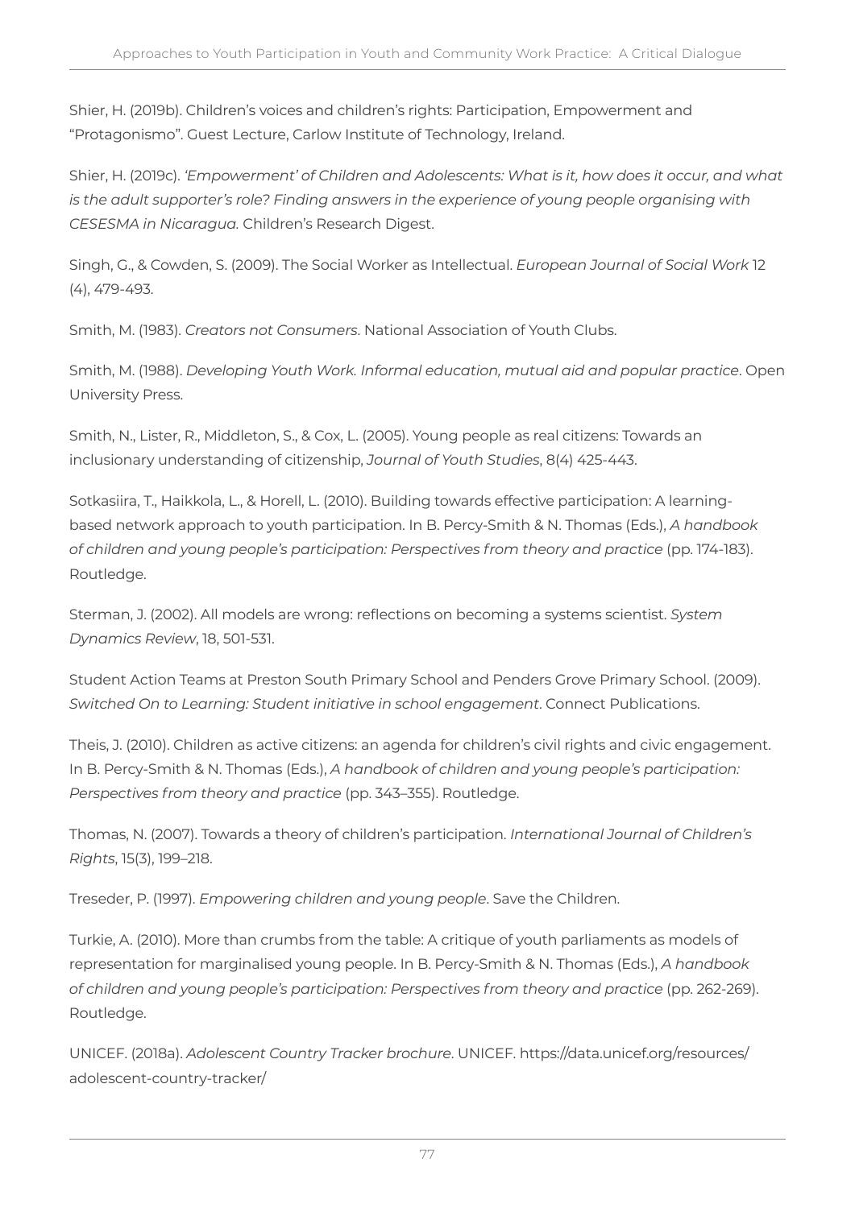Shier, H. (2019b). Children's voices and children's rights: Participation, Empowerment and "Protagonismo". Guest Lecture, Carlow Institute of Technology, Ireland.

Shier, H. (2019c). *'Empowerment' of Children and Adolescents: What is it, how does it occur, and what is the adult supporter's role? Finding answers in the experience of young people organising with CESESMA in Nicaragua.* Children's Research Digest.

Singh, G., & Cowden, S. (2009). The Social Worker as Intellectual. *European Journal of Social Work* 12 (4), 479-493.

Smith, M. (1983). *Creators not Consumers*. National Association of Youth Clubs.

Smith, M. (1988). *Developing Youth Work. Informal education, mutual aid and popular practice*. Open University Press.

Smith, N., Lister, R., Middleton, S., & Cox, L. (2005). Young people as real citizens: Towards an inclusionary understanding of citizenship, *Journal of Youth Studies*, 8(4) 425-443.

Sotkasiira, T., Haikkola, L., & Horell, L. (2010). Building towards effective participation: A learning-based network approach to youth participation. In B. Percy-Smith & N. Thomas (Eds.), *A handbook of children and young people's participation: Perspectives from theory and practice* (pp. 174-183). Routledge.

Sterman, J. (2002). All models are wrong: reflections on becoming a systems scientist. *System Dynamics Review*, 18, 501-531.

Student Action Teams at Preston South Primary School and Penders Grove Primary School. (2009). *Switched On to Learning: Student initiative in school engagement*. Connect Publications.

Theis, J. (2010). Children as active citizens: an agenda for children's civil rights and civic engagement. In B. Percy-Smith & N. Thomas (Eds.), *A handbook of children and young people's participation: Perspectives from theory and practice* (pp. 343–355). Routledge.

Thomas, N. (2007). Towards a theory of children's participation. *International Journal of Children's Rights*, 15(3), 199–218.

Treseder, P. (1997). *Empowering children and young people*. Save the Children.

Turkie, A. (2010). More than crumbs from the table: A critique of youth parliaments as models of representation for marginalised young people. In B. Percy-Smith & N. Thomas (Eds.), *A handbook of children and young people's participation: Perspectives from theory and practice* (pp. 262-269). Routledge.

UNICEF. (2018a). *Adolescent Country Tracker brochure*. UNICEF. https://data.unicef.org/resources/adolescent-country-tracker/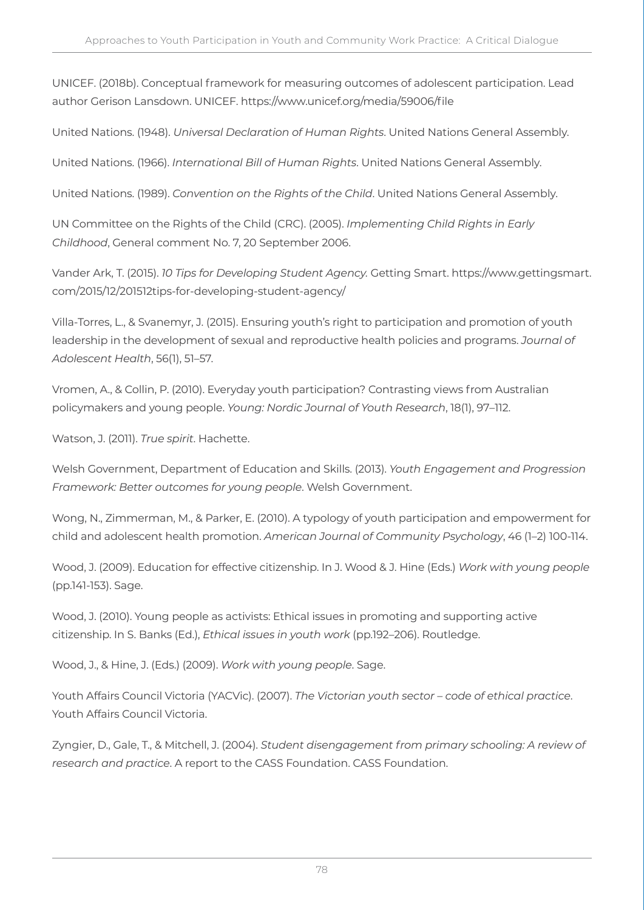UNICEF. (2018b). Conceptual framework for measuring outcomes of adolescent participation. Lead author Gerison Lansdown. UNICEF. https://www.unicef.org/media/59006/file

United Nations. (1948). *Universal Declaration of Human Rights*. United Nations General Assembly.

United Nations. (1966). *International Bill of Human Rights*. United Nations General Assembly.

United Nations. (1989). *Convention on the Rights of the Child*. United Nations General Assembly.

UN Committee on the Rights of the Child (CRC). (2005). *Implementing Child Rights in Early Childhood*, General comment No. 7, 20 September 2006.

Vander Ark, T. (2015). *10 Tips for Developing Student Agency.* Getting Smart. https://www.gettingsmart.com/2015/12/201512tips-for-developing-student-agency/

Villa-Torres, L., & Svanemyr, J. (2015). Ensuring youth's right to participation and promotion of youth leadership in the development of sexual and reproductive health policies and programs. *Journal of Adolescent Health*, 56(1), 51–57.

Vromen, A., & Collin, P. (2010). Everyday youth participation? Contrasting views from Australian policymakers and young people. *Young: Nordic Journal of Youth Research*, 18(1), 97–112.

Watson, J. (2011). *True spirit*. Hachette.

Welsh Government, Department of Education and Skills. (2013). *Youth Engagement and Progression Framework: Better outcomes for young people*. Welsh Government.

Wong, N., Zimmerman, M., & Parker, E. (2010). A typology of youth participation and empowerment for child and adolescent health promotion. *American Journal of Community Psychology*, 46 (1–2) 100-114.

Wood, J. (2009). Education for effective citizenship. In J. Wood & J. Hine (Eds.) *Work with young people* (pp.141-153). Sage.

Wood, J. (2010). Young people as activists: Ethical issues in promoting and supporting active citizenship. In S. Banks (Ed.), *Ethical issues in youth work* (pp.192–206). Routledge.

Wood, J., & Hine, J. (Eds.) (2009). *Work with young people*. Sage.

Youth Affairs Council Victoria (YACVic). (2007). *The Victorian youth sector – code of ethical practice*. Youth Affairs Council Victoria.

Zyngier, D., Gale, T., & Mitchell, J. (2004). *Student disengagement from primary schooling: A review of research and practice*. A report to the CASS Foundation. CASS Foundation.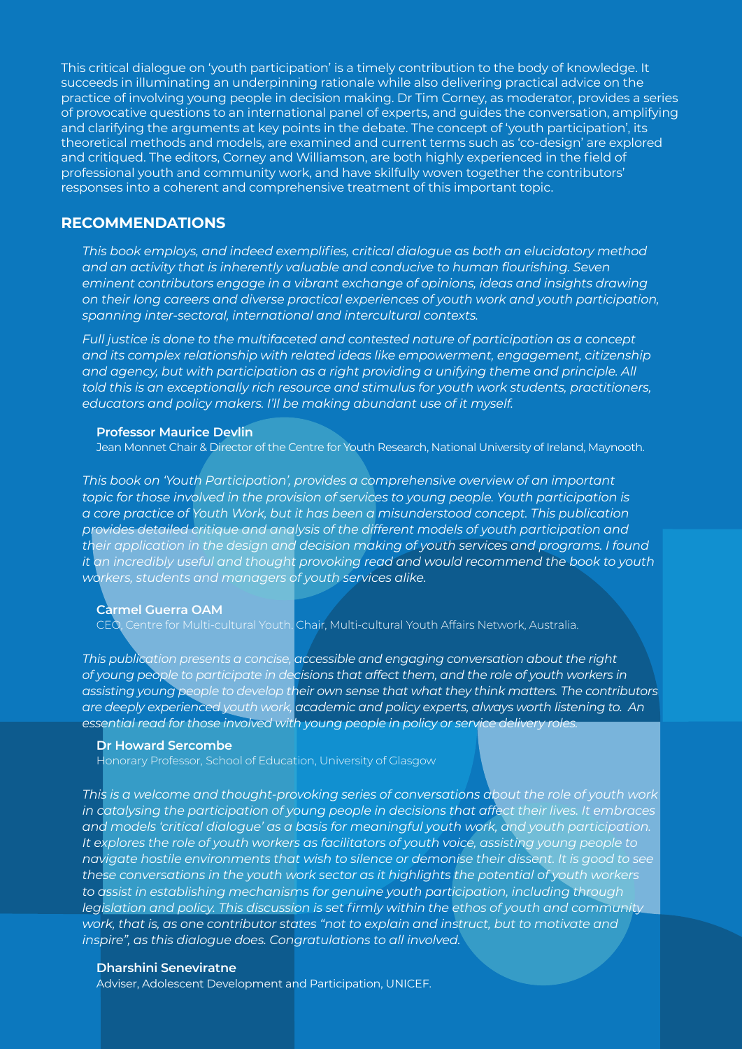This critical dialogue on 'youth participation' is a timely contribution to the body of knowledge. It succeeds in illuminating an underpinning rationale while also delivering practical advice on the practice of involving young people in decision making. Dr Tim Corney, as moderator, provides a series of provocative questions to an international panel of experts, and guides the conversation, amplifying and clarifying the arguments at key points in the debate. The concept of 'youth participation', its theoretical methods and models, are examined and current terms such as 'co-design' are explored and critiqued. The editors, Corney and Williamson, are both highly experienced in the field of professional youth and community work, and have skilfully woven together the contributors' responses into a coherent and comprehensive treatment of this important topic.

## RECOMMENDATIONS

*This book employs, and indeed exemplifies, critical dialogue as both an elucidatory method and an activity that is inherently valuable and conducive to human flourishing. Seven eminent contributors engage in a vibrant exchange of opinions, ideas and insights drawing on their long careers and diverse practical experiences of youth work and youth participation, spanning inter-sectoral, international and intercultural contexts.*

*Full justice is done to the multifaceted and contested nature of participation as a concept and its complex relationship with related ideas like empowerment, engagement, citizenship and agency, but with participation as a right providing a unifying theme and principle. All told this is an exceptionally rich resource and stimulus for youth work students, practitioners, educators and policy makers. I'll be making abundant use of it myself.*

**Professor Maurice Devlin**
Jean Monnet Chair & Director of the Centre for Youth Research, National University of Ireland, Maynooth.

*This book on 'Youth Participation', provides a comprehensive overview of an important topic for those involved in the provision of services to young people. Youth participation is a core practice of Youth Work, but it has been a misunderstood concept. This publication provides detailed critique and analysis of the different models of youth participation and their application in the design and decision making of youth services and programs. I found it an incredibly useful and thought provoking read and would recommend the book to youth workers, students and managers of youth services alike.*

**Carmel Guerra OAM**
CEO, Centre for Multi-cultural Youth. Chair, Multi-cultural Youth Affairs Network, Australia.

*This publication presents a concise, accessible and engaging conversation about the right of young people to participate in decisions that affect them, and the role of youth workers in assisting young people to develop their own sense that what they think matters. The contributors are deeply experienced youth work, academic and policy experts, always worth listening to. An essential read for those involved with young people in policy or service delivery roles.*

**Dr Howard Sercombe**
Honorary Professor, School of Education, University of Glasgow

*This is a welcome and thought-provoking series of conversations about the role of youth work in catalysing the participation of young people in decisions that affect their lives. It embraces and models 'critical dialogue' as a basis for meaningful youth work, and youth participation. It explores the role of youth workers as facilitators of youth voice, assisting young people to navigate hostile environments that wish to silence or demonise their dissent. It is good to see these conversations in the youth work sector as it highlights the potential of youth workers to assist in establishing mechanisms for genuine youth participation, including through legislation and policy. This discussion is set firmly within the ethos of youth and community work, that is, as one contributor states "not to explain and instruct, but to motivate and inspire", as this dialogue does. Congratulations to all involved.*

**Dharshini Seneviratne**
Adviser, Adolescent Development and Participation, UNICEF.